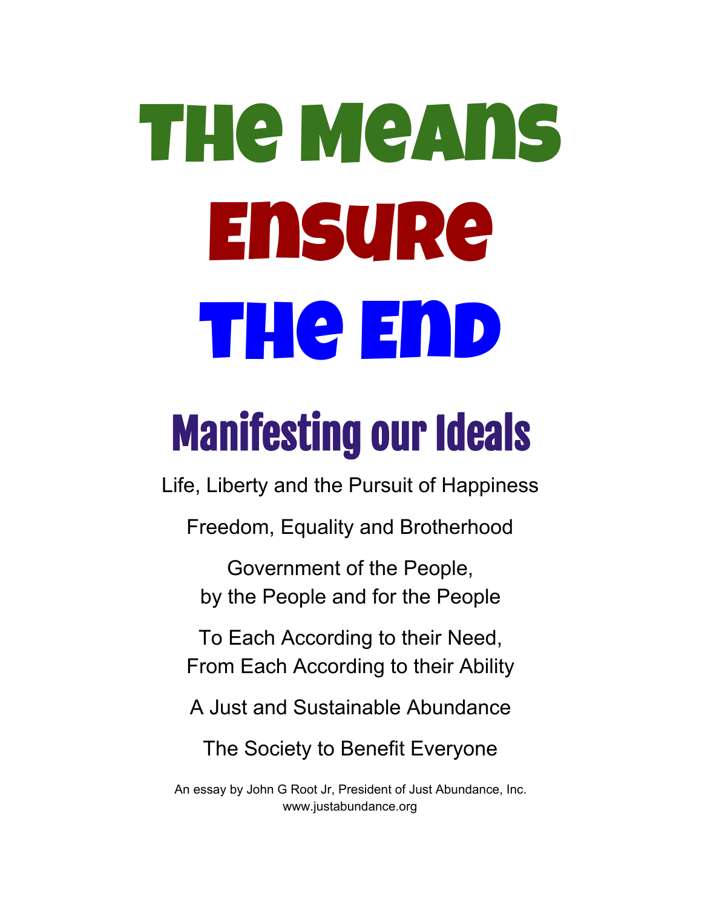# The Means Ensure The End

## Manifesting our Ideals

Life, Liberty and the Pursuit of Happiness

Freedom, Equality and Brotherhood

Government of the People,
by the People and for the People

To Each According to their Need,
From Each According to their Ability

A Just and Sustainable Abundance

The Society to Benefit Everyone

An essay by John G Root Jr, President of Just Abundance, Inc.
www.justabundance.org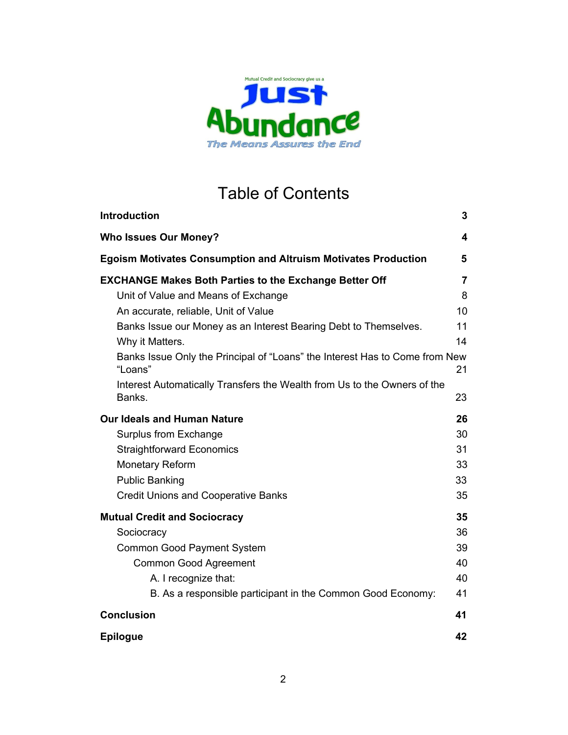Mutual Credit and Sociocracy give us a

**Just Abundance**

*The Means Assures the End*

# Table of Contents

| | |
|---|---|
| **Introduction** | **3** |
| **Who Issues Our Money?** | **4** |
| **Egoism Motivates Consumption and Altruism Motivates Production** | **5** |
| **EXCHANGE Makes Both Parties to the Exchange Better Off** | **7** |
| Unit of Value and Means of Exchange | 8 |
| An accurate, reliable, Unit of Value | 10 |
| Banks Issue our Money as an Interest Bearing Debt to Themselves. | 11 |
| Why it Matters. | 14 |
| Banks Issue Only the Principal of “Loans” the Interest Has to Come from New “Loans” | 21 |
| Interest Automatically Transfers the Wealth from Us to the Owners of the Banks. | 23 |
| **Our Ideals and Human Nature** | **26** |
| Surplus from Exchange | 30 |
| Straightforward Economics | 31 |
| Monetary Reform | 33 |
| Public Banking | 33 |
| Credit Unions and Cooperative Banks | 35 |
| **Mutual Credit and Sociocracy** | **35** |
| Sociocracy | 36 |
| Common Good Payment System | 39 |
| Common Good Agreement | 40 |
| A. I recognize that: | 40 |
| B. As a responsible participant in the Common Good Economy: | 41 |
| **Conclusion** | **41** |
| **Epilogue** | **42** |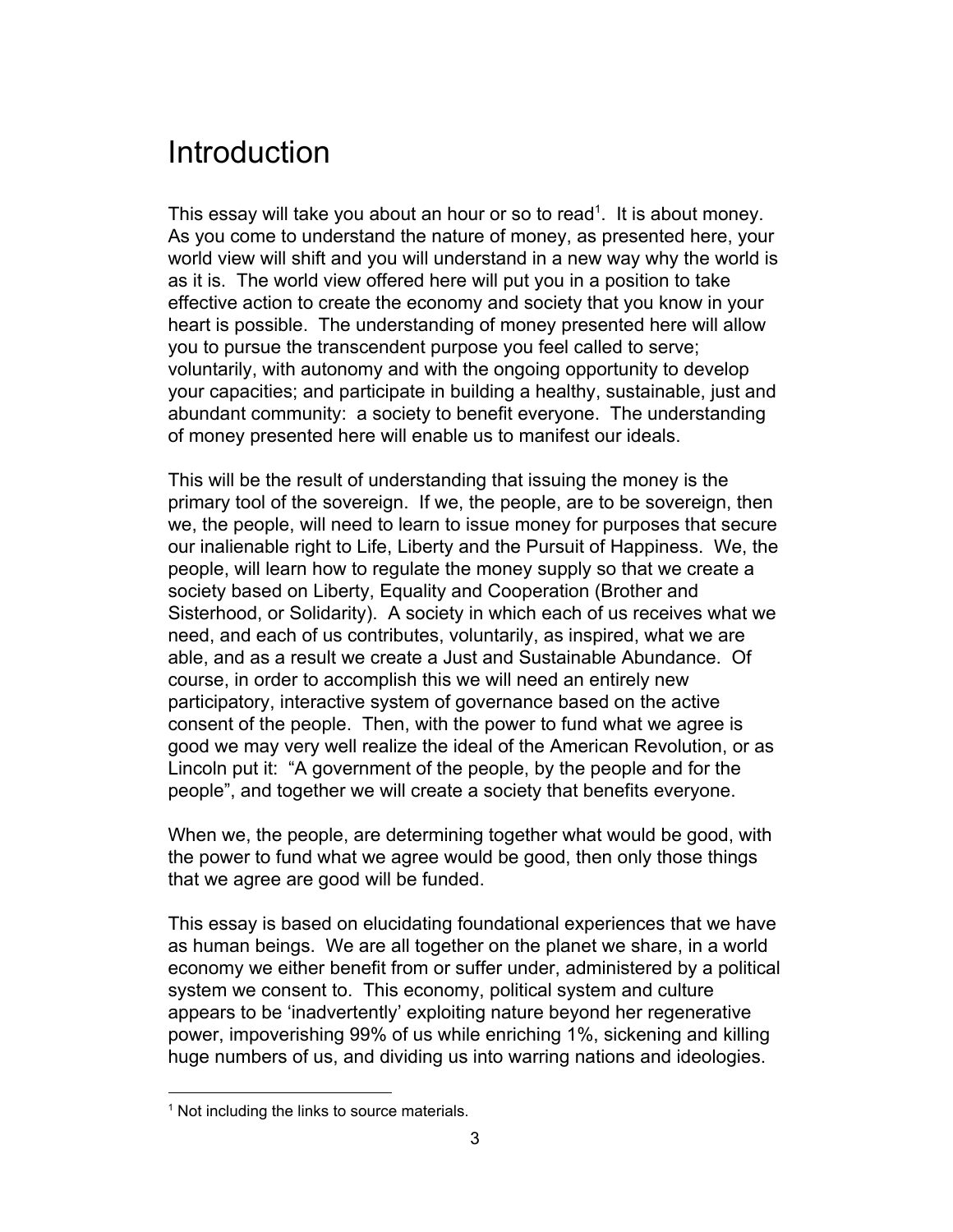# Introduction

This essay will take you about an hour or so to read[1]. It is about money. As you come to understand the nature of money, as presented here, your world view will shift and you will understand in a new way why the world is as it is. The world view offered here will put you in a position to take effective action to create the economy and society that you know in your heart is possible. The understanding of money presented here will allow you to pursue the transcendent purpose you feel called to serve; voluntarily, with autonomy and with the ongoing opportunity to develop your capacities; and participate in building a healthy, sustainable, just and abundant community: a society to benefit everyone. The understanding of money presented here will enable us to manifest our ideals.

This will be the result of understanding that issuing the money is the primary tool of the sovereign. If we, the people, are to be sovereign, then we, the people, will need to learn to issue money for purposes that secure our inalienable right to Life, Liberty and the Pursuit of Happiness. We, the people, will learn how to regulate the money supply so that we create a society based on Liberty, Equality and Cooperation (Brother and Sisterhood, or Solidarity). A society in which each of us receives what we need, and each of us contributes, voluntarily, as inspired, what we are able, and as a result we create a Just and Sustainable Abundance. Of course, in order to accomplish this we will need an entirely new participatory, interactive system of governance based on the active consent of the people. Then, with the power to fund what we agree is good we may very well realize the ideal of the American Revolution, or as Lincoln put it: "A government of the people, by the people and for the people", and together we will create a society that benefits everyone.

When we, the people, are determining together what would be good, with the power to fund what we agree would be good, then only those things that we agree are good will be funded.

This essay is based on elucidating foundational experiences that we have as human beings. We are all together on the planet we share, in a world economy we either benefit from or suffer under, administered by a political system we consent to. This economy, political system and culture appears to be 'inadvertently' exploiting nature beyond her regenerative power, impoverishing 99% of us while enriching 1%, sickening and killing huge numbers of us, and dividing us into warring nations and ideologies.

[1] Not including the links to source materials.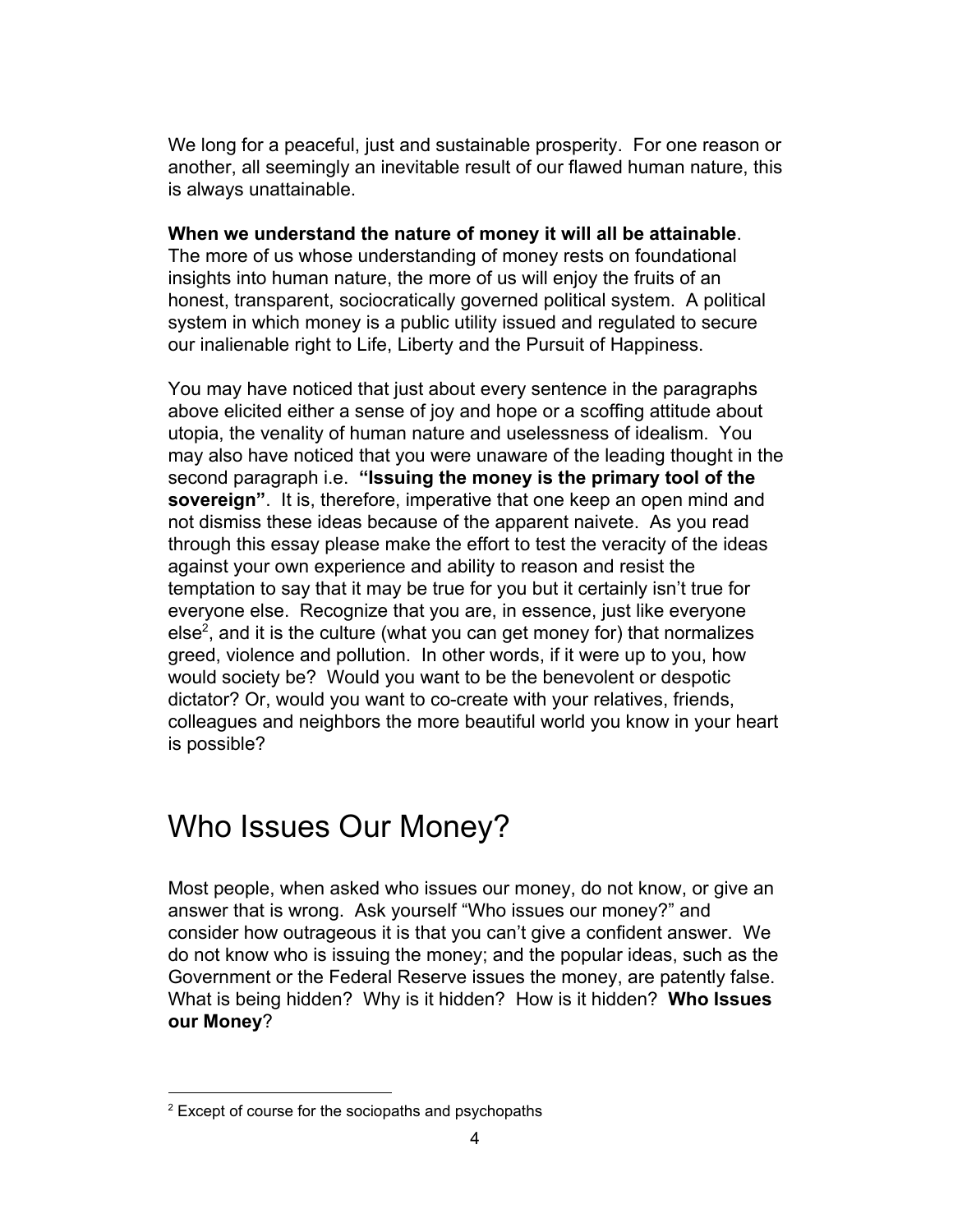We long for a peaceful, just and sustainable prosperity. For one reason or another, all seemingly an inevitable result of our flawed human nature, this is always unattainable.

**When we understand the nature of money it will all be attainable**. The more of us whose understanding of money rests on foundational insights into human nature, the more of us will enjoy the fruits of an honest, transparent, sociocratically governed political system. A political system in which money is a public utility issued and regulated to secure our inalienable right to Life, Liberty and the Pursuit of Happiness.

You may have noticed that just about every sentence in the paragraphs above elicited either a sense of joy and hope or a scoffing attitude about utopia, the venality of human nature and uselessness of idealism. You may also have noticed that you were unaware of the leading thought in the second paragraph i.e. **"Issuing the money is the primary tool of the sovereign"**. It is, therefore, imperative that one keep an open mind and not dismiss these ideas because of the apparent naivete. As you read through this essay please make the effort to test the veracity of the ideas against your own experience and ability to reason and resist the temptation to say that it may be true for you but it certainly isn't true for everyone else. Recognize that you are, in essence, just like everyone else[2], and it is the culture (what you can get money for) that normalizes greed, violence and pollution. In other words, if it were up to you, how would society be? Would you want to be the benevolent or despotic dictator? Or, would you want to co-create with your relatives, friends, colleagues and neighbors the more beautiful world you know in your heart is possible?

# Who Issues Our Money?

Most people, when asked who issues our money, do not know, or give an answer that is wrong. Ask yourself "Who issues our money?" and consider how outrageous it is that you can't give a confident answer. We do not know who is issuing the money; and the popular ideas, such as the Government or the Federal Reserve issues the money, are patently false. What is being hidden? Why is it hidden? How is it hidden? **Who Issues our Money**?

---

[2] Except of course for the sociopaths and psychopaths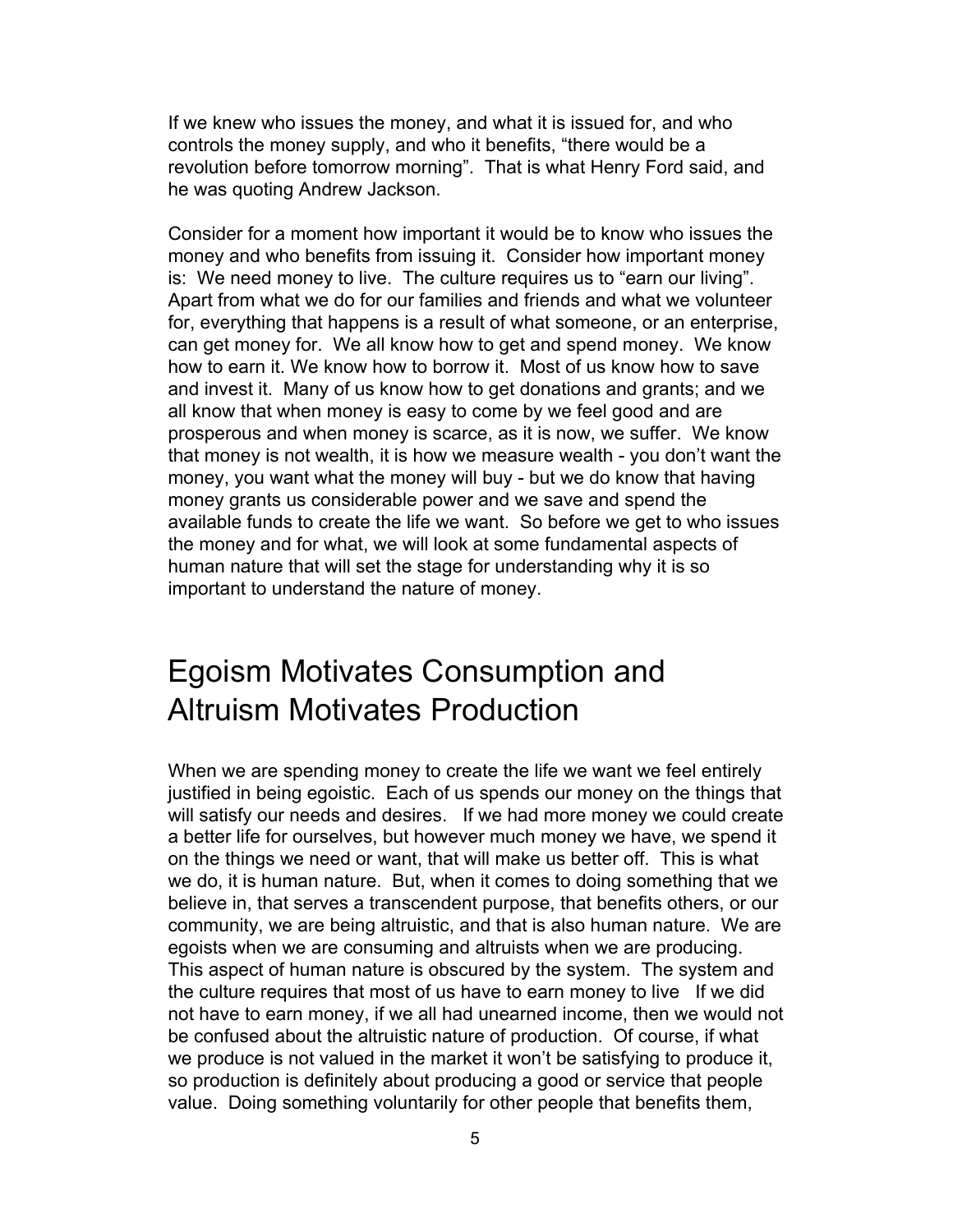If we knew who issues the money, and what it is issued for, and who controls the money supply, and who it benefits, “there would be a revolution before tomorrow morning”. That is what Henry Ford said, and he was quoting Andrew Jackson.

Consider for a moment how important it would be to know who issues the money and who benefits from issuing it. Consider how important money is: We need money to live. The culture requires us to “earn our living”. Apart from what we do for our families and friends and what we volunteer for, everything that happens is a result of what someone, or an enterprise, can get money for. We all know how to get and spend money. We know how to earn it. We know how to borrow it. Most of us know how to save and invest it. Many of us know how to get donations and grants; and we all know that when money is easy to come by we feel good and are prosperous and when money is scarce, as it is now, we suffer. We know that money is not wealth, it is how we measure wealth - you don’t want the money, you want what the money will buy - but we do know that having money grants us considerable power and we save and spend the available funds to create the life we want. So before we get to who issues the money and for what, we will look at some fundamental aspects of human nature that will set the stage for understanding why it is so important to understand the nature of money.

# Egoism Motivates Consumption and Altruism Motivates Production

When we are spending money to create the life we want we feel entirely justified in being egoistic. Each of us spends our money on the things that will satisfy our needs and desires. If we had more money we could create a better life for ourselves, but however much money we have, we spend it on the things we need or want, that will make us better off. This is what we do, it is human nature. But, when it comes to doing something that we believe in, that serves a transcendent purpose, that benefits others, or our community, we are being altruistic, and that is also human nature. We are egoists when we are consuming and altruists when we are producing. This aspect of human nature is obscured by the system. The system and the culture requires that most of us have to earn money to live If we did not have to earn money, if we all had unearned income, then we would not be confused about the altruistic nature of production. Of course, if what we produce is not valued in the market it won’t be satisfying to produce it, so production is definitely about producing a good or service that people value. Doing something voluntarily for other people that benefits them,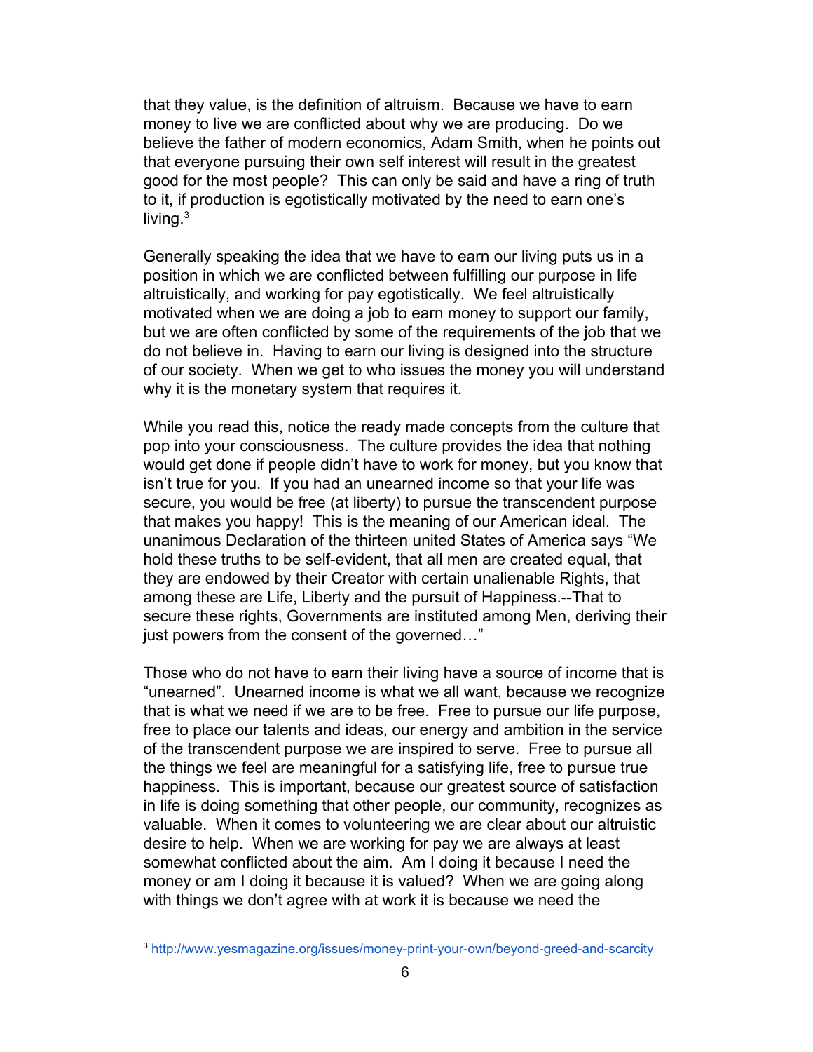that they value, is the definition of altruism. Because we have to earn money to live we are conflicted about why we are producing. Do we believe the father of modern economics, Adam Smith, when he points out that everyone pursuing their own self interest will result in the greatest good for the most people? This can only be said and have a ring of truth to it, if production is egotistically motivated by the need to earn one's living.[3]

Generally speaking the idea that we have to earn our living puts us in a position in which we are conflicted between fulfilling our purpose in life altruistically, and working for pay egotistically. We feel altruistically motivated when we are doing a job to earn money to support our family, but we are often conflicted by some of the requirements of the job that we do not believe in. Having to earn our living is designed into the structure of our society. When we get to who issues the money you will understand why it is the monetary system that requires it.

While you read this, notice the ready made concepts from the culture that pop into your consciousness. The culture provides the idea that nothing would get done if people didn't have to work for money, but you know that isn't true for you. If you had an unearned income so that your life was secure, you would be free (at liberty) to pursue the transcendent purpose that makes you happy! This is the meaning of our American ideal. The unanimous Declaration of the thirteen united States of America says "We hold these truths to be self-evident, that all men are created equal, that they are endowed by their Creator with certain unalienable Rights, that among these are Life, Liberty and the pursuit of Happiness.--That to secure these rights, Governments are instituted among Men, deriving their just powers from the consent of the governed…"

Those who do not have to earn their living have a source of income that is "unearned". Unearned income is what we all want, because we recognize that is what we need if we are to be free. Free to pursue our life purpose, free to place our talents and ideas, our energy and ambition in the service of the transcendent purpose we are inspired to serve. Free to pursue all the things we feel are meaningful for a satisfying life, free to pursue true happiness. This is important, because our greatest source of satisfaction in life is doing something that other people, our community, recognizes as valuable. When it comes to volunteering we are clear about our altruistic desire to help. When we are working for pay we are always at least somewhat conflicted about the aim. Am I doing it because I need the money or am I doing it because it is valued? When we are going along with things we don't agree with at work it is because we need the

[3] http://www.yesmagazine.org/issues/money-print-your-own/beyond-greed-and-scarcity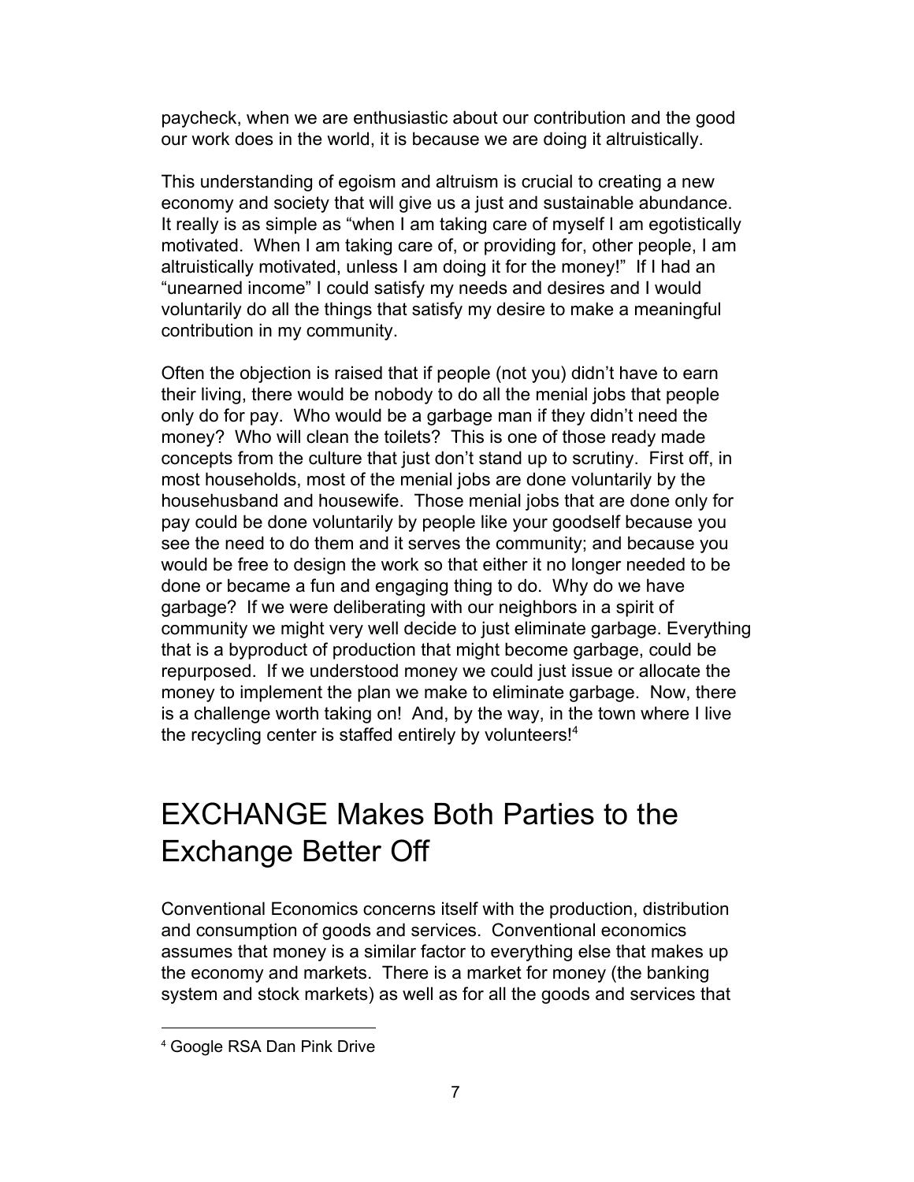paycheck, when we are enthusiastic about our contribution and the good our work does in the world, it is because we are doing it altruistically.

This understanding of egoism and altruism is crucial to creating a new economy and society that will give us a just and sustainable abundance. It really is as simple as "when I am taking care of myself I am egotistically motivated. When I am taking care of, or providing for, other people, I am altruistically motivated, unless I am doing it for the money!" If I had an "unearned income" I could satisfy my needs and desires and I would voluntarily do all the things that satisfy my desire to make a meaningful contribution in my community.

Often the objection is raised that if people (not you) didn't have to earn their living, there would be nobody to do all the menial jobs that people only do for pay. Who would be a garbage man if they didn't need the money? Who will clean the toilets? This is one of those ready made concepts from the culture that just don't stand up to scrutiny. First off, in most households, most of the menial jobs are done voluntarily by the househusband and housewife. Those menial jobs that are done only for pay could be done voluntarily by people like your goodself because you see the need to do them and it serves the community; and because you would be free to design the work so that either it no longer needed to be done or became a fun and engaging thing to do. Why do we have garbage? If we were deliberating with our neighbors in a spirit of community we might very well decide to just eliminate garbage. Everything that is a byproduct of production that might become garbage, could be repurposed. If we understood money we could just issue or allocate the money to implement the plan we make to eliminate garbage. Now, there is a challenge worth taking on! And, by the way, in the town where I live the recycling center is staffed entirely by volunteers![4]

# EXCHANGE Makes Both Parties to the Exchange Better Off

Conventional Economics concerns itself with the production, distribution and consumption of goods and services. Conventional economics assumes that money is a similar factor to everything else that makes up the economy and markets. There is a market for money (the banking system and stock markets) as well as for all the goods and services that

---

[4] Google RSA Dan Pink Drive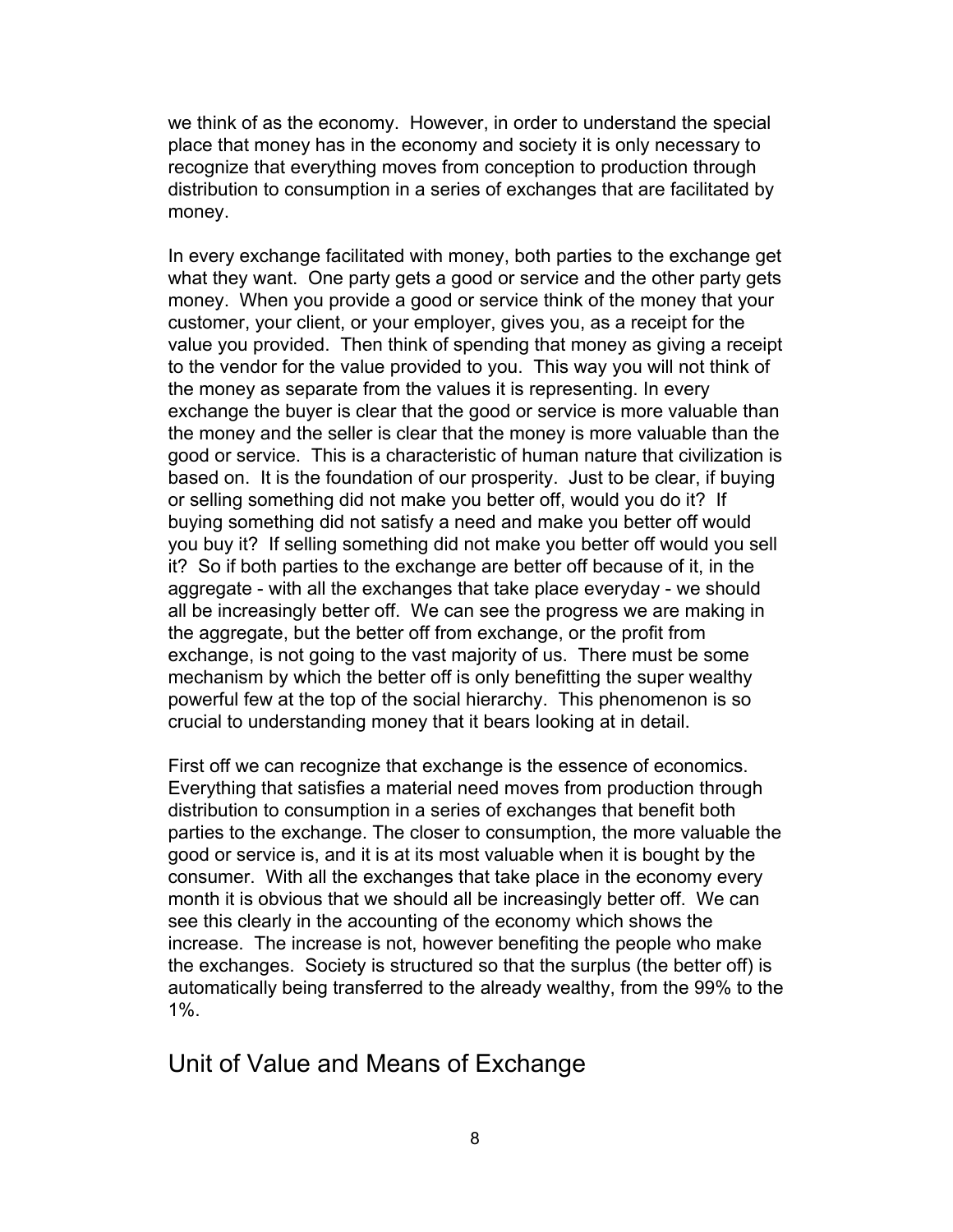we think of as the economy. However, in order to understand the special place that money has in the economy and society it is only necessary to recognize that everything moves from conception to production through distribution to consumption in a series of exchanges that are facilitated by money.

In every exchange facilitated with money, both parties to the exchange get what they want. One party gets a good or service and the other party gets money. When you provide a good or service think of the money that your customer, your client, or your employer, gives you, as a receipt for the value you provided. Then think of spending that money as giving a receipt to the vendor for the value provided to you. This way you will not think of the money as separate from the values it is representing. In every exchange the buyer is clear that the good or service is more valuable than the money and the seller is clear that the money is more valuable than the good or service. This is a characteristic of human nature that civilization is based on. It is the foundation of our prosperity. Just to be clear, if buying or selling something did not make you better off, would you do it? If buying something did not satisfy a need and make you better off would you buy it? If selling something did not make you better off would you sell it? So if both parties to the exchange are better off because of it, in the aggregate - with all the exchanges that take place everyday - we should all be increasingly better off. We can see the progress we are making in the aggregate, but the better off from exchange, or the profit from exchange, is not going to the vast majority of us. There must be some mechanism by which the better off is only benefitting the super wealthy powerful few at the top of the social hierarchy. This phenomenon is so crucial to understanding money that it bears looking at in detail.

First off we can recognize that exchange is the essence of economics. Everything that satisfies a material need moves from production through distribution to consumption in a series of exchanges that benefit both parties to the exchange. The closer to consumption, the more valuable the good or service is, and it is at its most valuable when it is bought by the consumer. With all the exchanges that take place in the economy every month it is obvious that we should all be increasingly better off. We can see this clearly in the accounting of the economy which shows the increase. The increase is not, however benefiting the people who make the exchanges. Society is structured so that the surplus (the better off) is automatically being transferred to the already wealthy, from the 99% to the 1%.

## Unit of Value and Means of Exchange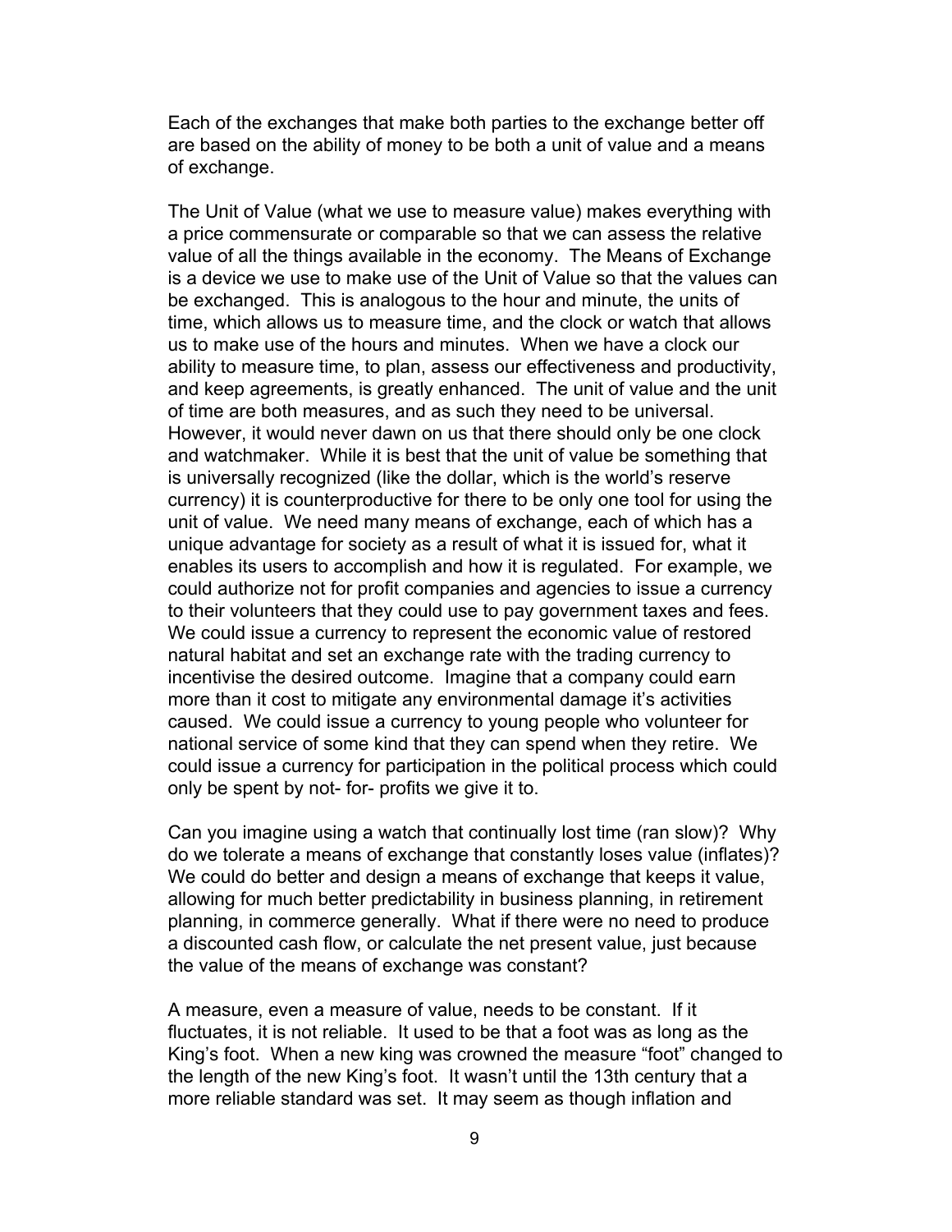Each of the exchanges that make both parties to the exchange better off are based on the ability of money to be both a unit of value and a means of exchange.

The Unit of Value (what we use to measure value) makes everything with a price commensurate or comparable so that we can assess the relative value of all the things available in the economy. The Means of Exchange is a device we use to make use of the Unit of Value so that the values can be exchanged. This is analogous to the hour and minute, the units of time, which allows us to measure time, and the clock or watch that allows us to make use of the hours and minutes. When we have a clock our ability to measure time, to plan, assess our effectiveness and productivity, and keep agreements, is greatly enhanced. The unit of value and the unit of time are both measures, and as such they need to be universal. However, it would never dawn on us that there should only be one clock and watchmaker. While it is best that the unit of value be something that is universally recognized (like the dollar, which is the world's reserve currency) it is counterproductive for there to be only one tool for using the unit of value. We need many means of exchange, each of which has a unique advantage for society as a result of what it is issued for, what it enables its users to accomplish and how it is regulated. For example, we could authorize not for profit companies and agencies to issue a currency to their volunteers that they could use to pay government taxes and fees. We could issue a currency to represent the economic value of restored natural habitat and set an exchange rate with the trading currency to incentivise the desired outcome. Imagine that a company could earn more than it cost to mitigate any environmental damage it's activities caused. We could issue a currency to young people who volunteer for national service of some kind that they can spend when they retire. We could issue a currency for participation in the political process which could only be spent by not- for- profits we give it to.

Can you imagine using a watch that continually lost time (ran slow)? Why do we tolerate a means of exchange that constantly loses value (inflates)? We could do better and design a means of exchange that keeps it value, allowing for much better predictability in business planning, in retirement planning, in commerce generally. What if there were no need to produce a discounted cash flow, or calculate the net present value, just because the value of the means of exchange was constant?

A measure, even a measure of value, needs to be constant. If it fluctuates, it is not reliable. It used to be that a foot was as long as the King's foot. When a new king was crowned the measure "foot" changed to the length of the new King's foot. It wasn't until the 13th century that a more reliable standard was set. It may seem as though inflation and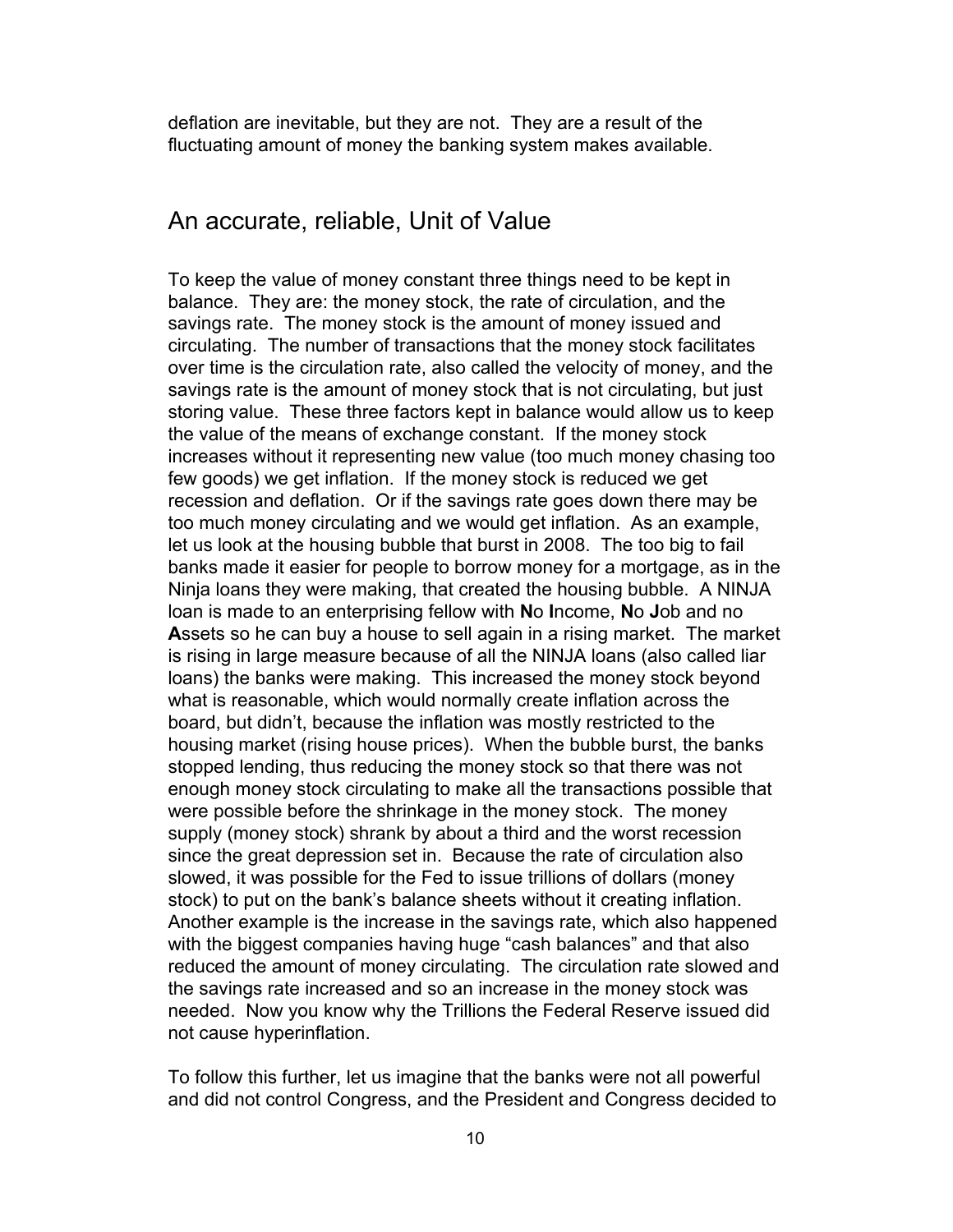deflation are inevitable, but they are not. They are a result of the fluctuating amount of money the banking system makes available.

## An accurate, reliable, Unit of Value

To keep the value of money constant three things need to be kept in balance. They are: the money stock, the rate of circulation, and the savings rate. The money stock is the amount of money issued and circulating. The number of transactions that the money stock facilitates over time is the circulation rate, also called the velocity of money, and the savings rate is the amount of money stock that is not circulating, but just storing value. These three factors kept in balance would allow us to keep the value of the means of exchange constant. If the money stock increases without it representing new value (too much money chasing too few goods) we get inflation. If the money stock is reduced we get recession and deflation. Or if the savings rate goes down there may be too much money circulating and we would get inflation. As an example, let us look at the housing bubble that burst in 2008. The too big to fail banks made it easier for people to borrow money for a mortgage, as in the Ninja loans they were making, that created the housing bubble. A NINJA loan is made to an enterprising fellow with **N**o **I**ncome, **N**o **J**ob and no **A**ssets so he can buy a house to sell again in a rising market. The market is rising in large measure because of all the NINJA loans (also called liar loans) the banks were making. This increased the money stock beyond what is reasonable, which would normally create inflation across the board, but didn't, because the inflation was mostly restricted to the housing market (rising house prices). When the bubble burst, the banks stopped lending, thus reducing the money stock so that there was not enough money stock circulating to make all the transactions possible that were possible before the shrinkage in the money stock. The money supply (money stock) shrank by about a third and the worst recession since the great depression set in. Because the rate of circulation also slowed, it was possible for the Fed to issue trillions of dollars (money stock) to put on the bank's balance sheets without it creating inflation. Another example is the increase in the savings rate, which also happened with the biggest companies having huge "cash balances" and that also reduced the amount of money circulating. The circulation rate slowed and the savings rate increased and so an increase in the money stock was needed. Now you know why the Trillions the Federal Reserve issued did not cause hyperinflation.

To follow this further, let us imagine that the banks were not all powerful and did not control Congress, and the President and Congress decided to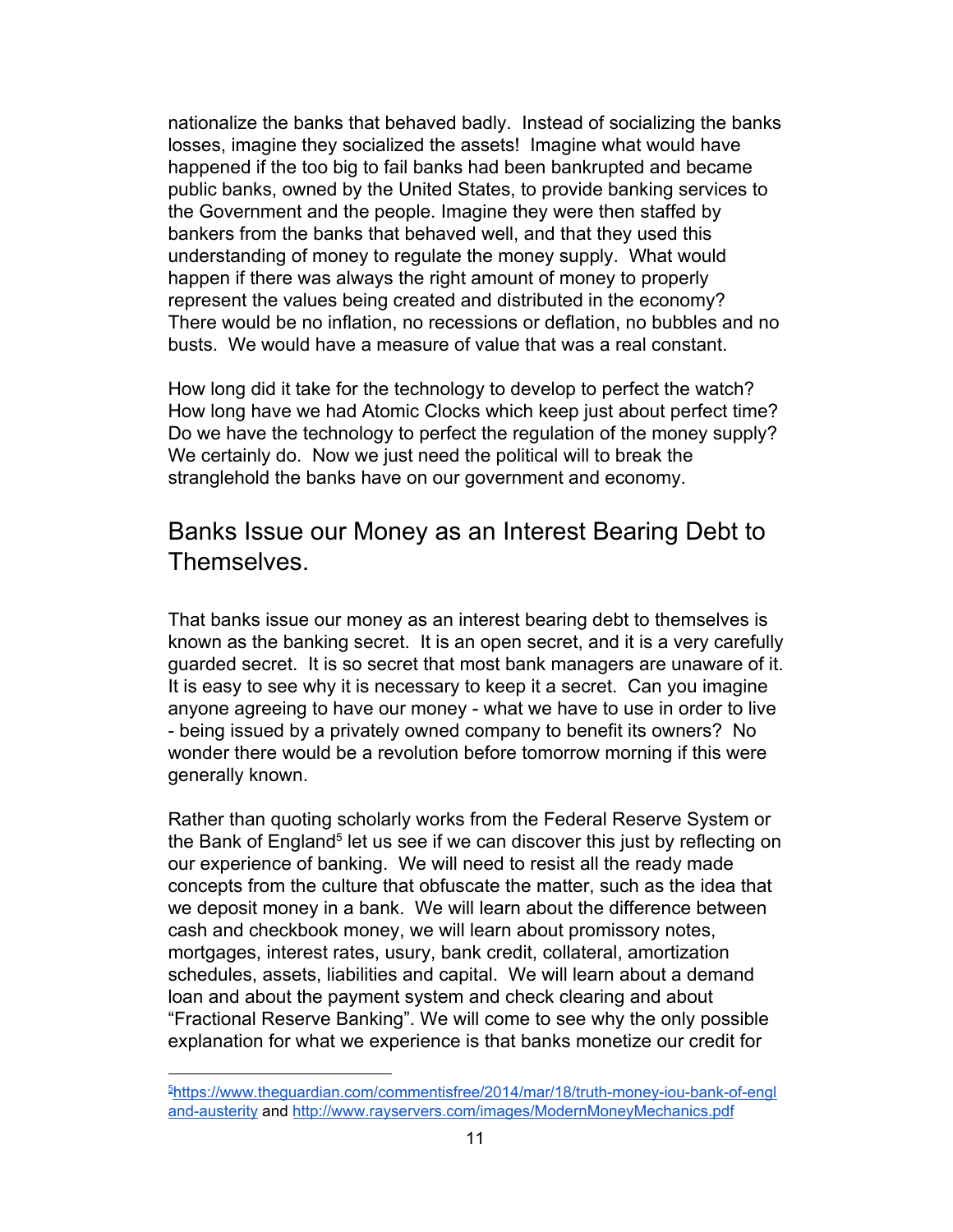nationalize the banks that behaved badly. Instead of socializing the banks losses, imagine they socialized the assets! Imagine what would have happened if the too big to fail banks had been bankrupted and became public banks, owned by the United States, to provide banking services to the Government and the people. Imagine they were then staffed by bankers from the banks that behaved well, and that they used this understanding of money to regulate the money supply. What would happen if there was always the right amount of money to properly represent the values being created and distributed in the economy? There would be no inflation, no recessions or deflation, no bubbles and no busts. We would have a measure of value that was a real constant.

How long did it take for the technology to develop to perfect the watch? How long have we had Atomic Clocks which keep just about perfect time? Do we have the technology to perfect the regulation of the money supply? We certainly do. Now we just need the political will to break the stranglehold the banks have on our government and economy.

## Banks Issue our Money as an Interest Bearing Debt to Themselves.

That banks issue our money as an interest bearing debt to themselves is known as the banking secret. It is an open secret, and it is a very carefully guarded secret. It is so secret that most bank managers are unaware of it. It is easy to see why it is necessary to keep it a secret. Can you imagine anyone agreeing to have our money - what we have to use in order to live - being issued by a privately owned company to benefit its owners? No wonder there would be a revolution before tomorrow morning if this were generally known.

Rather than quoting scholarly works from the Federal Reserve System or the Bank of England[5] let us see if we can discover this just by reflecting on our experience of banking. We will need to resist all the ready made concepts from the culture that obfuscate the matter, such as the idea that we deposit money in a bank. We will learn about the difference between cash and checkbook money, we will learn about promissory notes, mortgages, interest rates, usury, bank credit, collateral, amortization schedules, assets, liabilities and capital. We will learn about a demand loan and about the payment system and check clearing and about "Fractional Reserve Banking". We will come to see why the only possible explanation for what we experience is that banks monetize our credit for

[5] https://www.theguardian.com/commentisfree/2014/mar/18/truth-money-iou-bank-of-england-austerity and http://www.rayservers.com/images/ModernMoneyMechanics.pdf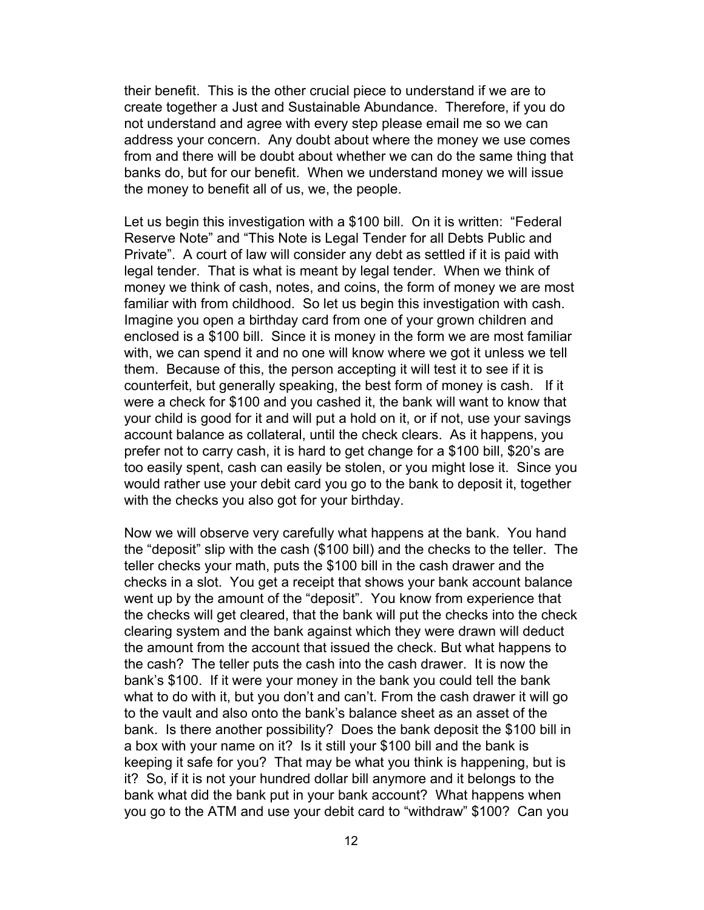their benefit. This is the other crucial piece to understand if we are to create together a Just and Sustainable Abundance. Therefore, if you do not understand and agree with every step please email me so we can address your concern. Any doubt about where the money we use comes from and there will be doubt about whether we can do the same thing that banks do, but for our benefit. When we understand money we will issue the money to benefit all of us, we, the people.

Let us begin this investigation with a $100 bill. On it is written: "Federal Reserve Note" and "This Note is Legal Tender for all Debts Public and Private". A court of law will consider any debt as settled if it is paid with legal tender. That is what is meant by legal tender. When we think of money we think of cash, notes, and coins, the form of money we are most familiar with from childhood. So let us begin this investigation with cash. Imagine you open a birthday card from one of your grown children and enclosed is a $100 bill. Since it is money in the form we are most familiar with, we can spend it and no one will know where we got it unless we tell them. Because of this, the person accepting it will test it to see if it is counterfeit, but generally speaking, the best form of money is cash. If it were a check for $100 and you cashed it, the bank will want to know that your child is good for it and will put a hold on it, or if not, use your savings account balance as collateral, until the check clears. As it happens, you prefer not to carry cash, it is hard to get change for a $100 bill, $20's are too easily spent, cash can easily be stolen, or you might lose it. Since you would rather use your debit card you go to the bank to deposit it, together with the checks you also got for your birthday.

Now we will observe very carefully what happens at the bank. You hand the "deposit" slip with the cash ($100 bill) and the checks to the teller. The teller checks your math, puts the $100 bill in the cash drawer and the checks in a slot. You get a receipt that shows your bank account balance went up by the amount of the "deposit". You know from experience that the checks will get cleared, that the bank will put the checks into the check clearing system and the bank against which they were drawn will deduct the amount from the account that issued the check. But what happens to the cash? The teller puts the cash into the cash drawer. It is now the bank's $100. If it were your money in the bank you could tell the bank what to do with it, but you don't and can't. From the cash drawer it will go to the vault and also onto the bank's balance sheet as an asset of the bank. Is there another possibility? Does the bank deposit the $100 bill in a box with your name on it? Is it still your $100 bill and the bank is keeping it safe for you? That may be what you think is happening, but is it? So, if it is not your hundred dollar bill anymore and it belongs to the bank what did the bank put in your bank account? What happens when you go to the ATM and use your debit card to "withdraw" $100? Can you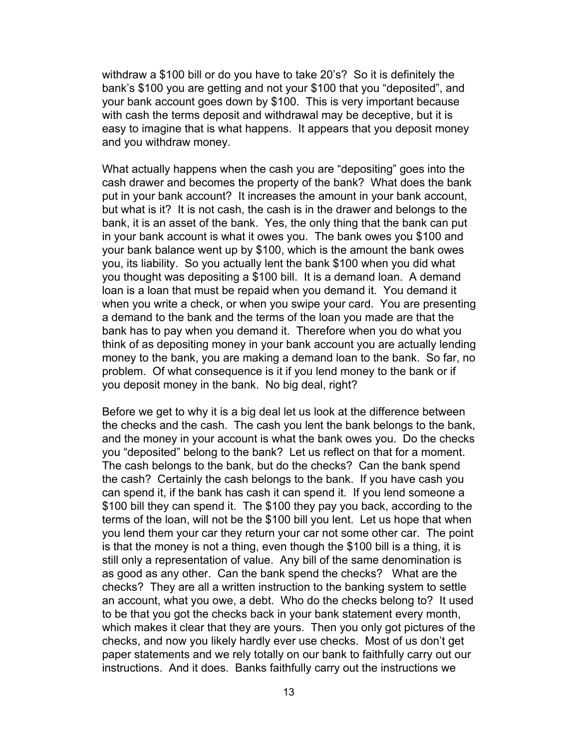withdraw a $100 bill or do you have to take 20's? So it is definitely the bank's $100 you are getting and not your $100 that you "deposited", and your bank account goes down by $100. This is very important because with cash the terms deposit and withdrawal may be deceptive, but it is easy to imagine that is what happens. It appears that you deposit money and you withdraw money.

What actually happens when the cash you are "depositing" goes into the cash drawer and becomes the property of the bank? What does the bank put in your bank account? It increases the amount in your bank account, but what is it? It is not cash, the cash is in the drawer and belongs to the bank, it is an asset of the bank. Yes, the only thing that the bank can put in your bank account is what it owes you. The bank owes you $100 and your bank balance went up by $100, which is the amount the bank owes you, its liability. So you actually lent the bank $100 when you did what you thought was depositing a $100 bill. It is a demand loan. A demand loan is a loan that must be repaid when you demand it. You demand it when you write a check, or when you swipe your card. You are presenting a demand to the bank and the terms of the loan you made are that the bank has to pay when you demand it. Therefore when you do what you think of as depositing money in your bank account you are actually lending money to the bank, you are making a demand loan to the bank. So far, no problem. Of what consequence is it if you lend money to the bank or if you deposit money in the bank. No big deal, right?

Before we get to why it is a big deal let us look at the difference between the checks and the cash. The cash you lent the bank belongs to the bank, and the money in your account is what the bank owes you. Do the checks you "deposited" belong to the bank? Let us reflect on that for a moment. The cash belongs to the bank, but do the checks? Can the bank spend the cash? Certainly the cash belongs to the bank. If you have cash you can spend it, if the bank has cash it can spend it. If you lend someone a $100 bill they can spend it. The $100 they pay you back, according to the terms of the loan, will not be the $100 bill you lent. Let us hope that when you lend them your car they return your car not some other car. The point is that the money is not a thing, even though the $100 bill is a thing, it is still only a representation of value. Any bill of the same denomination is as good as any other. Can the bank spend the checks? What are the checks? They are all a written instruction to the banking system to settle an account, what you owe, a debt. Who do the checks belong to? It used to be that you got the checks back in your bank statement every month, which makes it clear that they are yours. Then you only got pictures of the checks, and now you likely hardly ever use checks. Most of us don't get paper statements and we rely totally on our bank to faithfully carry out our instructions. And it does. Banks faithfully carry out the instructions we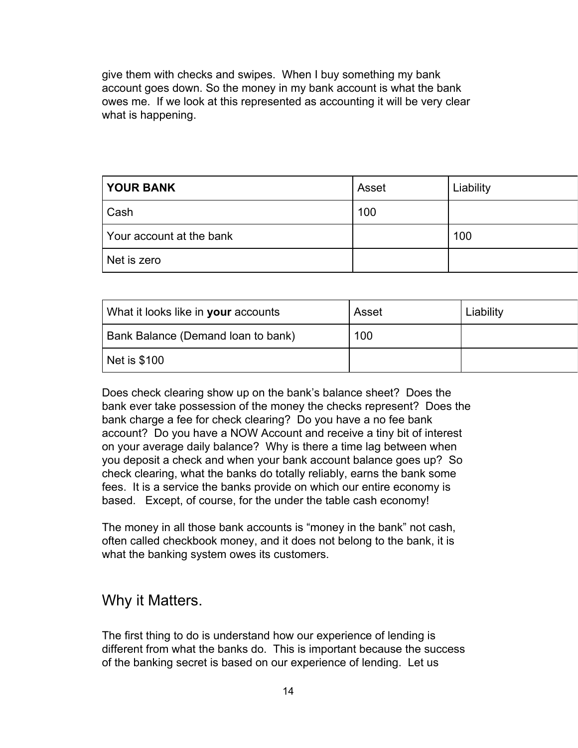give them with checks and swipes. When I buy something my bank account goes down. So the money in my bank account is what the bank owes me. If we look at this represented as accounting it will be very clear what is happening.

| **YOUR BANK** | Asset | Liability |
|---|---|---|
| Cash | 100 | |
| Your account at the bank | | 100 |
| Net is zero | | |

| What it looks like in **your** accounts | Asset | Liability |
|---|---|---|
| Bank Balance (Demand loan to bank) | 100 | |
| Net is $100 | | |

Does check clearing show up on the bank's balance sheet? Does the bank ever take possession of the money the checks represent? Does the bank charge a fee for check clearing? Do you have a no fee bank account? Do you have a NOW Account and receive a tiny bit of interest on your average daily balance? Why is there a time lag between when you deposit a check and when your bank account balance goes up? So check clearing, what the banks do totally reliably, earns the bank some fees. It is a service the banks provide on which our entire economy is based. Except, of course, for the under the table cash economy!

The money in all those bank accounts is "money in the bank" not cash, often called checkbook money, and it does not belong to the bank, it is what the banking system owes its customers.

## Why it Matters.

The first thing to do is understand how our experience of lending is different from what the banks do. This is important because the success of the banking secret is based on our experience of lending. Let us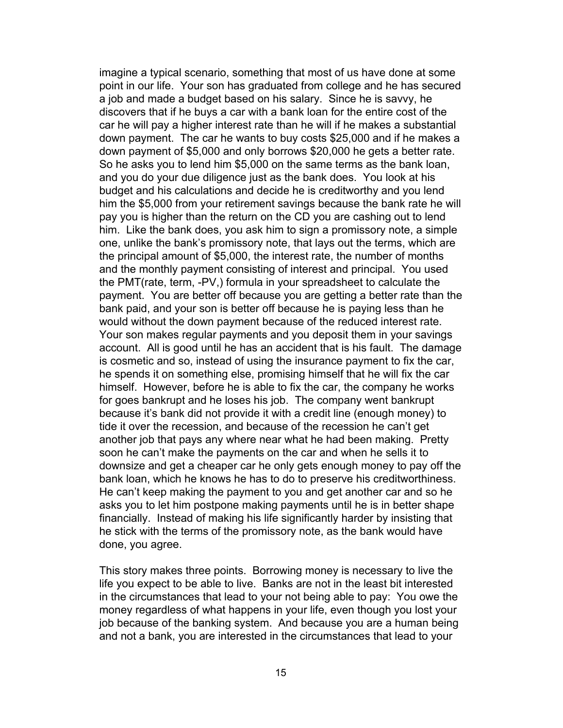imagine a typical scenario, something that most of us have done at some point in our life. Your son has graduated from college and he has secured a job and made a budget based on his salary. Since he is savvy, he discovers that if he buys a car with a bank loan for the entire cost of the car he will pay a higher interest rate than he will if he makes a substantial down payment. The car he wants to buy costs $25,000 and if he makes a down payment of $5,000 and only borrows $20,000 he gets a better rate. So he asks you to lend him $5,000 on the same terms as the bank loan, and you do your due diligence just as the bank does. You look at his budget and his calculations and decide he is creditworthy and you lend him the $5,000 from your retirement savings because the bank rate he will pay you is higher than the return on the CD you are cashing out to lend him. Like the bank does, you ask him to sign a promissory note, a simple one, unlike the bank's promissory note, that lays out the terms, which are the principal amount of $5,000, the interest rate, the number of months and the monthly payment consisting of interest and principal. You used the PMT(rate, term, -PV,) formula in your spreadsheet to calculate the payment. You are better off because you are getting a better rate than the bank paid, and your son is better off because he is paying less than he would without the down payment because of the reduced interest rate. Your son makes regular payments and you deposit them in your savings account. All is good until he has an accident that is his fault. The damage is cosmetic and so, instead of using the insurance payment to fix the car, he spends it on something else, promising himself that he will fix the car himself. However, before he is able to fix the car, the company he works for goes bankrupt and he loses his job. The company went bankrupt because it's bank did not provide it with a credit line (enough money) to tide it over the recession, and because of the recession he can't get another job that pays any where near what he had been making. Pretty soon he can't make the payments on the car and when he sells it to downsize and get a cheaper car he only gets enough money to pay off the bank loan, which he knows he has to do to preserve his creditworthiness. He can't keep making the payment to you and get another car and so he asks you to let him postpone making payments until he is in better shape financially. Instead of making his life significantly harder by insisting that he stick with the terms of the promissory note, as the bank would have done, you agree.

This story makes three points. Borrowing money is necessary to live the life you expect to be able to live. Banks are not in the least bit interested in the circumstances that lead to your not being able to pay: You owe the money regardless of what happens in your life, even though you lost your job because of the banking system. And because you are a human being and not a bank, you are interested in the circumstances that lead to your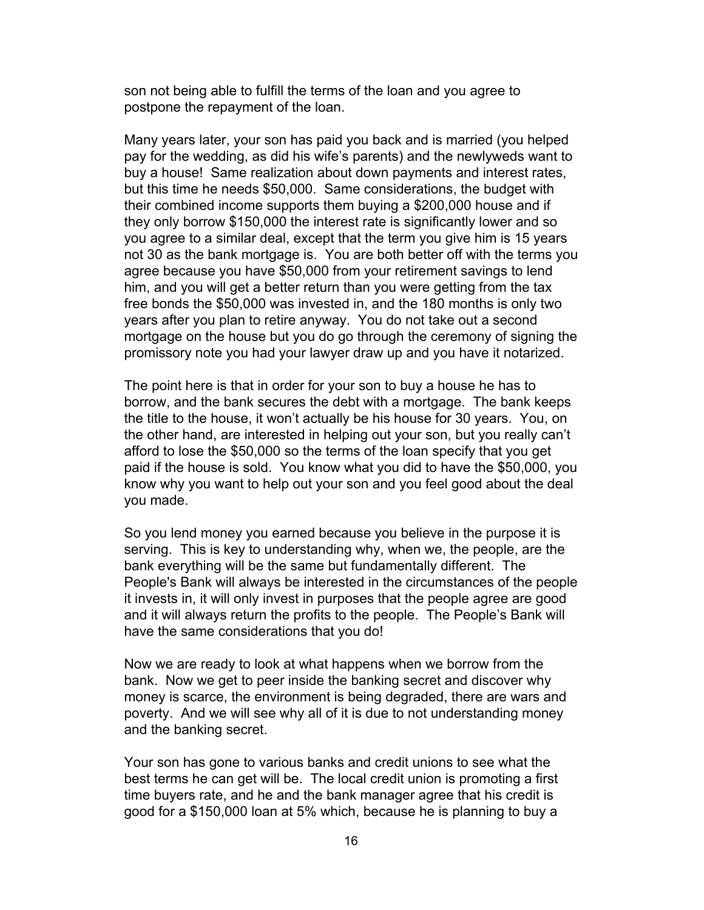son not being able to fulfill the terms of the loan and you agree to postpone the repayment of the loan.

Many years later, your son has paid you back and is married (you helped pay for the wedding, as did his wife's parents) and the newlyweds want to buy a house! Same realization about down payments and interest rates, but this time he needs $50,000. Same considerations, the budget with their combined income supports them buying a $200,000 house and if they only borrow $150,000 the interest rate is significantly lower and so you agree to a similar deal, except that the term you give him is 15 years not 30 as the bank mortgage is. You are both better off with the terms you agree because you have $50,000 from your retirement savings to lend him, and you will get a better return than you were getting from the tax free bonds the $50,000 was invested in, and the 180 months is only two years after you plan to retire anyway. You do not take out a second mortgage on the house but you do go through the ceremony of signing the promissory note you had your lawyer draw up and you have it notarized.

The point here is that in order for your son to buy a house he has to borrow, and the bank secures the debt with a mortgage. The bank keeps the title to the house, it won't actually be his house for 30 years. You, on the other hand, are interested in helping out your son, but you really can't afford to lose the $50,000 so the terms of the loan specify that you get paid if the house is sold. You know what you did to have the $50,000, you know why you want to help out your son and you feel good about the deal you made.

So you lend money you earned because you believe in the purpose it is serving. This is key to understanding why, when we, the people, are the bank everything will be the same but fundamentally different. The People's Bank will always be interested in the circumstances of the people it invests in, it will only invest in purposes that the people agree are good and it will always return the profits to the people. The People's Bank will have the same considerations that you do!

Now we are ready to look at what happens when we borrow from the bank. Now we get to peer inside the banking secret and discover why money is scarce, the environment is being degraded, there are wars and poverty. And we will see why all of it is due to not understanding money and the banking secret.

Your son has gone to various banks and credit unions to see what the best terms he can get will be. The local credit union is promoting a first time buyers rate, and he and the bank manager agree that his credit is good for a $150,000 loan at 5% which, because he is planning to buy a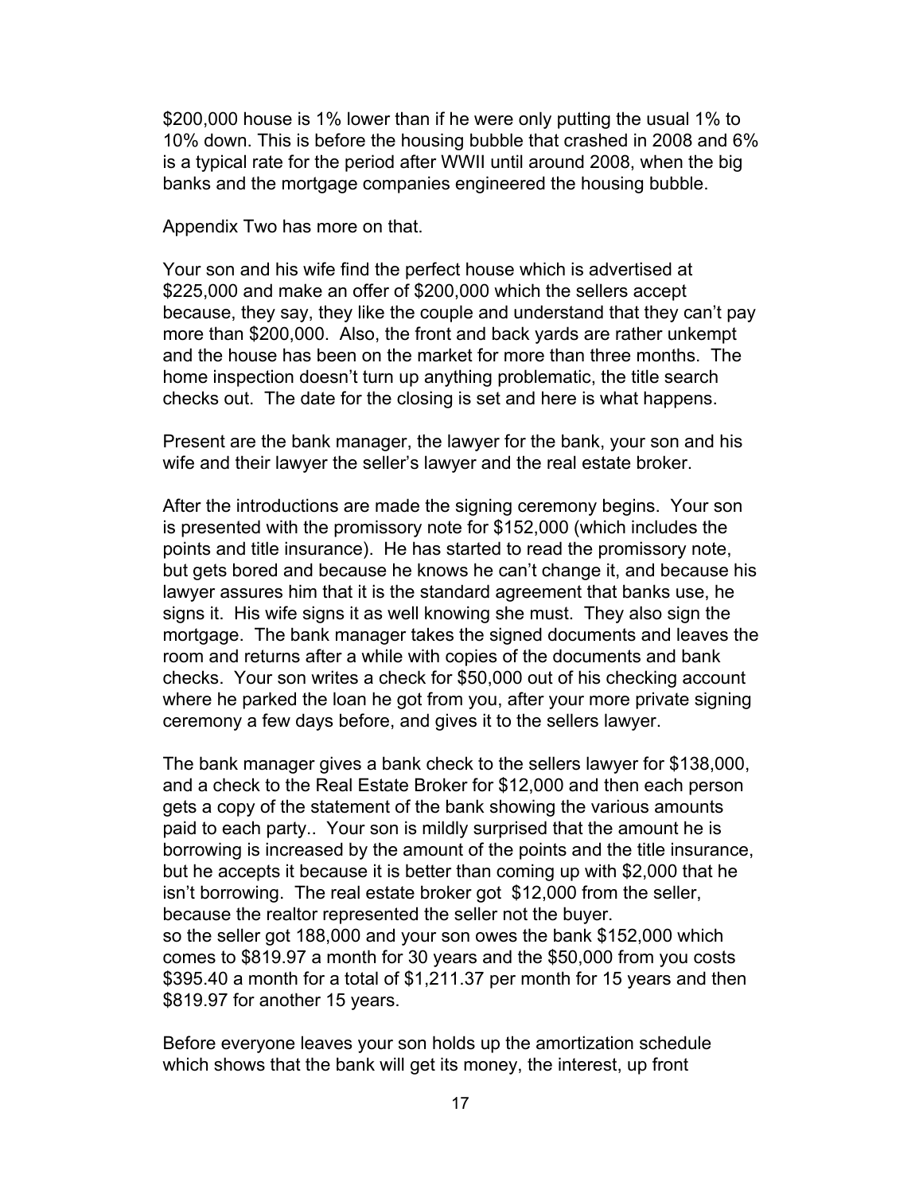$200,000 house is 1% lower than if he were only putting the usual 1% to 10% down. This is before the housing bubble that crashed in 2008 and 6% is a typical rate for the period after WWII until around 2008, when the big banks and the mortgage companies engineered the housing bubble.

Appendix Two has more on that.

Your son and his wife find the perfect house which is advertised at $225,000 and make an offer of $200,000 which the sellers accept because, they say, they like the couple and understand that they can't pay more than $200,000. Also, the front and back yards are rather unkempt and the house has been on the market for more than three months. The home inspection doesn't turn up anything problematic, the title search checks out. The date for the closing is set and here is what happens.

Present are the bank manager, the lawyer for the bank, your son and his wife and their lawyer the seller's lawyer and the real estate broker.

After the introductions are made the signing ceremony begins. Your son is presented with the promissory note for $152,000 (which includes the points and title insurance). He has started to read the promissory note, but gets bored and because he knows he can't change it, and because his lawyer assures him that it is the standard agreement that banks use, he signs it. His wife signs it as well knowing she must. They also sign the mortgage. The bank manager takes the signed documents and leaves the room and returns after a while with copies of the documents and bank checks. Your son writes a check for $50,000 out of his checking account where he parked the loan he got from you, after your more private signing ceremony a few days before, and gives it to the sellers lawyer.

The bank manager gives a bank check to the sellers lawyer for $138,000, and a check to the Real Estate Broker for $12,000 and then each person gets a copy of the statement of the bank showing the various amounts paid to each party.. Your son is mildly surprised that the amount he is borrowing is increased by the amount of the points and the title insurance, but he accepts it because it is better than coming up with $2,000 that he isn't borrowing. The real estate broker got $12,000 from the seller, because the realtor represented the seller not the buyer.
so the seller got 188,000 and your son owes the bank $152,000 which comes to $819.97 a month for 30 years and the $50,000 from you costs $395.40 a month for a total of $1,211.37 per month for 15 years and then $819.97 for another 15 years.

Before everyone leaves your son holds up the amortization schedule which shows that the bank will get its money, the interest, up front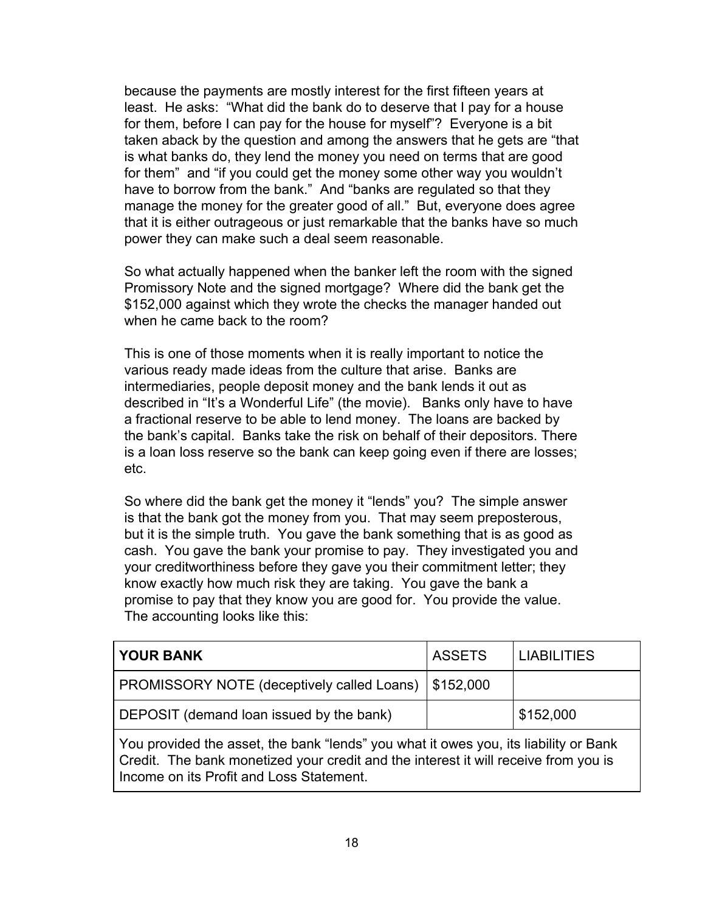because the payments are mostly interest for the first fifteen years at least. He asks: "What did the bank do to deserve that I pay for a house for them, before I can pay for the house for myself"? Everyone is a bit taken aback by the question and among the answers that he gets are "that is what banks do, they lend the money you need on terms that are good for them" and "if you could get the money some other way you wouldn't have to borrow from the bank." And "banks are regulated so that they manage the money for the greater good of all." But, everyone does agree that it is either outrageous or just remarkable that the banks have so much power they can make such a deal seem reasonable.

So what actually happened when the banker left the room with the signed Promissory Note and the signed mortgage? Where did the bank get the $152,000 against which they wrote the checks the manager handed out when he came back to the room?

This is one of those moments when it is really important to notice the various ready made ideas from the culture that arise. Banks are intermediaries, people deposit money and the bank lends it out as described in "It's a Wonderful Life" (the movie). Banks only have to have a fractional reserve to be able to lend money. The loans are backed by the bank's capital. Banks take the risk on behalf of their depositors. There is a loan loss reserve so the bank can keep going even if there are losses; etc.

So where did the bank get the money it "lends" you? The simple answer is that the bank got the money from you. That may seem preposterous, but it is the simple truth. You gave the bank something that is as good as cash. You gave the bank your promise to pay. They investigated you and your creditworthiness before they gave you their commitment letter; they know exactly how much risk they are taking. You gave the bank a promise to pay that they know you are good for. You provide the value. The accounting looks like this:

| YOUR BANK | ASSETS | LIABILITIES |
|---|---|---|
| PROMISSORY NOTE (deceptively called Loans) | $152,000 | |
| DEPOSIT (demand loan issued by the bank) | | $152,000 |
| You provided the asset, the bank "lends" you what it owes you, its liability or Bank Credit. The bank monetized your credit and the interest it will receive from you is Income on its Profit and Loss Statement. | | |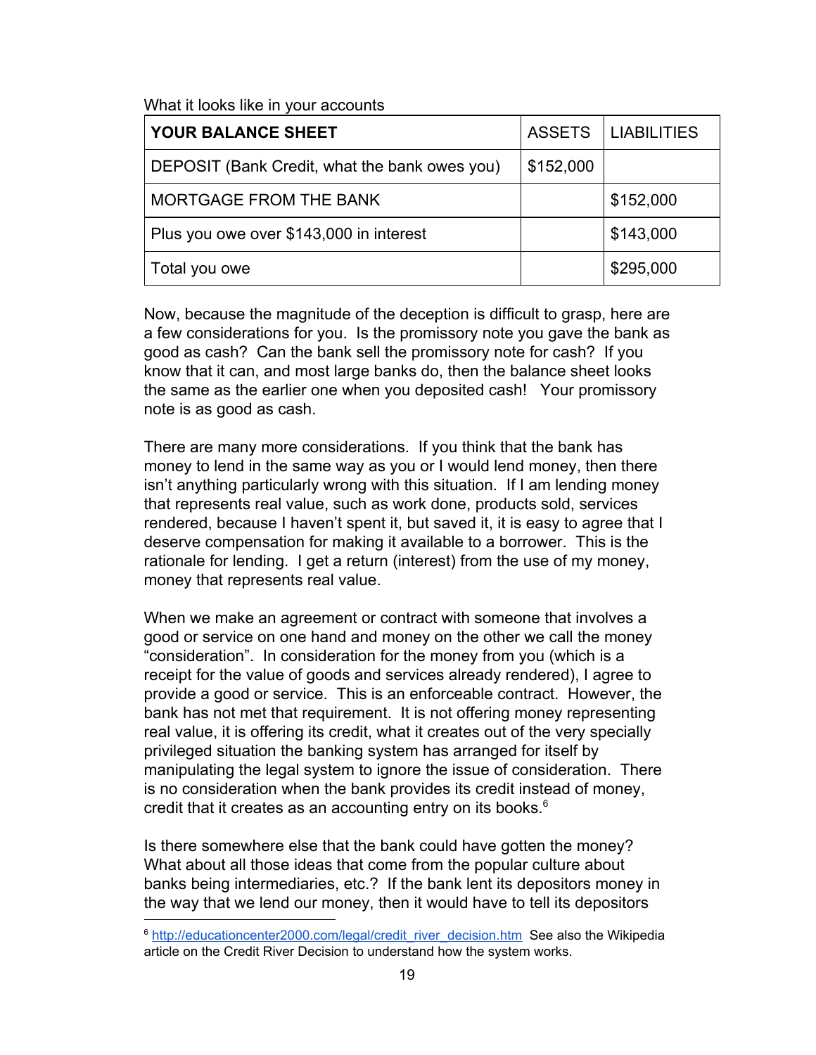What it looks like in your accounts

| YOUR BALANCE SHEET | ASSETS | LIABILITIES |
| --- | --- | --- |
| DEPOSIT (Bank Credit, what the bank owes you) | \$152,000 | |
| MORTGAGE FROM THE BANK | | \$152,000 |
| Plus you owe over \$143,000 in interest | | \$143,000 |
| Total you owe | | \$295,000 |

Now, because the magnitude of the deception is difficult to grasp, here are a few considerations for you. Is the promissory note you gave the bank as good as cash? Can the bank sell the promissory note for cash? If you know that it can, and most large banks do, then the balance sheet looks the same as the earlier one when you deposited cash! Your promissory note is as good as cash.

There are many more considerations. If you think that the bank has money to lend in the same way as you or I would lend money, then there isn't anything particularly wrong with this situation. If I am lending money that represents real value, such as work done, products sold, services rendered, because I haven't spent it, but saved it, it is easy to agree that I deserve compensation for making it available to a borrower. This is the rationale for lending. I get a return (interest) from the use of my money, money that represents real value.

When we make an agreement or contract with someone that involves a good or service on one hand and money on the other we call the money "consideration". In consideration for the money from you (which is a receipt for the value of goods and services already rendered), I agree to provide a good or service. This is an enforceable contract. However, the bank has not met that requirement. It is not offering money representing real value, it is offering its credit, what it creates out of the very specially privileged situation the banking system has arranged for itself by manipulating the legal system to ignore the issue of consideration. There is no consideration when the bank provides its credit instead of money, credit that it creates as an accounting entry on its books.[6]

Is there somewhere else that the bank could have gotten the money? What about all those ideas that come from the popular culture about banks being intermediaries, etc.? If the bank lent its depositors money in the way that we lend our money, then it would have to tell its depositors

[6] http://educationcenter2000.com/legal/credit_river_decision.htm See also the Wikipedia article on the Credit River Decision to understand how the system works.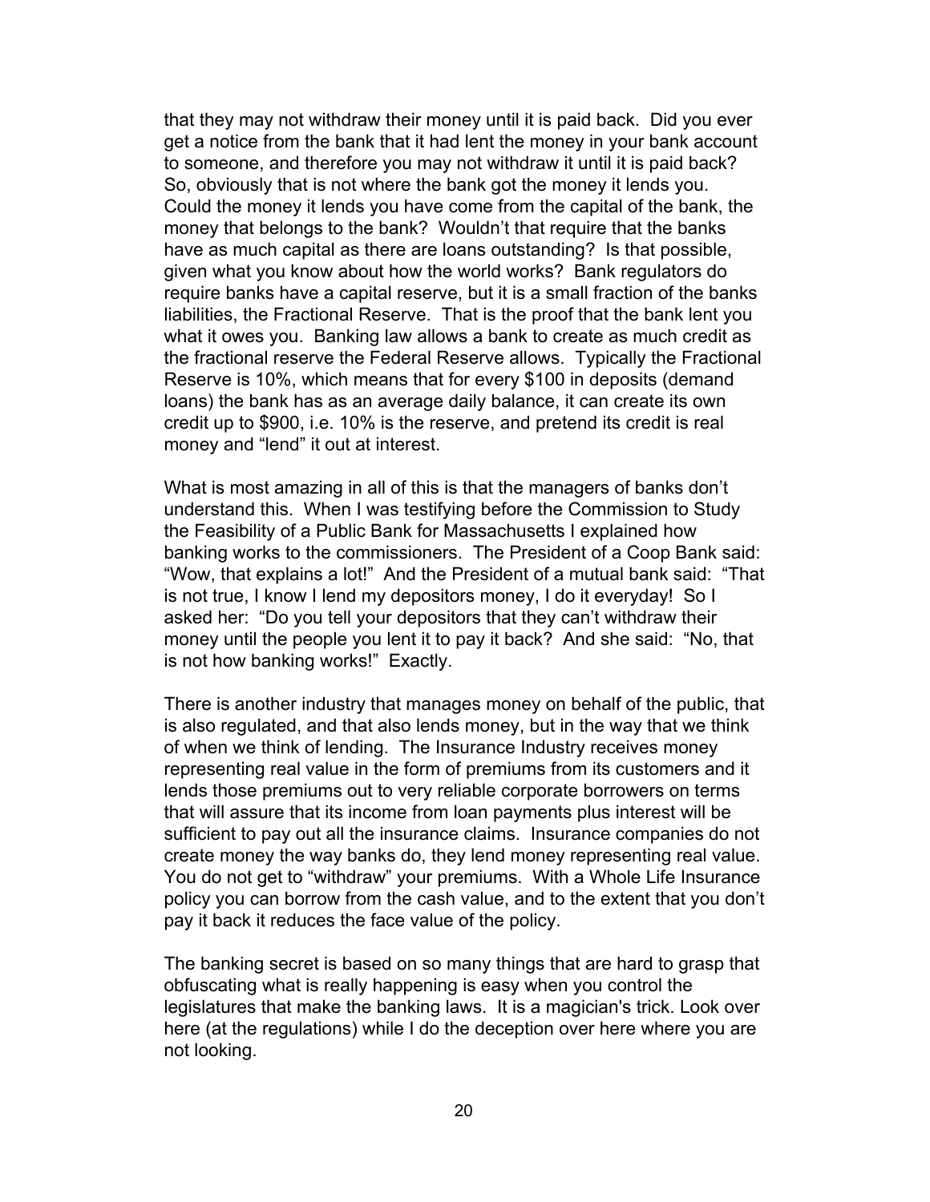that they may not withdraw their money until it is paid back. Did you ever get a notice from the bank that it had lent the money in your bank account to someone, and therefore you may not withdraw it until it is paid back? So, obviously that is not where the bank got the money it lends you. Could the money it lends you have come from the capital of the bank, the money that belongs to the bank? Wouldn't that require that the banks have as much capital as there are loans outstanding? Is that possible, given what you know about how the world works? Bank regulators do require banks have a capital reserve, but it is a small fraction of the banks liabilities, the Fractional Reserve. That is the proof that the bank lent you what it owes you. Banking law allows a bank to create as much credit as the fractional reserve the Federal Reserve allows. Typically the Fractional Reserve is 10%, which means that for every $100 in deposits (demand loans) the bank has as an average daily balance, it can create its own credit up to $900, i.e. 10% is the reserve, and pretend its credit is real money and "lend" it out at interest.

What is most amazing in all of this is that the managers of banks don't understand this. When I was testifying before the Commission to Study the Feasibility of a Public Bank for Massachusetts I explained how banking works to the commissioners. The President of a Coop Bank said: "Wow, that explains a lot!" And the President of a mutual bank said: "That is not true, I know I lend my depositors money, I do it everyday! So I asked her: "Do you tell your depositors that they can't withdraw their money until the people you lent it to pay it back? And she said: "No, that is not how banking works!" Exactly.

There is another industry that manages money on behalf of the public, that is also regulated, and that also lends money, but in the way that we think of when we think of lending. The Insurance Industry receives money representing real value in the form of premiums from its customers and it lends those premiums out to very reliable corporate borrowers on terms that will assure that its income from loan payments plus interest will be sufficient to pay out all the insurance claims. Insurance companies do not create money the way banks do, they lend money representing real value. You do not get to "withdraw" your premiums. With a Whole Life Insurance policy you can borrow from the cash value, and to the extent that you don't pay it back it reduces the face value of the policy.

The banking secret is based on so many things that are hard to grasp that obfuscating what is really happening is easy when you control the legislatures that make the banking laws. It is a magician's trick. Look over here (at the regulations) while I do the deception over here where you are not looking.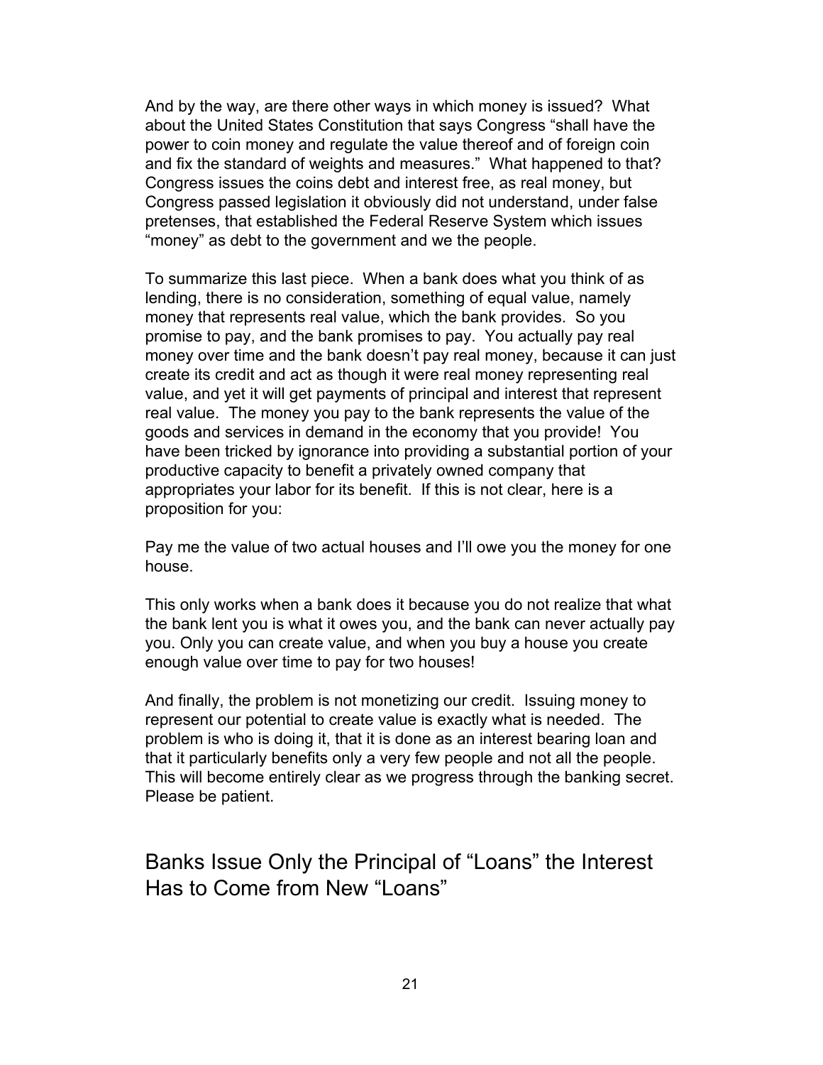And by the way, are there other ways in which money is issued? What about the United States Constitution that says Congress "shall have the power to coin money and regulate the value thereof and of foreign coin and fix the standard of weights and measures." What happened to that? Congress issues the coins debt and interest free, as real money, but Congress passed legislation it obviously did not understand, under false pretenses, that established the Federal Reserve System which issues "money" as debt to the government and we the people.

To summarize this last piece. When a bank does what you think of as lending, there is no consideration, something of equal value, namely money that represents real value, which the bank provides. So you promise to pay, and the bank promises to pay. You actually pay real money over time and the bank doesn't pay real money, because it can just create its credit and act as though it were real money representing real value, and yet it will get payments of principal and interest that represent real value. The money you pay to the bank represents the value of the goods and services in demand in the economy that you provide! You have been tricked by ignorance into providing a substantial portion of your productive capacity to benefit a privately owned company that appropriates your labor for its benefit. If this is not clear, here is a proposition for you:

Pay me the value of two actual houses and I'll owe you the money for one house.

This only works when a bank does it because you do not realize that what the bank lent you is what it owes you, and the bank can never actually pay you. Only you can create value, and when you buy a house you create enough value over time to pay for two houses!

And finally, the problem is not monetizing our credit. Issuing money to represent our potential to create value is exactly what is needed. The problem is who is doing it, that it is done as an interest bearing loan and that it particularly benefits only a very few people and not all the people. This will become entirely clear as we progress through the banking secret. Please be patient.

## Banks Issue Only the Principal of "Loans" the Interest Has to Come from New "Loans"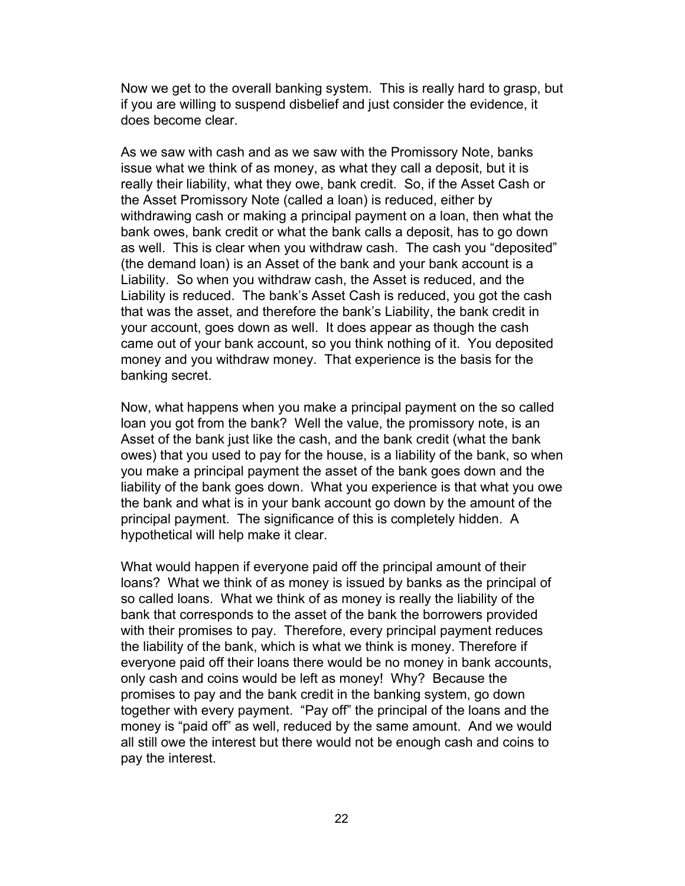Now we get to the overall banking system. This is really hard to grasp, but if you are willing to suspend disbelief and just consider the evidence, it does become clear.

As we saw with cash and as we saw with the Promissory Note, banks issue what we think of as money, as what they call a deposit, but it is really their liability, what they owe, bank credit. So, if the Asset Cash or the Asset Promissory Note (called a loan) is reduced, either by withdrawing cash or making a principal payment on a loan, then what the bank owes, bank credit or what the bank calls a deposit, has to go down as well. This is clear when you withdraw cash. The cash you "deposited" (the demand loan) is an Asset of the bank and your bank account is a Liability. So when you withdraw cash, the Asset is reduced, and the Liability is reduced. The bank's Asset Cash is reduced, you got the cash that was the asset, and therefore the bank's Liability, the bank credit in your account, goes down as well. It does appear as though the cash came out of your bank account, so you think nothing of it. You deposited money and you withdraw money. That experience is the basis for the banking secret.

Now, what happens when you make a principal payment on the so called loan you got from the bank? Well the value, the promissory note, is an Asset of the bank just like the cash, and the bank credit (what the bank owes) that you used to pay for the house, is a liability of the bank, so when you make a principal payment the asset of the bank goes down and the liability of the bank goes down. What you experience is that what you owe the bank and what is in your bank account go down by the amount of the principal payment. The significance of this is completely hidden. A hypothetical will help make it clear.

What would happen if everyone paid off the principal amount of their loans? What we think of as money is issued by banks as the principal of so called loans. What we think of as money is really the liability of the bank that corresponds to the asset of the bank the borrowers provided with their promises to pay. Therefore, every principal payment reduces the liability of the bank, which is what we think is money. Therefore if everyone paid off their loans there would be no money in bank accounts, only cash and coins would be left as money! Why? Because the promises to pay and the bank credit in the banking system, go down together with every payment. "Pay off" the principal of the loans and the money is "paid off" as well, reduced by the same amount. And we would all still owe the interest but there would not be enough cash and coins to pay the interest.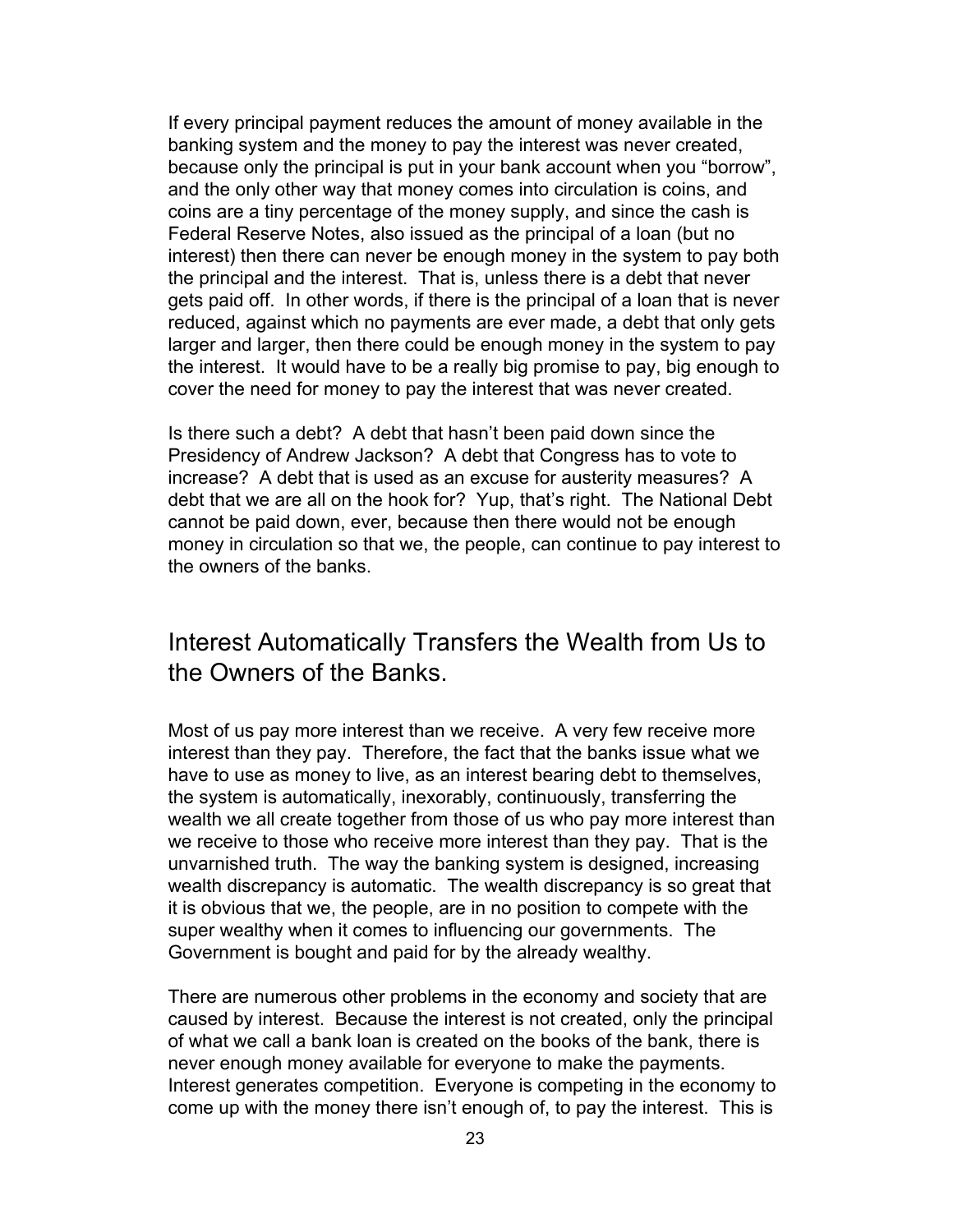If every principal payment reduces the amount of money available in the banking system and the money to pay the interest was never created, because only the principal is put in your bank account when you "borrow", and the only other way that money comes into circulation is coins, and coins are a tiny percentage of the money supply, and since the cash is Federal Reserve Notes, also issued as the principal of a loan (but no interest) then there can never be enough money in the system to pay both the principal and the interest. That is, unless there is a debt that never gets paid off. In other words, if there is the principal of a loan that is never reduced, against which no payments are ever made, a debt that only gets larger and larger, then there could be enough money in the system to pay the interest. It would have to be a really big promise to pay, big enough to cover the need for money to pay the interest that was never created.

Is there such a debt? A debt that hasn't been paid down since the Presidency of Andrew Jackson? A debt that Congress has to vote to increase? A debt that is used as an excuse for austerity measures? A debt that we are all on the hook for? Yup, that's right. The National Debt cannot be paid down, ever, because then there would not be enough money in circulation so that we, the people, can continue to pay interest to the owners of the banks.

## Interest Automatically Transfers the Wealth from Us to the Owners of the Banks.

Most of us pay more interest than we receive. A very few receive more interest than they pay. Therefore, the fact that the banks issue what we have to use as money to live, as an interest bearing debt to themselves, the system is automatically, inexorably, continuously, transferring the wealth we all create together from those of us who pay more interest than we receive to those who receive more interest than they pay. That is the unvarnished truth. The way the banking system is designed, increasing wealth discrepancy is automatic. The wealth discrepancy is so great that it is obvious that we, the people, are in no position to compete with the super wealthy when it comes to influencing our governments. The Government is bought and paid for by the already wealthy.

There are numerous other problems in the economy and society that are caused by interest. Because the interest is not created, only the principal of what we call a bank loan is created on the books of the bank, there is never enough money available for everyone to make the payments. Interest generates competition. Everyone is competing in the economy to come up with the money there isn't enough of, to pay the interest. This is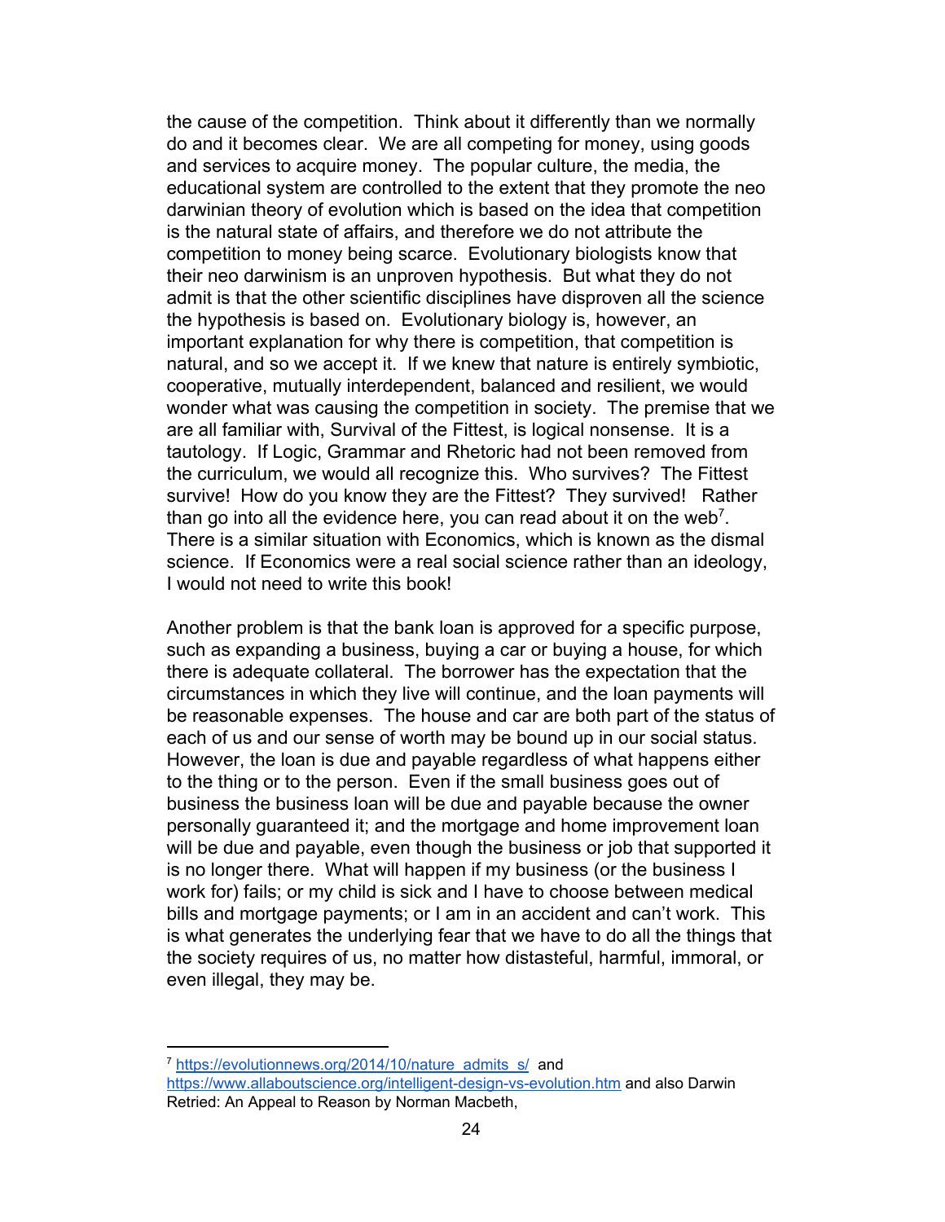the cause of the competition. Think about it differently than we normally do and it becomes clear. We are all competing for money, using goods and services to acquire money. The popular culture, the media, the educational system are controlled to the extent that they promote the neo darwinian theory of evolution which is based on the idea that competition is the natural state of affairs, and therefore we do not attribute the competition to money being scarce. Evolutionary biologists know that their neo darwinism is an unproven hypothesis. But what they do not admit is that the other scientific disciplines have disproven all the science the hypothesis is based on. Evolutionary biology is, however, an important explanation for why there is competition, that competition is natural, and so we accept it. If we knew that nature is entirely symbiotic, cooperative, mutually interdependent, balanced and resilient, we would wonder what was causing the competition in society. The premise that we are all familiar with, Survival of the Fittest, is logical nonsense. It is a tautology. If Logic, Grammar and Rhetoric had not been removed from the curriculum, we would all recognize this. Who survives? The Fittest survive! How do you know they are the Fittest? They survived! Rather than go into all the evidence here, you can read about it on the web[7]. There is a similar situation with Economics, which is known as the dismal science. If Economics were a real social science rather than an ideology, I would not need to write this book!

Another problem is that the bank loan is approved for a specific purpose, such as expanding a business, buying a car or buying a house, for which there is adequate collateral. The borrower has the expectation that the circumstances in which they live will continue, and the loan payments will be reasonable expenses. The house and car are both part of the status of each of us and our sense of worth may be bound up in our social status. However, the loan is due and payable regardless of what happens either to the thing or to the person. Even if the small business goes out of business the business loan will be due and payable because the owner personally guaranteed it; and the mortgage and home improvement loan will be due and payable, even though the business or job that supported it is no longer there. What will happen if my business (or the business I work for) fails; or my child is sick and I have to choose between medical bills and mortgage payments; or I am in an accident and can't work. This is what generates the underlying fear that we have to do all the things that the society requires of us, no matter how distasteful, harmful, immoral, or even illegal, they may be.

---

[7] https://evolutionnews.org/2014/10/nature_admits_s/ and https://www.allaboutscience.org/intelligent-design-vs-evolution.htm and also Darwin Retried: An Appeal to Reason by Norman Macbeth,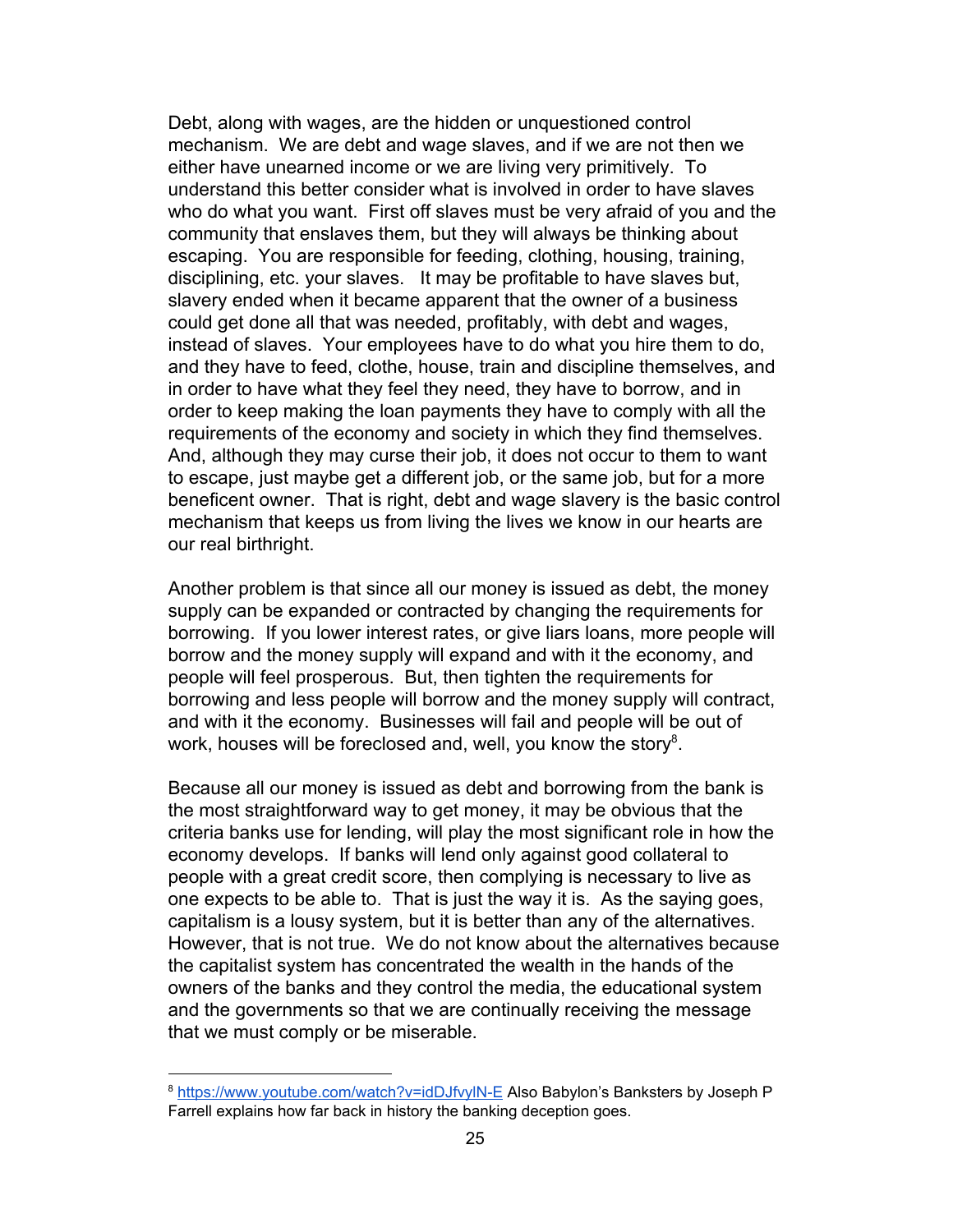Debt, along with wages, are the hidden or unquestioned control mechanism. We are debt and wage slaves, and if we are not then we either have unearned income or we are living very primitively. To understand this better consider what is involved in order to have slaves who do what you want. First off slaves must be very afraid of you and the community that enslaves them, but they will always be thinking about escaping. You are responsible for feeding, clothing, housing, training, disciplining, etc. your slaves. It may be profitable to have slaves but, slavery ended when it became apparent that the owner of a business could get done all that was needed, profitably, with debt and wages, instead of slaves. Your employees have to do what you hire them to do, and they have to feed, clothe, house, train and discipline themselves, and in order to have what they feel they need, they have to borrow, and in order to keep making the loan payments they have to comply with all the requirements of the economy and society in which they find themselves. And, although they may curse their job, it does not occur to them to want to escape, just maybe get a different job, or the same job, but for a more beneficent owner. That is right, debt and wage slavery is the basic control mechanism that keeps us from living the lives we know in our hearts are our real birthright.

Another problem is that since all our money is issued as debt, the money supply can be expanded or contracted by changing the requirements for borrowing. If you lower interest rates, or give liars loans, more people will borrow and the money supply will expand and with it the economy, and people will feel prosperous. But, then tighten the requirements for borrowing and less people will borrow and the money supply will contract, and with it the economy. Businesses will fail and people will be out of work, houses will be foreclosed and, well, you know the story[8].

Because all our money is issued as debt and borrowing from the bank is the most straightforward way to get money, it may be obvious that the criteria banks use for lending, will play the most significant role in how the economy develops. If banks will lend only against good collateral to people with a great credit score, then complying is necessary to live as one expects to be able to. That is just the way it is. As the saying goes, capitalism is a lousy system, but it is better than any of the alternatives. However, that is not true. We do not know about the alternatives because the capitalist system has concentrated the wealth in the hands of the owners of the banks and they control the media, the educational system and the governments so that we are continually receiving the message that we must comply or be miserable.

---

[8] https://www.youtube.com/watch?v=idDJfvylN-E Also Babylon's Banksters by Joseph P Farrell explains how far back in history the banking deception goes.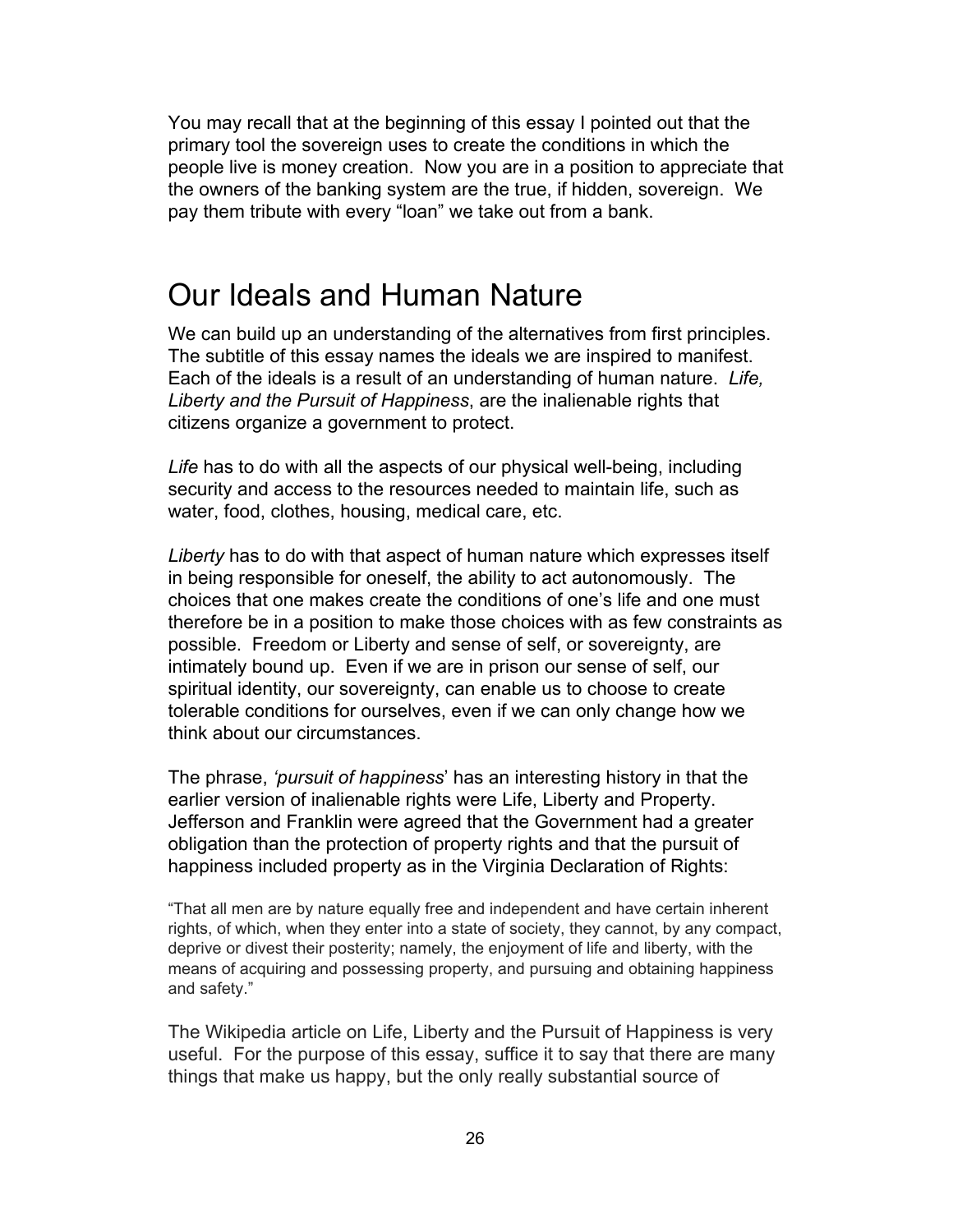You may recall that at the beginning of this essay I pointed out that the primary tool the sovereign uses to create the conditions in which the people live is money creation. Now you are in a position to appreciate that the owners of the banking system are the true, if hidden, sovereign. We pay them tribute with every "loan" we take out from a bank.

# Our Ideals and Human Nature

We can build up an understanding of the alternatives from first principles. The subtitle of this essay names the ideals we are inspired to manifest. Each of the ideals is a result of an understanding of human nature. *Life, Liberty and the Pursuit of Happiness*, are the inalienable rights that citizens organize a government to protect.

*Life* has to do with all the aspects of our physical well-being, including security and access to the resources needed to maintain life, such as water, food, clothes, housing, medical care, etc.

*Liberty* has to do with that aspect of human nature which expresses itself in being responsible for oneself, the ability to act autonomously. The choices that one makes create the conditions of one's life and one must therefore be in a position to make those choices with as few constraints as possible. Freedom or Liberty and sense of self, or sovereignty, are intimately bound up. Even if we are in prison our sense of self, our spiritual identity, our sovereignty, can enable us to choose to create tolerable conditions for ourselves, even if we can only change how we think about our circumstances.

The phrase, *'pursuit of happiness*' has an interesting history in that the earlier version of inalienable rights were Life, Liberty and Property. Jefferson and Franklin were agreed that the Government had a greater obligation than the protection of property rights and that the pursuit of happiness included property as in the Virginia Declaration of Rights:

> "That all men are by nature equally free and independent and have certain inherent rights, of which, when they enter into a state of society, they cannot, by any compact, deprive or divest their posterity; namely, the enjoyment of life and liberty, with the means of acquiring and possessing property, and pursuing and obtaining happiness and safety."

The Wikipedia article on Life, Liberty and the Pursuit of Happiness is very useful. For the purpose of this essay, suffice it to say that there are many things that make us happy, but the only really substantial source of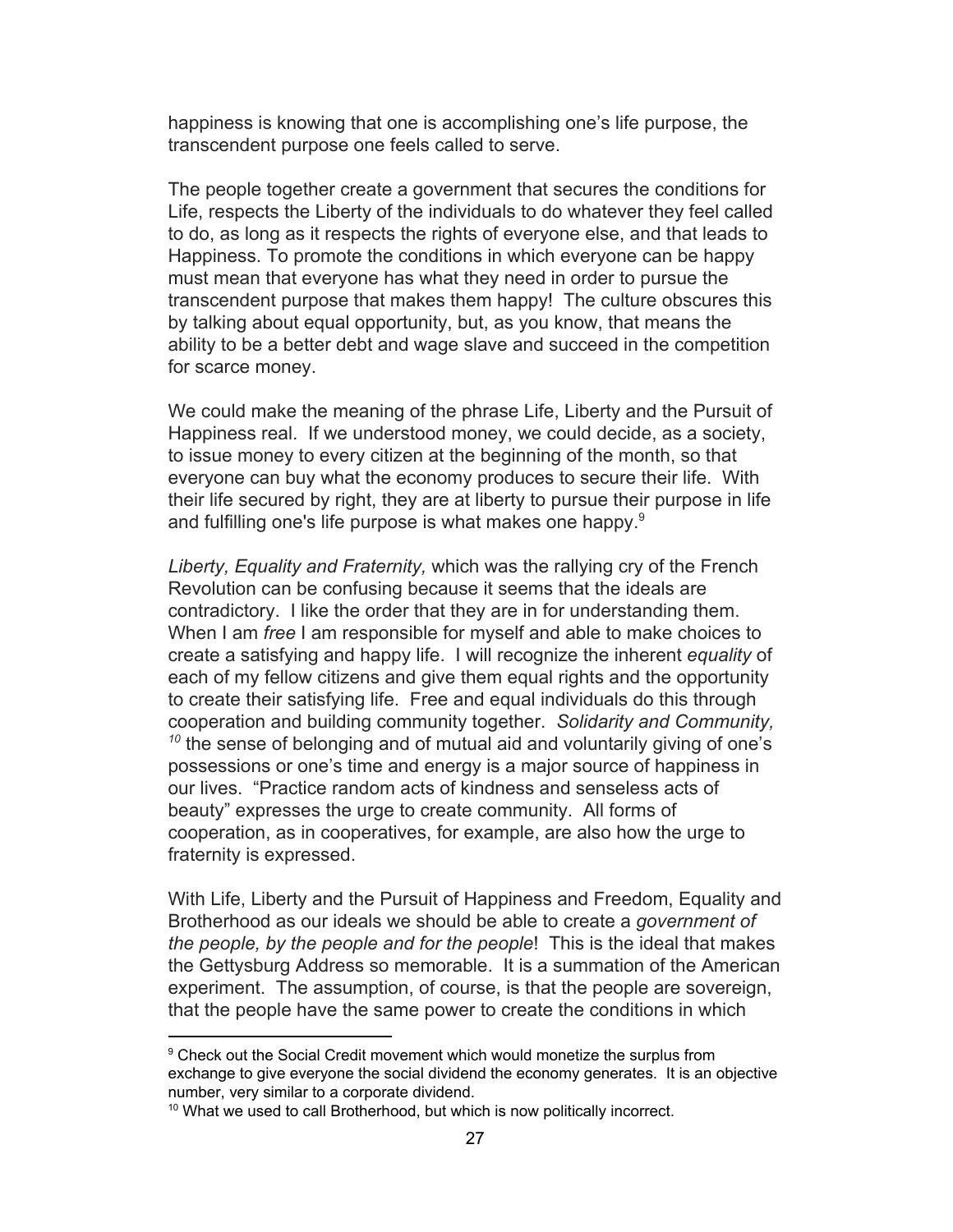happiness is knowing that one is accomplishing one's life purpose, the transcendent purpose one feels called to serve.

The people together create a government that secures the conditions for Life, respects the Liberty of the individuals to do whatever they feel called to do, as long as it respects the rights of everyone else, and that leads to Happiness. To promote the conditions in which everyone can be happy must mean that everyone has what they need in order to pursue the transcendent purpose that makes them happy! The culture obscures this by talking about equal opportunity, but, as you know, that means the ability to be a better debt and wage slave and succeed in the competition for scarce money.

We could make the meaning of the phrase Life, Liberty and the Pursuit of Happiness real. If we understood money, we could decide, as a society, to issue money to every citizen at the beginning of the month, so that everyone can buy what the economy produces to secure their life. With their life secured by right, they are at liberty to pursue their purpose in life and fulfilling one's life purpose is what makes one happy.[9]

*Liberty, Equality and Fraternity,* which was the rallying cry of the French Revolution can be confusing because it seems that the ideals are contradictory. I like the order that they are in for understanding them. When I am *free* I am responsible for myself and able to make choices to create a satisfying and happy life. I will recognize the inherent *equality* of each of my fellow citizens and give them equal rights and the opportunity to create their satisfying life. Free and equal individuals do this through cooperation and building community together. *Solidarity and Community,*[10] the sense of belonging and of mutual aid and voluntarily giving of one's possessions or one's time and energy is a major source of happiness in our lives. "Practice random acts of kindness and senseless acts of beauty" expresses the urge to create community. All forms of cooperation, as in cooperatives, for example, are also how the urge to fraternity is expressed.

With Life, Liberty and the Pursuit of Happiness and Freedom, Equality and Brotherhood as our ideals we should be able to create a *government of the people, by the people and for the people*! This is the ideal that makes the Gettysburg Address so memorable. It is a summation of the American experiment. The assumption, of course, is that the people are sovereign, that the people have the same power to create the conditions in which

---

[9] Check out the Social Credit movement which would monetize the surplus from exchange to give everyone the social dividend the economy generates. It is an objective number, very similar to a corporate dividend.

[10] What we used to call Brotherhood, but which is now politically incorrect.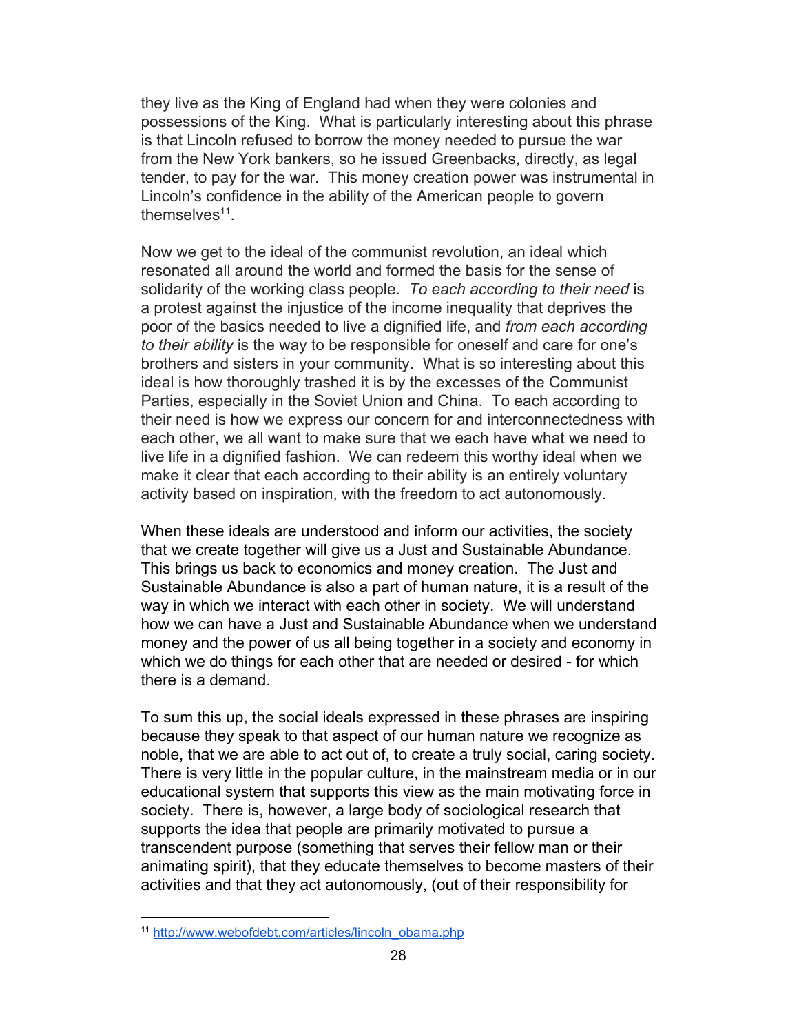they live as the King of England had when they were colonies and possessions of the King. What is particularly interesting about this phrase is that Lincoln refused to borrow the money needed to pursue the war from the New York bankers, so he issued Greenbacks, directly, as legal tender, to pay for the war. This money creation power was instrumental in Lincoln's confidence in the ability of the American people to govern themselves[11].

Now we get to the ideal of the communist revolution, an ideal which resonated all around the world and formed the basis for the sense of solidarity of the working class people. *To each according to their need* is a protest against the injustice of the income inequality that deprives the poor of the basics needed to live a dignified life, and *from each according to their ability* is the way to be responsible for oneself and care for one's brothers and sisters in your community. What is so interesting about this ideal is how thoroughly trashed it is by the excesses of the Communist Parties, especially in the Soviet Union and China. To each according to their need is how we express our concern for and interconnectedness with each other, we all want to make sure that we each have what we need to live life in a dignified fashion. We can redeem this worthy ideal when we make it clear that each according to their ability is an entirely voluntary activity based on inspiration, with the freedom to act autonomously.

When these ideals are understood and inform our activities, the society that we create together will give us a Just and Sustainable Abundance. This brings us back to economics and money creation. The Just and Sustainable Abundance is also a part of human nature, it is a result of the way in which we interact with each other in society. We will understand how we can have a Just and Sustainable Abundance when we understand money and the power of us all being together in a society and economy in which we do things for each other that are needed or desired - for which there is a demand.

To sum this up, the social ideals expressed in these phrases are inspiring because they speak to that aspect of our human nature we recognize as noble, that we are able to act out of, to create a truly social, caring society. There is very little in the popular culture, in the mainstream media or in our educational system that supports this view as the main motivating force in society. There is, however, a large body of sociological research that supports the idea that people are primarily motivated to pursue a transcendent purpose (something that serves their fellow man or their animating spirit), that they educate themselves to become masters of their activities and that they act autonomously, (out of their responsibility for

[11] http://www.webofdebt.com/articles/lincoln_obama.php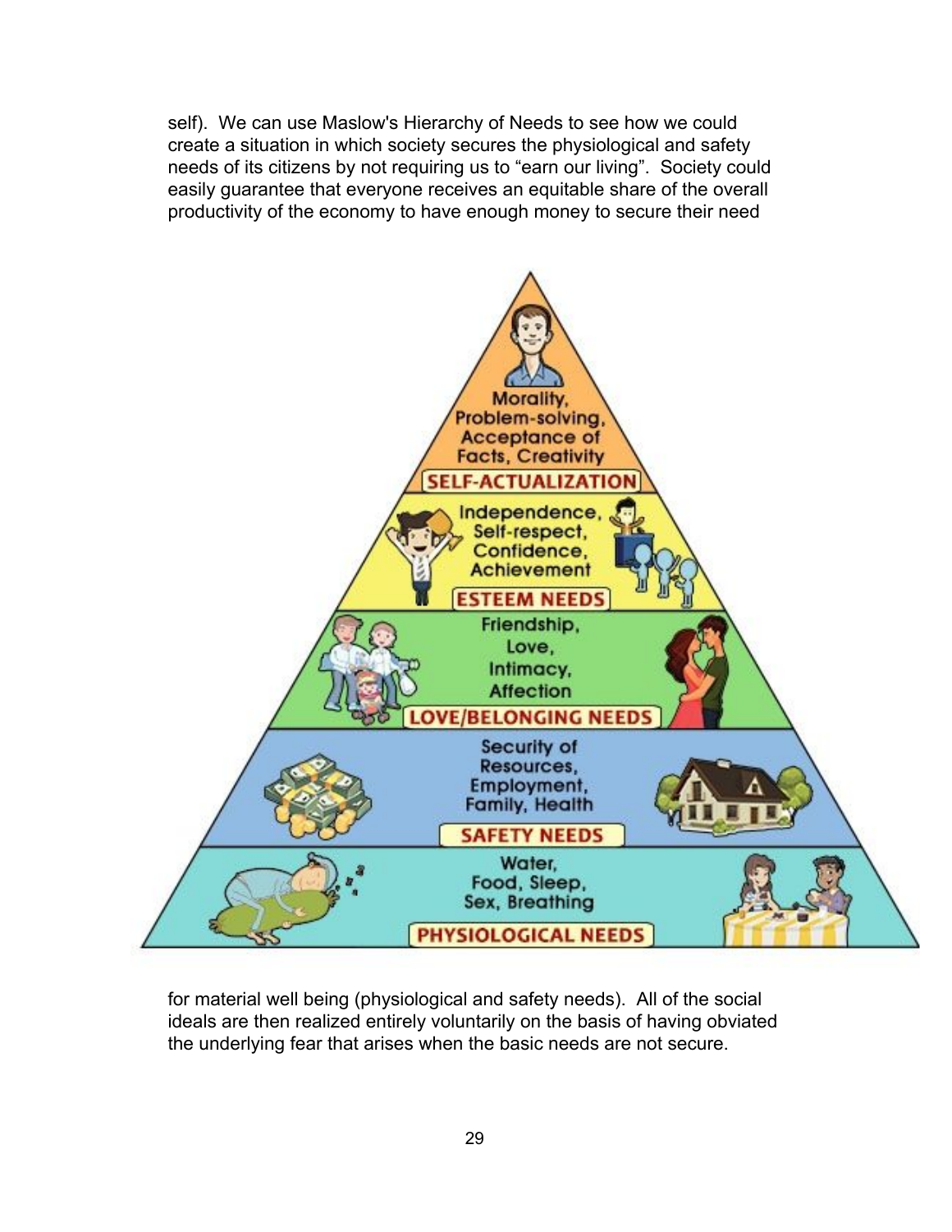self). We can use Maslow's Hierarchy of Needs to see how we could create a situation in which society secures the physiological and safety needs of its citizens by not requiring us to "earn our living". Society could easily guarantee that everyone receives an equitable share of the overall productivity of the economy to have enough money to secure their need for material well being (physiological and safety needs). All of the social ideals are then realized entirely voluntarily on the basis of having obviated the underlying fear that arises when the basic needs are not secure.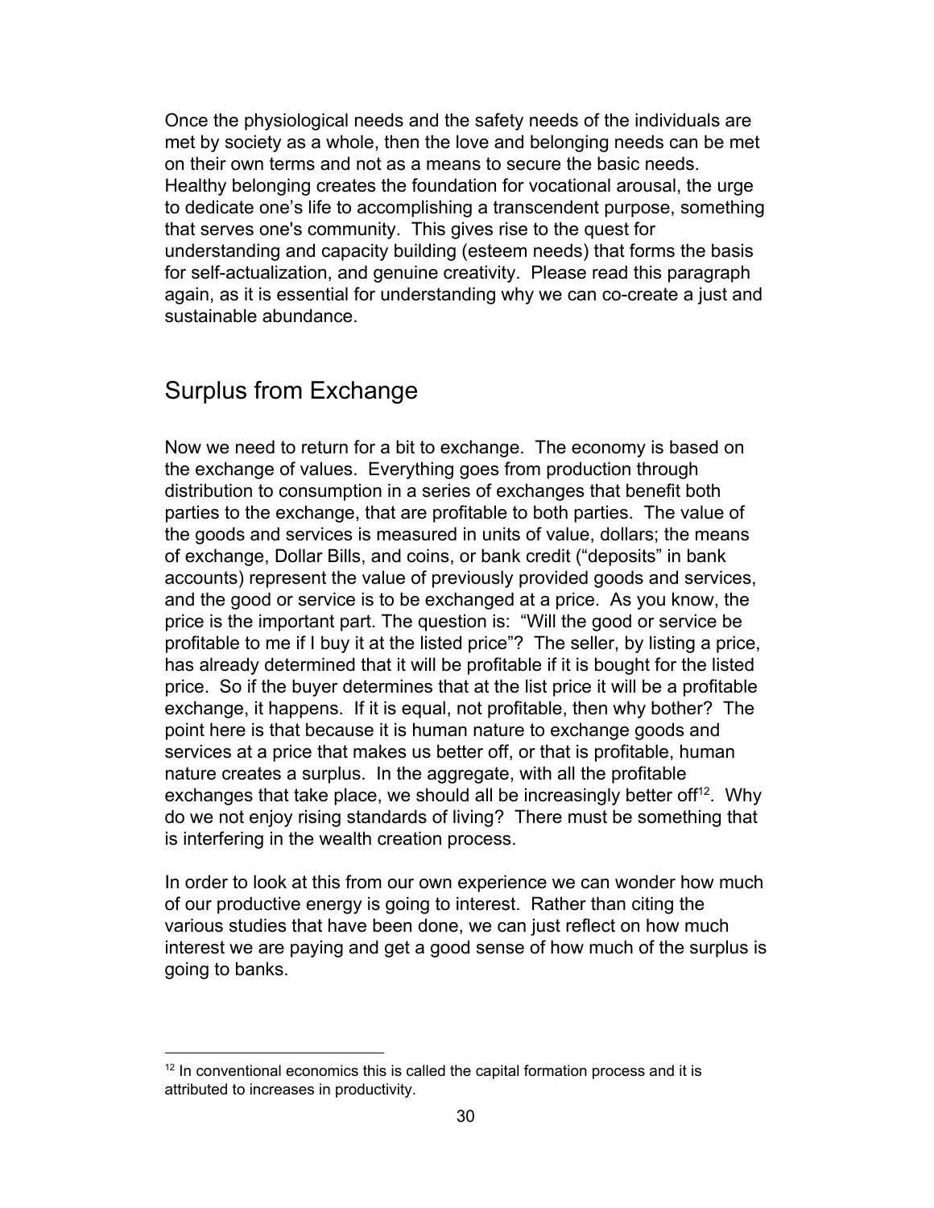Once the physiological needs and the safety needs of the individuals are met by society as a whole, then the love and belonging needs can be met on their own terms and not as a means to secure the basic needs. Healthy belonging creates the foundation for vocational arousal, the urge to dedicate one's life to accomplishing a transcendent purpose, something that serves one's community. This gives rise to the quest for understanding and capacity building (esteem needs) that forms the basis for self-actualization, and genuine creativity. Please read this paragraph again, as it is essential for understanding why we can co-create a just and sustainable abundance.

## Surplus from Exchange

Now we need to return for a bit to exchange. The economy is based on the exchange of values. Everything goes from production through distribution to consumption in a series of exchanges that benefit both parties to the exchange, that are profitable to both parties. The value of the goods and services is measured in units of value, dollars; the means of exchange, Dollar Bills, and coins, or bank credit ("deposits" in bank accounts) represent the value of previously provided goods and services, and the good or service is to be exchanged at a price. As you know, the price is the important part. The question is: "Will the good or service be profitable to me if I buy it at the listed price"? The seller, by listing a price, has already determined that it will be profitable if it is bought for the listed price. So if the buyer determines that at the list price it will be a profitable exchange, it happens. If it is equal, not profitable, then why bother? The point here is that because it is human nature to exchange goods and services at a price that makes us better off, or that is profitable, human nature creates a surplus. In the aggregate, with all the profitable exchanges that take place, we should all be increasingly better off[12]. Why do we not enjoy rising standards of living? There must be something that is interfering in the wealth creation process.

In order to look at this from our own experience we can wonder how much of our productive energy is going to interest. Rather than citing the various studies that have been done, we can just reflect on how much interest we are paying and get a good sense of how much of the surplus is going to banks.

[12] In conventional economics this is called the capital formation process and it is attributed to increases in productivity.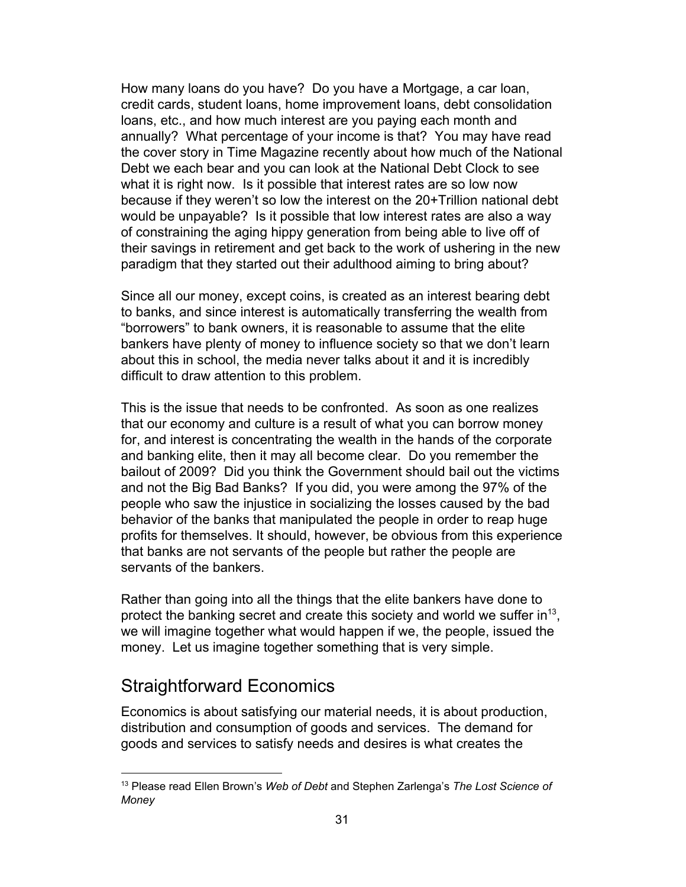How many loans do you have? Do you have a Mortgage, a car loan, credit cards, student loans, home improvement loans, debt consolidation loans, etc., and how much interest are you paying each month and annually? What percentage of your income is that? You may have read the cover story in Time Magazine recently about how much of the National Debt we each bear and you can look at the National Debt Clock to see what it is right now. Is it possible that interest rates are so low now because if they weren't so low the interest on the 20+Trillion national debt would be unpayable? Is it possible that low interest rates are also a way of constraining the aging hippy generation from being able to live off of their savings in retirement and get back to the work of ushering in the new paradigm that they started out their adulthood aiming to bring about?

Since all our money, except coins, is created as an interest bearing debt to banks, and since interest is automatically transferring the wealth from "borrowers" to bank owners, it is reasonable to assume that the elite bankers have plenty of money to influence society so that we don't learn about this in school, the media never talks about it and it is incredibly difficult to draw attention to this problem.

This is the issue that needs to be confronted. As soon as one realizes that our economy and culture is a result of what you can borrow money for, and interest is concentrating the wealth in the hands of the corporate and banking elite, then it may all become clear. Do you remember the bailout of 2009? Did you think the Government should bail out the victims and not the Big Bad Banks? If you did, you were among the 97% of the people who saw the injustice in socializing the losses caused by the bad behavior of the banks that manipulated the people in order to reap huge profits for themselves. It should, however, be obvious from this experience that banks are not servants of the people but rather the people are servants of the bankers.

Rather than going into all the things that the elite bankers have done to protect the banking secret and create this society and world we suffer in[13], we will imagine together what would happen if we, the people, issued the money. Let us imagine together something that is very simple.

## Straightforward Economics

Economics is about satisfying our material needs, it is about production, distribution and consumption of goods and services. The demand for goods and services to satisfy needs and desires is what creates the

[13] Please read Ellen Brown's *Web of Debt* and Stephen Zarlenga's *The Lost Science of Money*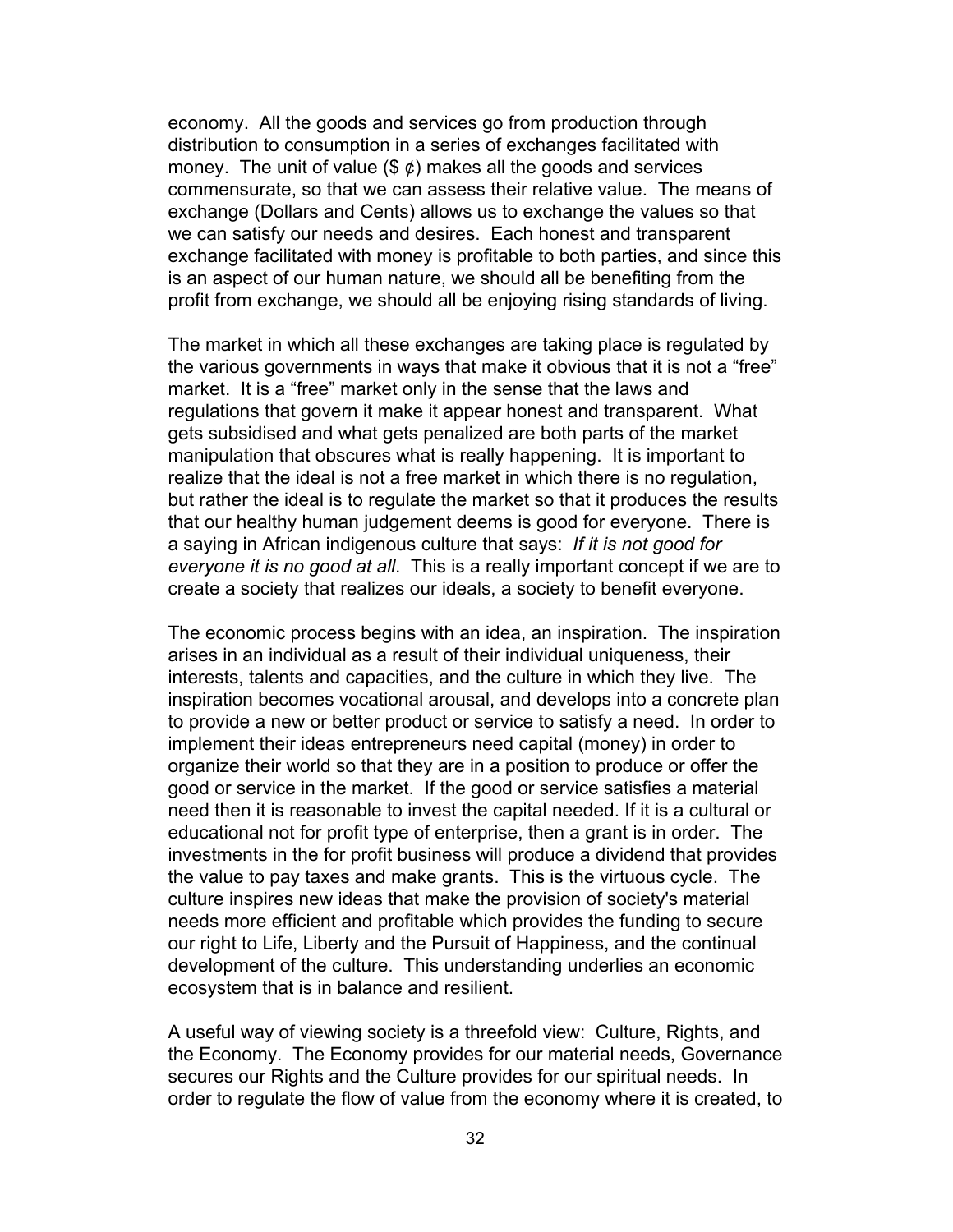economy. All the goods and services go from production through distribution to consumption in a series of exchanges facilitated with money. The unit of value ($ ¢) makes all the goods and services commensurate, so that we can assess their relative value. The means of exchange (Dollars and Cents) allows us to exchange the values so that we can satisfy our needs and desires. Each honest and transparent exchange facilitated with money is profitable to both parties, and since this is an aspect of our human nature, we should all be benefiting from the profit from exchange, we should all be enjoying rising standards of living.

The market in which all these exchanges are taking place is regulated by the various governments in ways that make it obvious that it is not a "free" market. It is a "free" market only in the sense that the laws and regulations that govern it make it appear honest and transparent. What gets subsidised and what gets penalized are both parts of the market manipulation that obscures what is really happening. It is important to realize that the ideal is not a free market in which there is no regulation, but rather the ideal is to regulate the market so that it produces the results that our healthy human judgement deems is good for everyone. There is a saying in African indigenous culture that says: *If it is not good for everyone it is no good at all*. This is a really important concept if we are to create a society that realizes our ideals, a society to benefit everyone.

The economic process begins with an idea, an inspiration. The inspiration arises in an individual as a result of their individual uniqueness, their interests, talents and capacities, and the culture in which they live. The inspiration becomes vocational arousal, and develops into a concrete plan to provide a new or better product or service to satisfy a need. In order to implement their ideas entrepreneurs need capital (money) in order to organize their world so that they are in a position to produce or offer the good or service in the market. If the good or service satisfies a material need then it is reasonable to invest the capital needed. If it is a cultural or educational not for profit type of enterprise, then a grant is in order. The investments in the for profit business will produce a dividend that provides the value to pay taxes and make grants. This is the virtuous cycle. The culture inspires new ideas that make the provision of society's material needs more efficient and profitable which provides the funding to secure our right to Life, Liberty and the Pursuit of Happiness, and the continual development of the culture. This understanding underlies an economic ecosystem that is in balance and resilient.

A useful way of viewing society is a threefold view: Culture, Rights, and the Economy. The Economy provides for our material needs, Governance secures our Rights and the Culture provides for our spiritual needs. In order to regulate the flow of value from the economy where it is created, to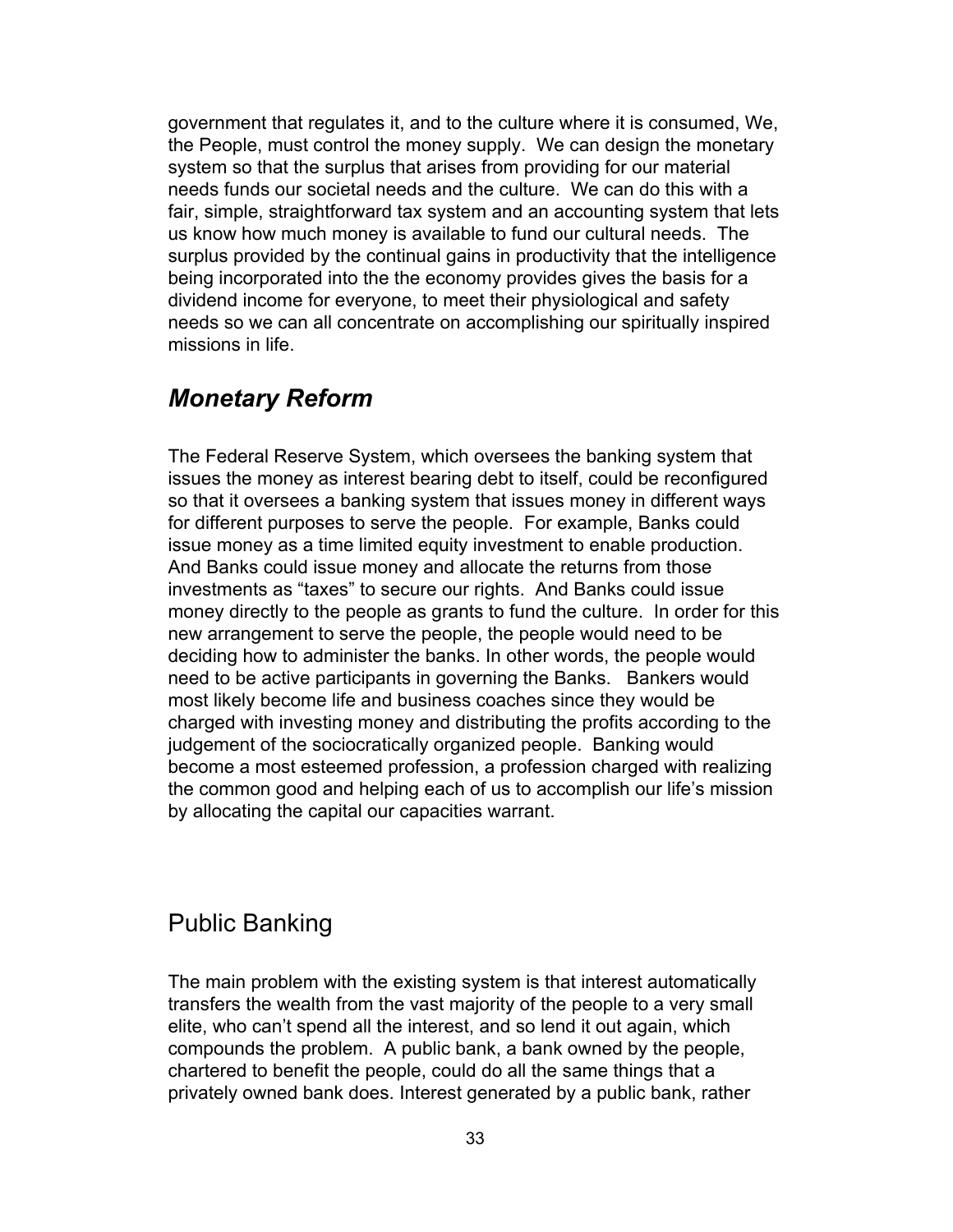government that regulates it, and to the culture where it is consumed, We, the People, must control the money supply. We can design the monetary system so that the surplus that arises from providing for our material needs funds our societal needs and the culture. We can do this with a fair, simple, straightforward tax system and an accounting system that lets us know how much money is available to fund our cultural needs. The surplus provided by the continual gains in productivity that the intelligence being incorporated into the the economy provides gives the basis for a dividend income for everyone, to meet their physiological and safety needs so we can all concentrate on accomplishing our spiritually inspired missions in life.

## *Monetary Reform*

The Federal Reserve System, which oversees the banking system that issues the money as interest bearing debt to itself, could be reconfigured so that it oversees a banking system that issues money in different ways for different purposes to serve the people. For example, Banks could issue money as a time limited equity investment to enable production. And Banks could issue money and allocate the returns from those investments as "taxes" to secure our rights. And Banks could issue money directly to the people as grants to fund the culture. In order for this new arrangement to serve the people, the people would need to be deciding how to administer the banks. In other words, the people would need to be active participants in governing the Banks. Bankers would most likely become life and business coaches since they would be charged with investing money and distributing the profits according to the judgement of the sociocratically organized people. Banking would become a most esteemed profession, a profession charged with realizing the common good and helping each of us to accomplish our life's mission by allocating the capital our capacities warrant.

## Public Banking

The main problem with the existing system is that interest automatically transfers the wealth from the vast majority of the people to a very small elite, who can't spend all the interest, and so lend it out again, which compounds the problem. A public bank, a bank owned by the people, chartered to benefit the people, could do all the same things that a privately owned bank does. Interest generated by a public bank, rather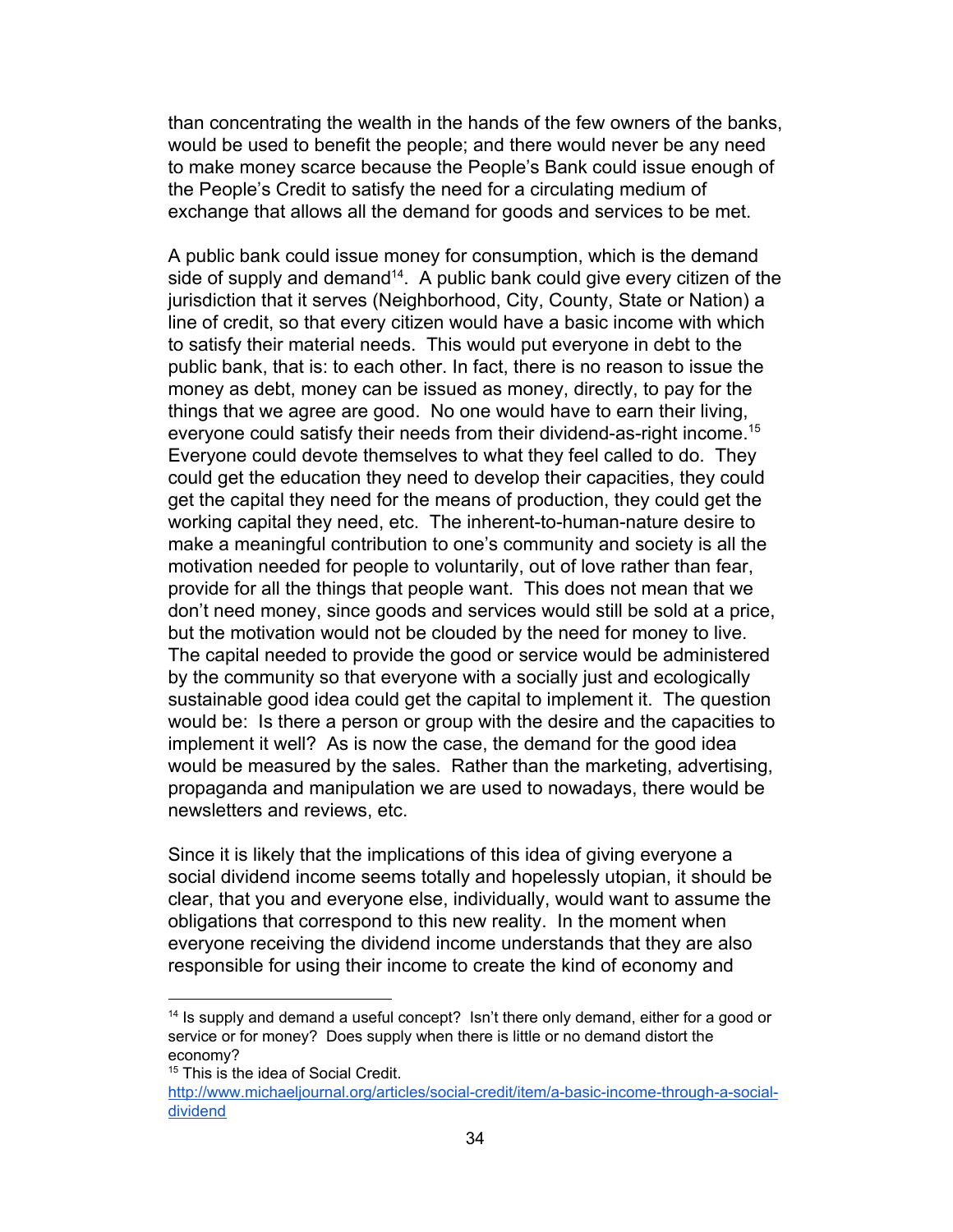than concentrating the wealth in the hands of the few owners of the banks, would be used to benefit the people; and there would never be any need to make money scarce because the People's Bank could issue enough of the People's Credit to satisfy the need for a circulating medium of exchange that allows all the demand for goods and services to be met.

A public bank could issue money for consumption, which is the demand side of supply and demand[14]. A public bank could give every citizen of the jurisdiction that it serves (Neighborhood, City, County, State or Nation) a line of credit, so that every citizen would have a basic income with which to satisfy their material needs. This would put everyone in debt to the public bank, that is: to each other. In fact, there is no reason to issue the money as debt, money can be issued as money, directly, to pay for the things that we agree are good. No one would have to earn their living, everyone could satisfy their needs from their dividend-as-right income.[15] Everyone could devote themselves to what they feel called to do. They could get the education they need to develop their capacities, they could get the capital they need for the means of production, they could get the working capital they need, etc. The inherent-to-human-nature desire to make a meaningful contribution to one's community and society is all the motivation needed for people to voluntarily, out of love rather than fear, provide for all the things that people want. This does not mean that we don't need money, since goods and services would still be sold at a price, but the motivation would not be clouded by the need for money to live. The capital needed to provide the good or service would be administered by the community so that everyone with a socially just and ecologically sustainable good idea could get the capital to implement it. The question would be: Is there a person or group with the desire and the capacities to implement it well? As is now the case, the demand for the good idea would be measured by the sales. Rather than the marketing, advertising, propaganda and manipulation we are used to nowadays, there would be newsletters and reviews, etc.

Since it is likely that the implications of this idea of giving everyone a social dividend income seems totally and hopelessly utopian, it should be clear, that you and everyone else, individually, would want to assume the obligations that correspond to this new reality. In the moment when everyone receiving the dividend income understands that they are also responsible for using their income to create the kind of economy and

---

[14] Is supply and demand a useful concept? Isn't there only demand, either for a good or service or for money? Does supply when there is little or no demand distort the economy?

[15] This is the idea of Social Credit. http://www.michaeljournal.org/articles/social-credit/item/a-basic-income-through-a-social-dividend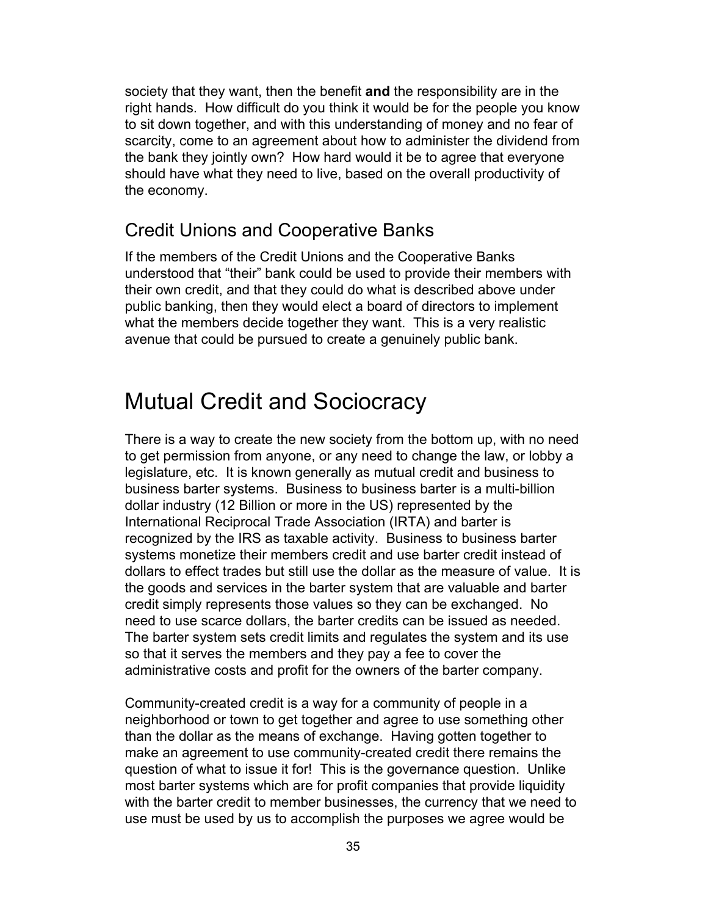society that they want, then the benefit **and** the responsibility are in the right hands. How difficult do you think it would be for the people you know to sit down together, and with this understanding of money and no fear of scarcity, come to an agreement about how to administer the dividend from the bank they jointly own? How hard would it be to agree that everyone should have what they need to live, based on the overall productivity of the economy.

## Credit Unions and Cooperative Banks

If the members of the Credit Unions and the Cooperative Banks understood that "their" bank could be used to provide their members with their own credit, and that they could do what is described above under public banking, then they would elect a board of directors to implement what the members decide together they want. This is a very realistic avenue that could be pursued to create a genuinely public bank.

# Mutual Credit and Sociocracy

There is a way to create the new society from the bottom up, with no need to get permission from anyone, or any need to change the law, or lobby a legislature, etc. It is known generally as mutual credit and business to business barter systems. Business to business barter is a multi-billion dollar industry (12 Billion or more in the US) represented by the International Reciprocal Trade Association (IRTA) and barter is recognized by the IRS as taxable activity. Business to business barter systems monetize their members credit and use barter credit instead of dollars to effect trades but still use the dollar as the measure of value. It is the goods and services in the barter system that are valuable and barter credit simply represents those values so they can be exchanged. No need to use scarce dollars, the barter credits can be issued as needed. The barter system sets credit limits and regulates the system and its use so that it serves the members and they pay a fee to cover the administrative costs and profit for the owners of the barter company.

Community-created credit is a way for a community of people in a neighborhood or town to get together and agree to use something other than the dollar as the means of exchange. Having gotten together to make an agreement to use community-created credit there remains the question of what to issue it for! This is the governance question. Unlike most barter systems which are for profit companies that provide liquidity with the barter credit to member businesses, the currency that we need to use must be used by us to accomplish the purposes we agree would be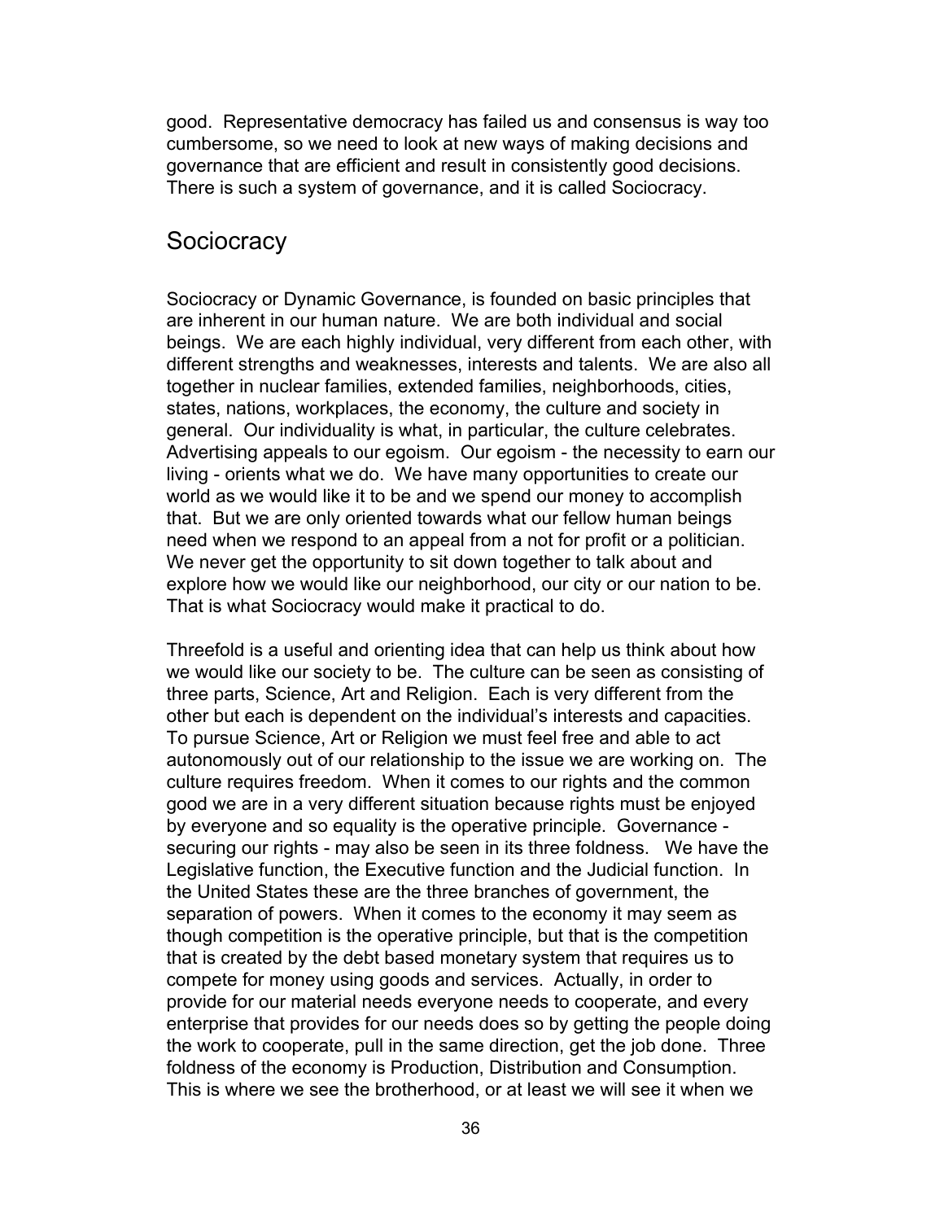good. Representative democracy has failed us and consensus is way too cumbersome, so we need to look at new ways of making decisions and governance that are efficient and result in consistently good decisions. There is such a system of governance, and it is called Sociocracy.

## Sociocracy

Sociocracy or Dynamic Governance, is founded on basic principles that are inherent in our human nature. We are both individual and social beings. We are each highly individual, very different from each other, with different strengths and weaknesses, interests and talents. We are also all together in nuclear families, extended families, neighborhoods, cities, states, nations, workplaces, the economy, the culture and society in general. Our individuality is what, in particular, the culture celebrates. Advertising appeals to our egoism. Our egoism - the necessity to earn our living - orients what we do. We have many opportunities to create our world as we would like it to be and we spend our money to accomplish that. But we are only oriented towards what our fellow human beings need when we respond to an appeal from a not for profit or a politician. We never get the opportunity to sit down together to talk about and explore how we would like our neighborhood, our city or our nation to be. That is what Sociocracy would make it practical to do.

Threefold is a useful and orienting idea that can help us think about how we would like our society to be. The culture can be seen as consisting of three parts, Science, Art and Religion. Each is very different from the other but each is dependent on the individual's interests and capacities. To pursue Science, Art or Religion we must feel free and able to act autonomously out of our relationship to the issue we are working on. The culture requires freedom. When it comes to our rights and the common good we are in a very different situation because rights must be enjoyed by everyone and so equality is the operative principle. Governance - securing our rights - may also be seen in its three foldness. We have the Legislative function, the Executive function and the Judicial function. In the United States these are the three branches of government, the separation of powers. When it comes to the economy it may seem as though competition is the operative principle, but that is the competition that is created by the debt based monetary system that requires us to compete for money using goods and services. Actually, in order to provide for our material needs everyone needs to cooperate, and every enterprise that provides for our needs does so by getting the people doing the work to cooperate, pull in the same direction, get the job done. Three foldness of the economy is Production, Distribution and Consumption. This is where we see the brotherhood, or at least we will see it when we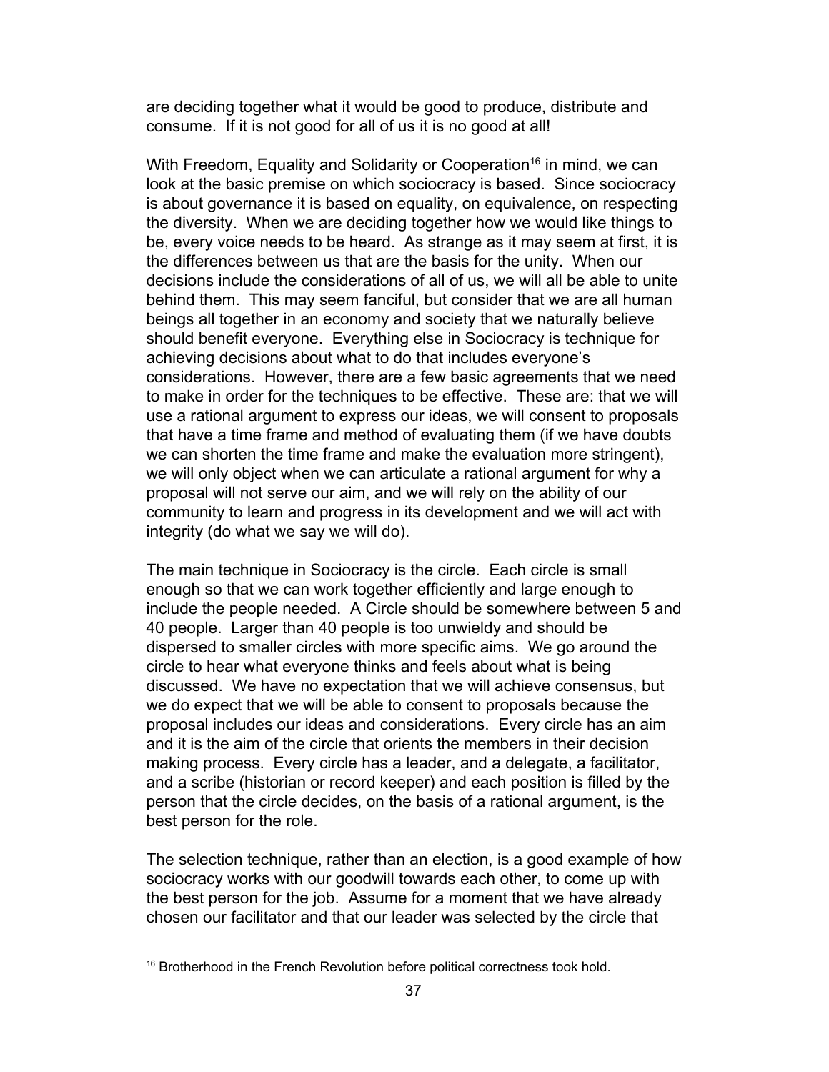are deciding together what it would be good to produce, distribute and consume. If it is not good for all of us it is no good at all!

With Freedom, Equality and Solidarity or Cooperation[16] in mind, we can look at the basic premise on which sociocracy is based. Since sociocracy is about governance it is based on equality, on equivalence, on respecting the diversity. When we are deciding together how we would like things to be, every voice needs to be heard. As strange as it may seem at first, it is the differences between us that are the basis for the unity. When our decisions include the considerations of all of us, we will all be able to unite behind them. This may seem fanciful, but consider that we are all human beings all together in an economy and society that we naturally believe should benefit everyone. Everything else in Sociocracy is technique for achieving decisions about what to do that includes everyone's considerations. However, there are a few basic agreements that we need to make in order for the techniques to be effective. These are: that we will use a rational argument to express our ideas, we will consent to proposals that have a time frame and method of evaluating them (if we have doubts we can shorten the time frame and make the evaluation more stringent), we will only object when we can articulate a rational argument for why a proposal will not serve our aim, and we will rely on the ability of our community to learn and progress in its development and we will act with integrity (do what we say we will do).

The main technique in Sociocracy is the circle. Each circle is small enough so that we can work together efficiently and large enough to include the people needed. A Circle should be somewhere between 5 and 40 people. Larger than 40 people is too unwieldy and should be dispersed to smaller circles with more specific aims. We go around the circle to hear what everyone thinks and feels about what is being discussed. We have no expectation that we will achieve consensus, but we do expect that we will be able to consent to proposals because the proposal includes our ideas and considerations. Every circle has an aim and it is the aim of the circle that orients the members in their decision making process. Every circle has a leader, and a delegate, a facilitator, and a scribe (historian or record keeper) and each position is filled by the person that the circle decides, on the basis of a rational argument, is the best person for the role.

The selection technique, rather than an election, is a good example of how sociocracy works with our goodwill towards each other, to come up with the best person for the job. Assume for a moment that we have already chosen our facilitator and that our leader was selected by the circle that

[16] Brotherhood in the French Revolution before political correctness took hold.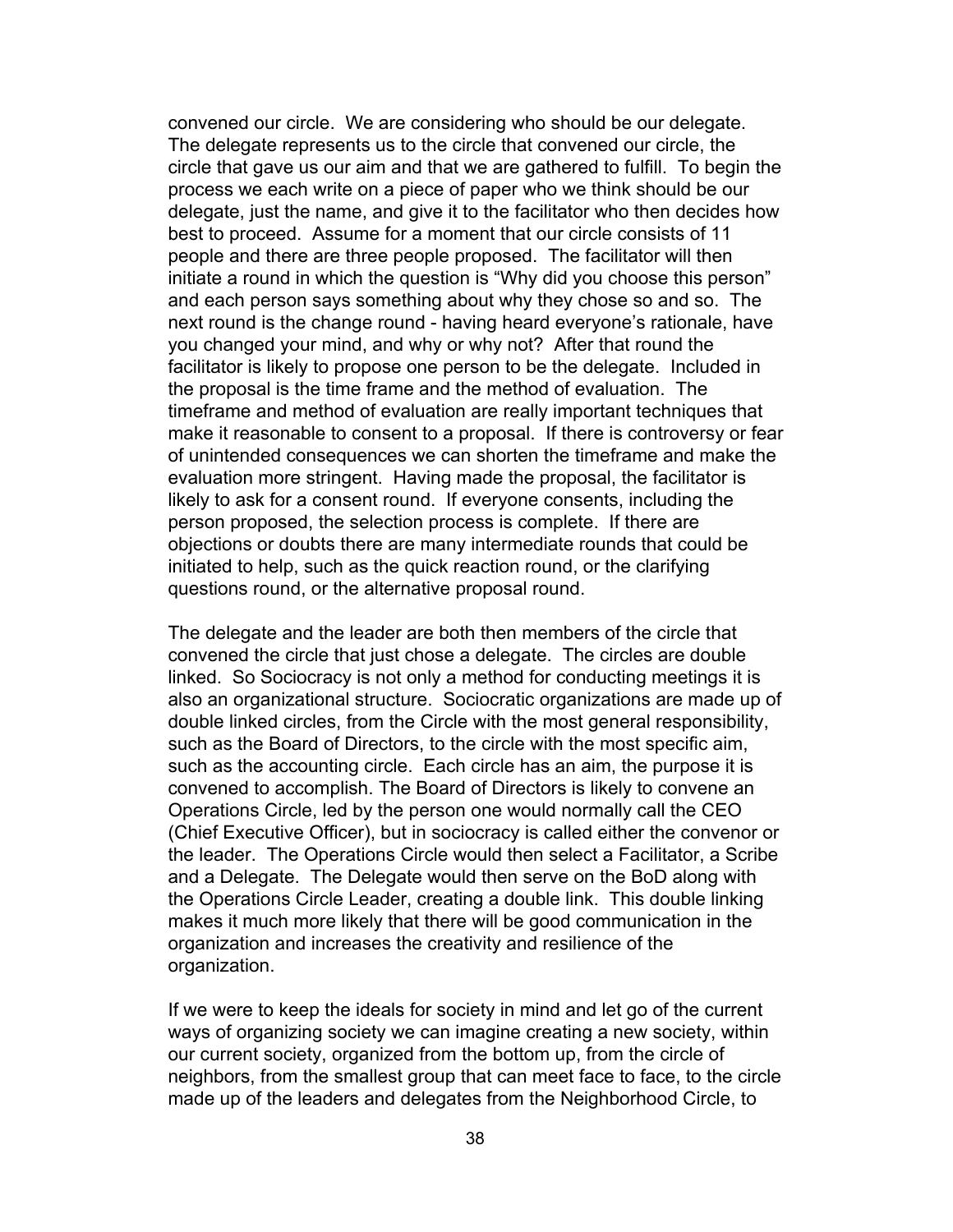convened our circle. We are considering who should be our delegate. The delegate represents us to the circle that convened our circle, the circle that gave us our aim and that we are gathered to fulfill. To begin the process we each write on a piece of paper who we think should be our delegate, just the name, and give it to the facilitator who then decides how best to proceed. Assume for a moment that our circle consists of 11 people and there are three people proposed. The facilitator will then initiate a round in which the question is "Why did you choose this person" and each person says something about why they chose so and so. The next round is the change round - having heard everyone's rationale, have you changed your mind, and why or why not? After that round the facilitator is likely to propose one person to be the delegate. Included in the proposal is the time frame and the method of evaluation. The timeframe and method of evaluation are really important techniques that make it reasonable to consent to a proposal. If there is controversy or fear of unintended consequences we can shorten the timeframe and make the evaluation more stringent. Having made the proposal, the facilitator is likely to ask for a consent round. If everyone consents, including the person proposed, the selection process is complete. If there are objections or doubts there are many intermediate rounds that could be initiated to help, such as the quick reaction round, or the clarifying questions round, or the alternative proposal round.

The delegate and the leader are both then members of the circle that convened the circle that just chose a delegate. The circles are double linked. So Sociocracy is not only a method for conducting meetings it is also an organizational structure. Sociocratic organizations are made up of double linked circles, from the Circle with the most general responsibility, such as the Board of Directors, to the circle with the most specific aim, such as the accounting circle. Each circle has an aim, the purpose it is convened to accomplish. The Board of Directors is likely to convene an Operations Circle, led by the person one would normally call the CEO (Chief Executive Officer), but in sociocracy is called either the convenor or the leader. The Operations Circle would then select a Facilitator, a Scribe and a Delegate. The Delegate would then serve on the BoD along with the Operations Circle Leader, creating a double link. This double linking makes it much more likely that there will be good communication in the organization and increases the creativity and resilience of the organization.

If we were to keep the ideals for society in mind and let go of the current ways of organizing society we can imagine creating a new society, within our current society, organized from the bottom up, from the circle of neighbors, from the smallest group that can meet face to face, to the circle made up of the leaders and delegates from the Neighborhood Circle, to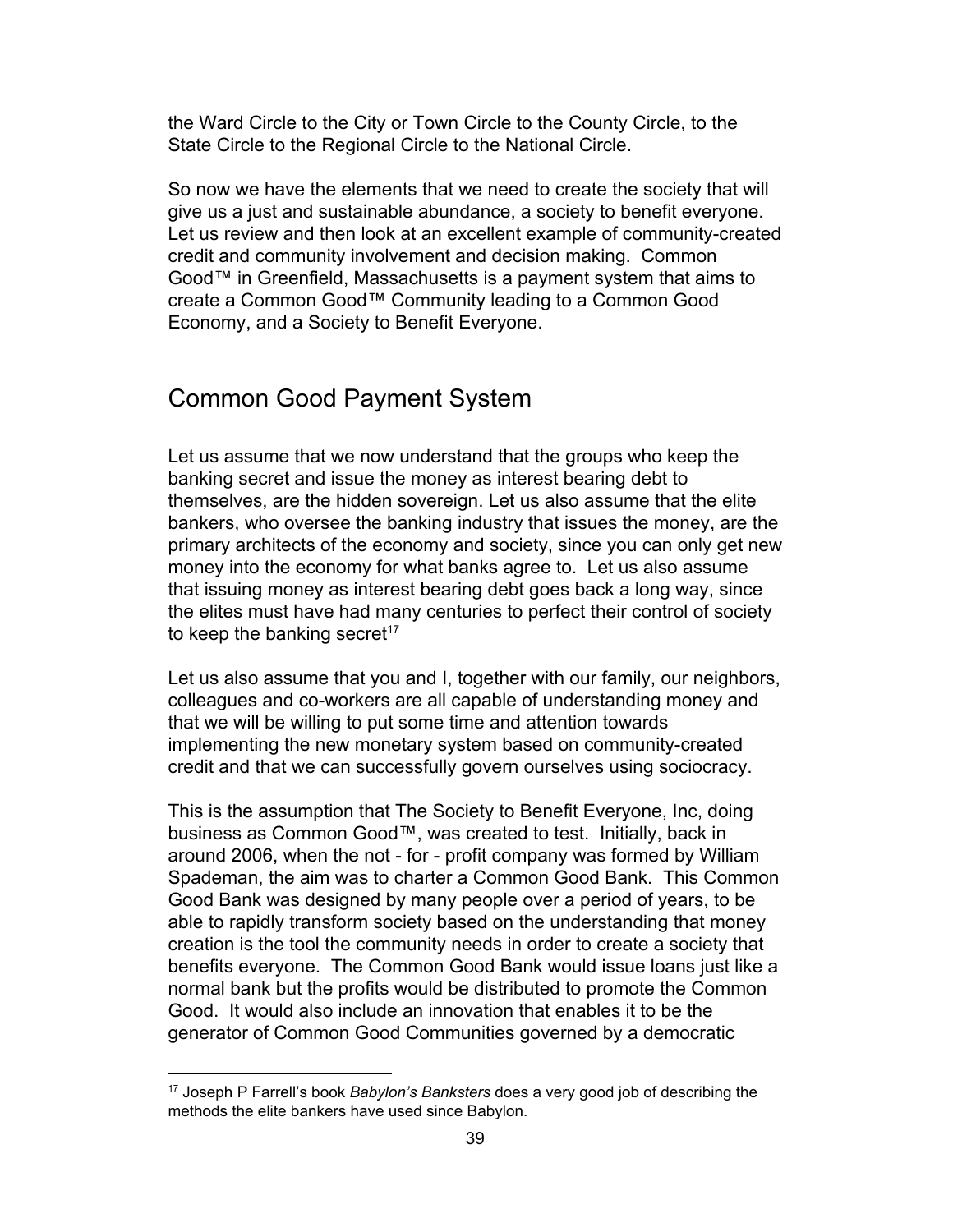the Ward Circle to the City or Town Circle to the County Circle, to the State Circle to the Regional Circle to the National Circle.

So now we have the elements that we need to create the society that will give us a just and sustainable abundance, a society to benefit everyone. Let us review and then look at an excellent example of community-created credit and community involvement and decision making. Common Good™ in Greenfield, Massachusetts is a payment system that aims to create a Common Good™ Community leading to a Common Good Economy, and a Society to Benefit Everyone.

## Common Good Payment System

Let us assume that we now understand that the groups who keep the banking secret and issue the money as interest bearing debt to themselves, are the hidden sovereign. Let us also assume that the elite bankers, who oversee the banking industry that issues the money, are the primary architects of the economy and society, since you can only get new money into the economy for what banks agree to. Let us also assume that issuing money as interest bearing debt goes back a long way, since the elites must have had many centuries to perfect their control of society to keep the banking secret[17]

Let us also assume that you and I, together with our family, our neighbors, colleagues and co-workers are all capable of understanding money and that we will be willing to put some time and attention towards implementing the new monetary system based on community-created credit and that we can successfully govern ourselves using sociocracy.

This is the assumption that The Society to Benefit Everyone, Inc, doing business as Common Good™, was created to test. Initially, back in around 2006, when the not - for - profit company was formed by William Spademan, the aim was to charter a Common Good Bank. This Common Good Bank was designed by many people over a period of years, to be able to rapidly transform society based on the understanding that money creation is the tool the community needs in order to create a society that benefits everyone. The Common Good Bank would issue loans just like a normal bank but the profits would be distributed to promote the Common Good. It would also include an innovation that enables it to be the generator of Common Good Communities governed by a democratic

---

[17] Joseph P Farrell's book *Babylon's Banksters* does a very good job of describing the methods the elite bankers have used since Babylon.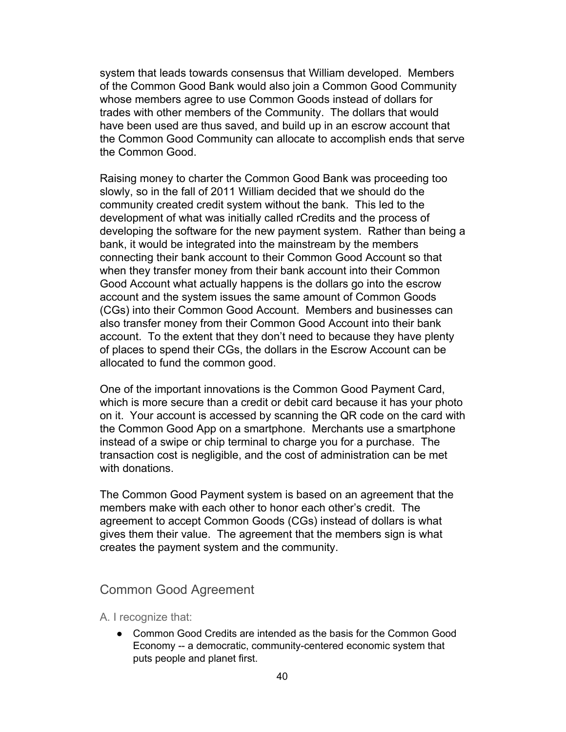system that leads towards consensus that William developed. Members of the Common Good Bank would also join a Common Good Community whose members agree to use Common Goods instead of dollars for trades with other members of the Community. The dollars that would have been used are thus saved, and build up in an escrow account that the Common Good Community can allocate to accomplish ends that serve the Common Good.

Raising money to charter the Common Good Bank was proceeding too slowly, so in the fall of 2011 William decided that we should do the community created credit system without the bank. This led to the development of what was initially called rCredits and the process of developing the software for the new payment system. Rather than being a bank, it would be integrated into the mainstream by the members connecting their bank account to their Common Good Account so that when they transfer money from their bank account into their Common Good Account what actually happens is the dollars go into the escrow account and the system issues the same amount of Common Goods (CGs) into their Common Good Account. Members and businesses can also transfer money from their Common Good Account into their bank account. To the extent that they don't need to because they have plenty of places to spend their CGs, the dollars in the Escrow Account can be allocated to fund the common good.

One of the important innovations is the Common Good Payment Card, which is more secure than a credit or debit card because it has your photo on it. Your account is accessed by scanning the QR code on the card with the Common Good App on a smartphone. Merchants use a smartphone instead of a swipe or chip terminal to charge you for a purchase. The transaction cost is negligible, and the cost of administration can be met with donations.

The Common Good Payment system is based on an agreement that the members make with each other to honor each other's credit. The agreement to accept Common Goods (CGs) instead of dollars is what gives them their value. The agreement that the members sign is what creates the payment system and the community.

## Common Good Agreement

### A. I recognize that:

- Common Good Credits are intended as the basis for the Common Good Economy -- a democratic, community-centered economic system that puts people and planet first.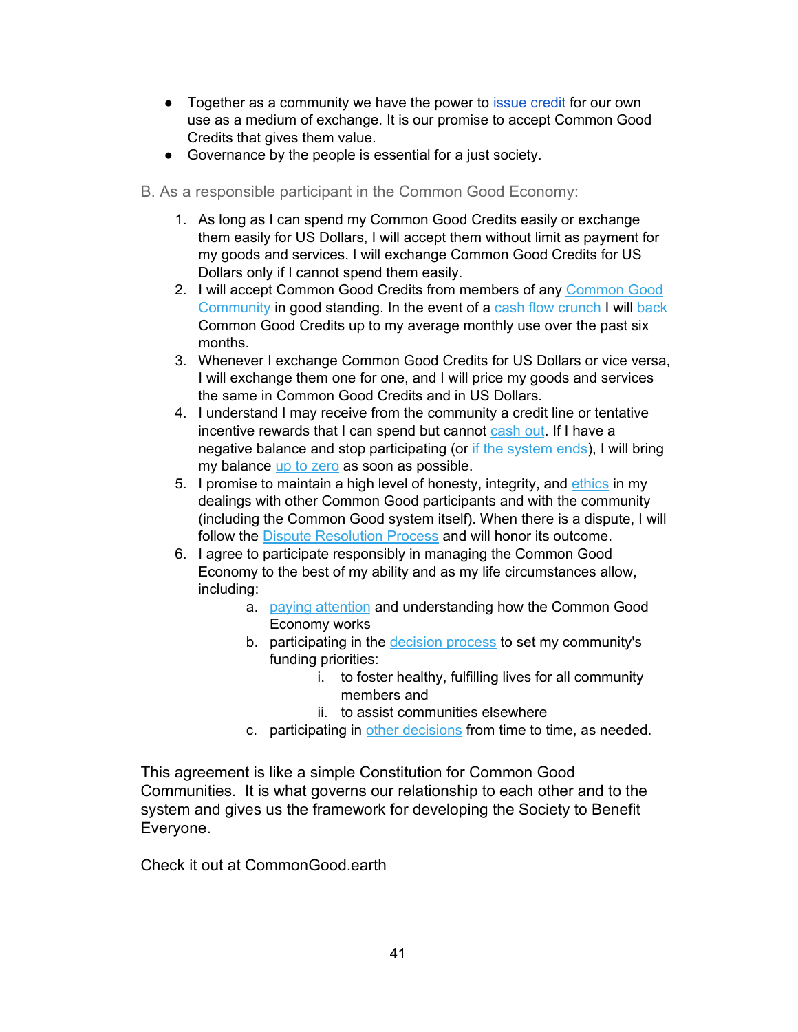- Together as a community we have the power to issue credit for our own use as a medium of exchange. It is our promise to accept Common Good Credits that gives them value.
- Governance by the people is essential for a just society.

B. As a responsible participant in the Common Good Economy:

1. As long as I can spend my Common Good Credits easily or exchange them easily for US Dollars, I will accept them without limit as payment for my goods and services. I will exchange Common Good Credits for US Dollars only if I cannot spend them easily.
2. I will accept Common Good Credits from members of any Common Good Community in good standing. In the event of a cash flow crunch I will back Common Good Credits up to my average monthly use over the past six months.
3. Whenever I exchange Common Good Credits for US Dollars or vice versa, I will exchange them one for one, and I will price my goods and services the same in Common Good Credits and in US Dollars.
4. I understand I may receive from the community a credit line or tentative incentive rewards that I can spend but cannot cash out. If I have a negative balance and stop participating (or if the system ends), I will bring my balance up to zero as soon as possible.
5. I promise to maintain a high level of honesty, integrity, and ethics in my dealings with other Common Good participants and with the community (including the Common Good system itself). When there is a dispute, I will follow the Dispute Resolution Process and will honor its outcome.
6. I agree to participate responsibly in managing the Common Good Economy to the best of my ability and as my life circumstances allow, including:
    a. paying attention and understanding how the Common Good Economy works
    b. participating in the decision process to set my community's funding priorities:
        i. to foster healthy, fulfilling lives for all community members and
        ii. to assist communities elsewhere
    c. participating in other decisions from time to time, as needed.

This agreement is like a simple Constitution for Common Good Communities. It is what governs our relationship to each other and to the system and gives us the framework for developing the Society to Benefit Everyone.

Check it out at CommonGood.earth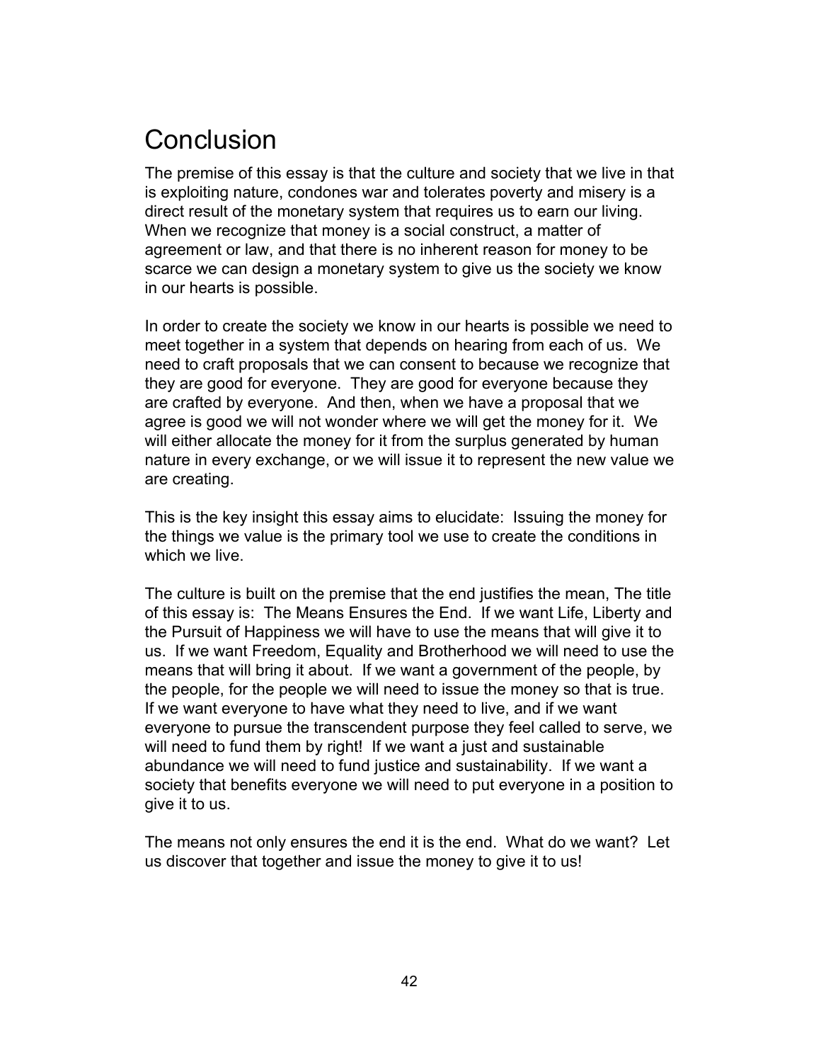# Conclusion

The premise of this essay is that the culture and society that we live in that is exploiting nature, condones war and tolerates poverty and misery is a direct result of the monetary system that requires us to earn our living. When we recognize that money is a social construct, a matter of agreement or law, and that there is no inherent reason for money to be scarce we can design a monetary system to give us the society we know in our hearts is possible.

In order to create the society we know in our hearts is possible we need to meet together in a system that depends on hearing from each of us. We need to craft proposals that we can consent to because we recognize that they are good for everyone. They are good for everyone because they are crafted by everyone. And then, when we have a proposal that we agree is good we will not wonder where we will get the money for it. We will either allocate the money for it from the surplus generated by human nature in every exchange, or we will issue it to represent the new value we are creating.

This is the key insight this essay aims to elucidate: Issuing the money for the things we value is the primary tool we use to create the conditions in which we live.

The culture is built on the premise that the end justifies the mean, The title of this essay is: The Means Ensures the End. If we want Life, Liberty and the Pursuit of Happiness we will have to use the means that will give it to us. If we want Freedom, Equality and Brotherhood we will need to use the means that will bring it about. If we want a government of the people, by the people, for the people we will need to issue the money so that is true. If we want everyone to have what they need to live, and if we want everyone to pursue the transcendent purpose they feel called to serve, we will need to fund them by right! If we want a just and sustainable abundance we will need to fund justice and sustainability. If we want a society that benefits everyone we will need to put everyone in a position to give it to us.

The means not only ensures the end it is the end. What do we want? Let us discover that together and issue the money to give it to us!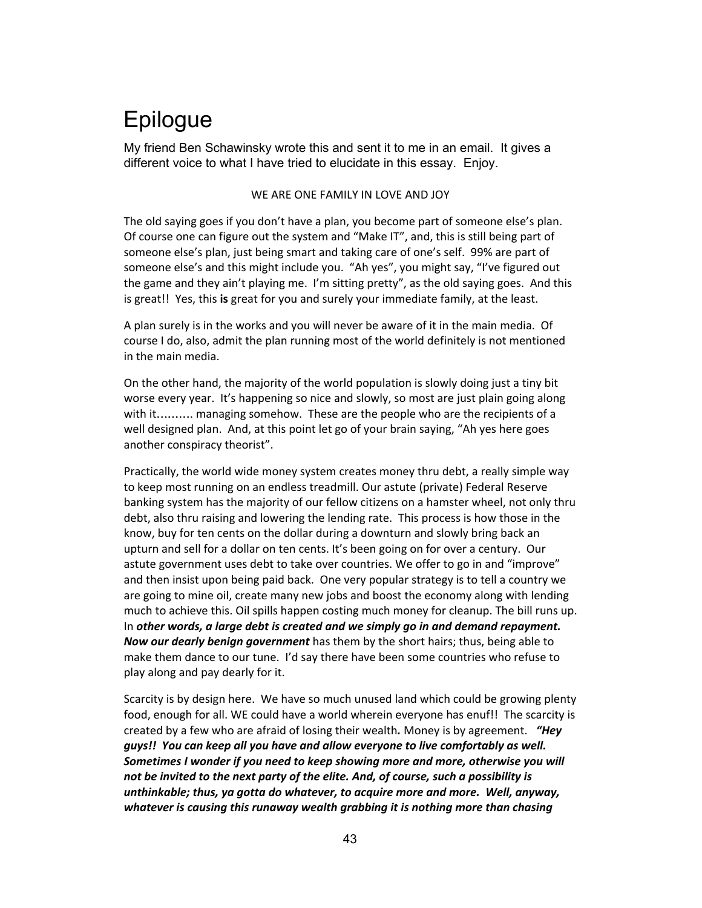# Epilogue

My friend Ben Schawinsky wrote this and sent it to me in an email. It gives a different voice to what I have tried to elucidate in this essay. Enjoy.

WE ARE ONE FAMILY IN LOVE AND JOY

The old saying goes if you don't have a plan, you become part of someone else's plan. Of course one can figure out the system and "Make IT", and, this is still being part of someone else's plan, just being smart and taking care of one's self. 99% are part of someone else's and this might include you. "Ah yes", you might say, "I've figured out the game and they ain't playing me. I'm sitting pretty", as the old saying goes. And this is great!! Yes, this **is** great for you and surely your immediate family, at the least.

A plan surely is in the works and you will never be aware of it in the main media. Of course I do, also, admit the plan running most of the world definitely is not mentioned in the main media.

On the other hand, the majority of the world population is slowly doing just a tiny bit worse every year. It's happening so nice and slowly, so most are just plain going along with it………. managing somehow. These are the people who are the recipients of a well designed plan. And, at this point let go of your brain saying, "Ah yes here goes another conspiracy theorist".

Practically, the world wide money system creates money thru debt, a really simple way to keep most running on an endless treadmill. Our astute (private) Federal Reserve banking system has the majority of our fellow citizens on a hamster wheel, not only thru debt, also thru raising and lowering the lending rate. This process is how those in the know, buy for ten cents on the dollar during a downturn and slowly bring back an upturn and sell for a dollar on ten cents. It's been going on for over a century. Our astute government uses debt to take over countries. We offer to go in and "improve" and then insist upon being paid back. One very popular strategy is to tell a country we are going to mine oil, create many new jobs and boost the economy along with lending much to achieve this. Oil spills happen costing much money for cleanup. The bill runs up. In ***other words, a large debt is created and we simply go in and demand repayment. Now our dearly benign government*** has them by the short hairs; thus, being able to make them dance to our tune. I'd say there have been some countries who refuse to play along and pay dearly for it.

Scarcity is by design here. We have so much unused land which could be growing plenty food, enough for all. WE could have a world wherein everyone has enuf!! The scarcity is created by a few who are afraid of losing their wealth***.*** Money is by agreement. ***"Hey guys!! You can keep all you have and allow everyone to live comfortably as well. Sometimes I wonder if you need to keep showing more and more, otherwise you will not be invited to the next party of the elite. And, of course, such a possibility is unthinkable; thus, ya gotta do whatever, to acquire more and more. Well, anyway, whatever is causing this runaway wealth grabbing it is nothing more than chasing***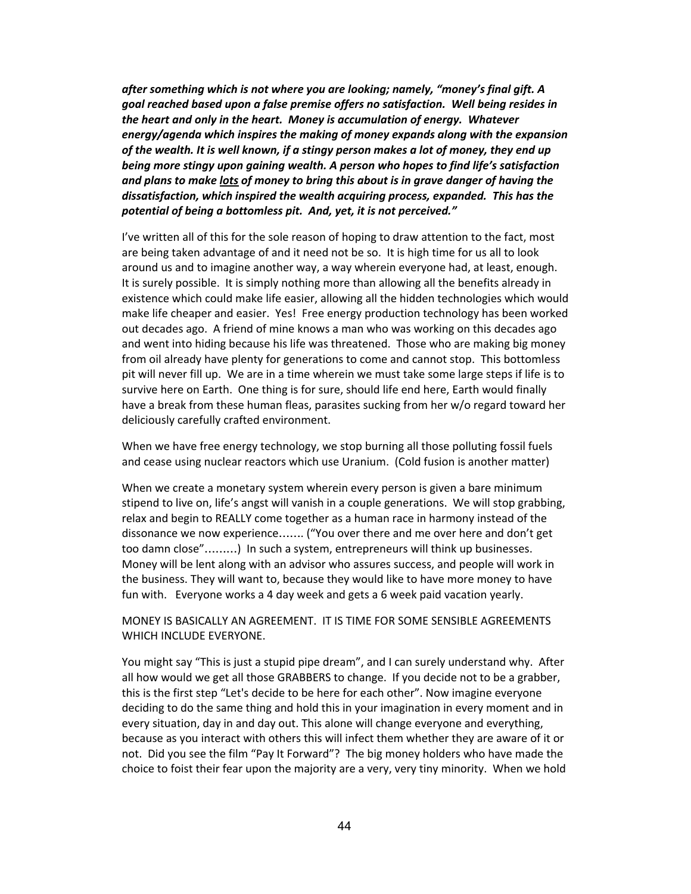***after something which is not where you are looking; namely, "money's final gift. A goal reached based upon a false premise offers no satisfaction. Well being resides in the heart and only in the heart. Money is accumulation of energy. Whatever energy/agenda which inspires the making of money expands along with the expansion of the wealth. It is well known, if a stingy person makes a lot of money, they end up being more stingy upon gaining wealth. A person who hopes to find life's satisfaction and plans to make <u>lots</u> of money to bring this about is in grave danger of having the dissatisfaction, which inspired the wealth acquiring process, expanded. This has the potential of being a bottomless pit. And, yet, it is not perceived."***

I've written all of this for the sole reason of hoping to draw attention to the fact, most are being taken advantage of and it need not be so. It is high time for us all to look around us and to imagine another way, a way wherein everyone had, at least, enough. It is surely possible. It is simply nothing more than allowing all the benefits already in existence which could make life easier, allowing all the hidden technologies which would make life cheaper and easier. Yes! Free energy production technology has been worked out decades ago. A friend of mine knows a man who was working on this decades ago and went into hiding because his life was threatened. Those who are making big money from oil already have plenty for generations to come and cannot stop. This bottomless pit will never fill up. We are in a time wherein we must take some large steps if life is to survive here on Earth. One thing is for sure, should life end here, Earth would finally have a break from these human fleas, parasites sucking from her w/o regard toward her deliciously carefully crafted environment.

When we have free energy technology, we stop burning all those polluting fossil fuels and cease using nuclear reactors which use Uranium. (Cold fusion is another matter)

When we create a monetary system wherein every person is given a bare minimum stipend to live on, life's angst will vanish in a couple generations. We will stop grabbing, relax and begin to REALLY come together as a human race in harmony instead of the dissonance we now experience……. ("You over there and me over here and don't get too damn close"………) In such a system, entrepreneurs will think up businesses. Money will be lent along with an advisor who assures success, and people will work in the business. They will want to, because they would like to have more money to have fun with. Everyone works a 4 day week and gets a 6 week paid vacation yearly.

MONEY IS BASICALLY AN AGREEMENT. IT IS TIME FOR SOME SENSIBLE AGREEMENTS WHICH INCLUDE EVERYONE.

You might say "This is just a stupid pipe dream", and I can surely understand why. After all how would we get all those GRABBERS to change. If you decide not to be a grabber, this is the first step "Let's decide to be here for each other". Now imagine everyone deciding to do the same thing and hold this in your imagination in every moment and in every situation, day in and day out. This alone will change everyone and everything, because as you interact with others this will infect them whether they are aware of it or not. Did you see the film "Pay It Forward"? The big money holders who have made the choice to foist their fear upon the majority are a very, very tiny minority. When we hold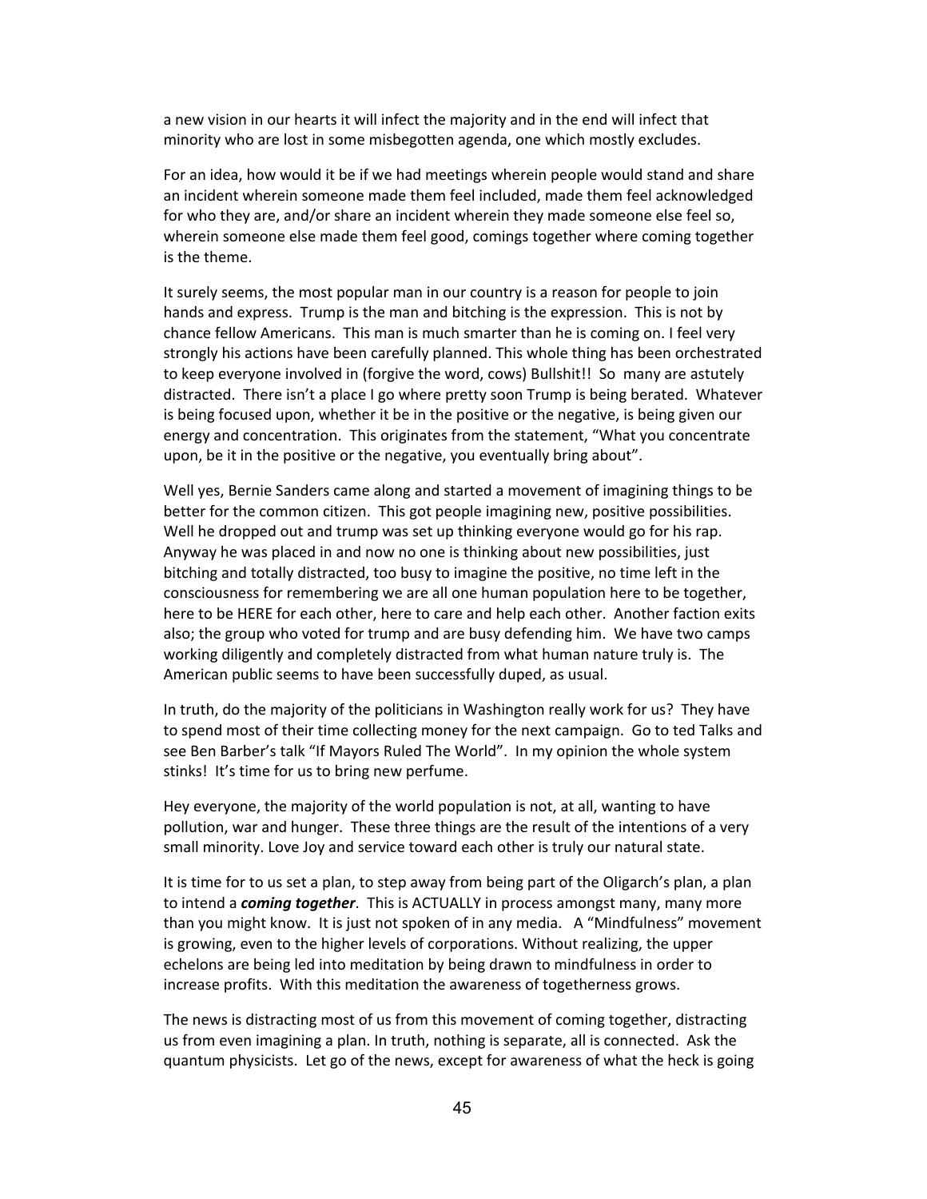a new vision in our hearts it will infect the majority and in the end will infect that minority who are lost in some misbegotten agenda, one which mostly excludes.

For an idea, how would it be if we had meetings wherein people would stand and share an incident wherein someone made them feel included, made them feel acknowledged for who they are, and/or share an incident wherein they made someone else feel so, wherein someone else made them feel good, comings together where coming together is the theme.

It surely seems, the most popular man in our country is a reason for people to join hands and express. Trump is the man and bitching is the expression. This is not by chance fellow Americans. This man is much smarter than he is coming on. I feel very strongly his actions have been carefully planned. This whole thing has been orchestrated to keep everyone involved in (forgive the word, cows) Bullshit!! So many are astutely distracted. There isn't a place I go where pretty soon Trump is being berated. Whatever is being focused upon, whether it be in the positive or the negative, is being given our energy and concentration. This originates from the statement, "What you concentrate upon, be it in the positive or the negative, you eventually bring about".

Well yes, Bernie Sanders came along and started a movement of imagining things to be better for the common citizen. This got people imagining new, positive possibilities. Well he dropped out and trump was set up thinking everyone would go for his rap. Anyway he was placed in and now no one is thinking about new possibilities, just bitching and totally distracted, too busy to imagine the positive, no time left in the consciousness for remembering we are all one human population here to be together, here to be HERE for each other, here to care and help each other. Another faction exits also; the group who voted for trump and are busy defending him. We have two camps working diligently and completely distracted from what human nature truly is. The American public seems to have been successfully duped, as usual.

In truth, do the majority of the politicians in Washington really work for us? They have to spend most of their time collecting money for the next campaign. Go to ted Talks and see Ben Barber's talk "If Mayors Ruled The World". In my opinion the whole system stinks! It's time for us to bring new perfume.

Hey everyone, the majority of the world population is not, at all, wanting to have pollution, war and hunger. These three things are the result of the intentions of a very small minority. Love Joy and service toward each other is truly our natural state.

It is time for to us set a plan, to step away from being part of the Oligarch's plan, a plan to intend a ***coming together***. This is ACTUALLY in process amongst many, many more than you might know. It is just not spoken of in any media. A "Mindfulness" movement is growing, even to the higher levels of corporations. Without realizing, the upper echelons are being led into meditation by being drawn to mindfulness in order to increase profits. With this meditation the awareness of togetherness grows.

The news is distracting most of us from this movement of coming together, distracting us from even imagining a plan. In truth, nothing is separate, all is connected. Ask the quantum physicists. Let go of the news, except for awareness of what the heck is going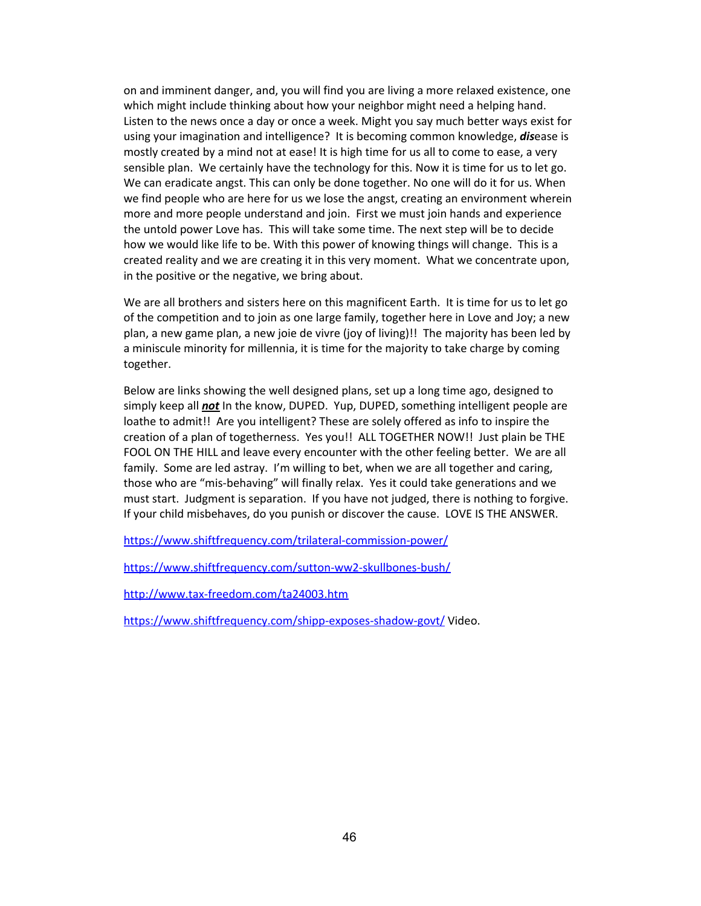on and imminent danger, and, you will find you are living a more relaxed existence, one which might include thinking about how your neighbor might need a helping hand. Listen to the news once a day or once a week. Might you say much better ways exist for using your imagination and intelligence? It is becoming common knowledge, ***dis***ease is mostly created by a mind not at ease! It is high time for us all to come to ease, a very sensible plan. We certainly have the technology for this. Now it is time for us to let go. We can eradicate angst. This can only be done together. No one will do it for us. When we find people who are here for us we lose the angst, creating an environment wherein more and more people understand and join. First we must join hands and experience the untold power Love has. This will take some time. The next step will be to decide how we would like life to be. With this power of knowing things will change. This is a created reality and we are creating it in this very moment. What we concentrate upon, in the positive or the negative, we bring about.

We are all brothers and sisters here on this magnificent Earth. It is time for us to let go of the competition and to join as one large family, together here in Love and Joy; a new plan, a new game plan, a new joie de vivre (joy of living)!! The majority has been led by a miniscule minority for millennia, it is time for the majority to take charge by coming together.

Below are links showing the well designed plans, set up a long time ago, designed to simply keep all ***<u>not</u>*** In the know, DUPED. Yup, DUPED, something intelligent people are loathe to admit!! Are you intelligent? These are solely offered as info to inspire the creation of a plan of togetherness. Yes you!! ALL TOGETHER NOW!! Just plain be THE FOOL ON THE HILL and leave every encounter with the other feeling better. We are all family. Some are led astray. I'm willing to bet, when we are all together and caring, those who are "mis-behaving" will finally relax. Yes it could take generations and we must start. Judgment is separation. If you have not judged, there is nothing to forgive. If your child misbehaves, do you punish or discover the cause. LOVE IS THE ANSWER.

https://www.shiftfrequency.com/trilateral-commission-power/

https://www.shiftfrequency.com/sutton-ww2-skullbones-bush/

http://www.tax-freedom.com/ta24003.htm

https://www.shiftfrequency.com/shipp-exposes-shadow-govt/ Video.